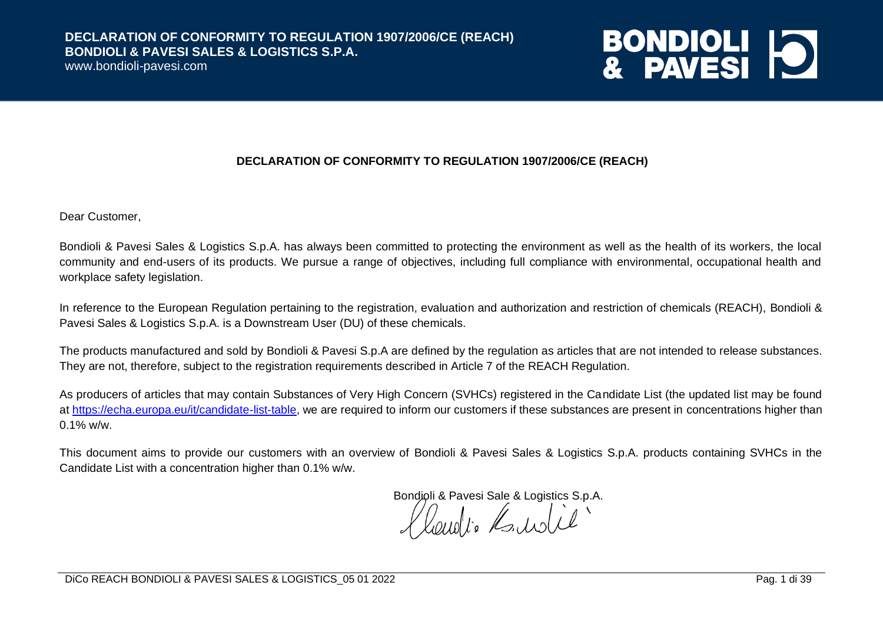# DECLARATION OF CONFORMITY TO REGULATION 1907/2006/CE (REACH)

Dear Customer,

Bondioli & Pavesi Sales & Logistics S.p.A. has always been committed to protecting the environment as well as the health of its workers, the local community and end-users of its products. We pursue a range of objectives, including full compliance with environmental, occupational health and workplace safety legislation.

In reference to the European Regulation pertaining to the registration, evaluation and authorization and restriction of chemicals (REACH), Bondioli & Pavesi Sales & Logistics S.p.A. is a Downstream User (DU) of these chemicals.

The products manufactured and sold by Bondioli & Pavesi S.p.A are defined by the regulation as articles that are not intended to release substances. They are not, therefore, subject to the registration requirements described in Article 7 of the REACH Regulation.

As producers of articles that may contain Substances of Very High Concern (SVHCs) registered in the Candidate List (the updated list may be found at [https://echa.europa.eu/it/candidate-list-table](https://echa.europa.eu/it/candidate-list-table), we are required to inform our customers if these substances are present in concentrations higher than 0.1% w/w.

This document aims to provide our customers with an overview of Bondioli & Pavesi Sales & Logistics S.p.A. products containing SVHCs in the Candidate List with a concentration higher than 0.1% w/w.

Bondioli & Pavesi Sale & Logistics S.p.A.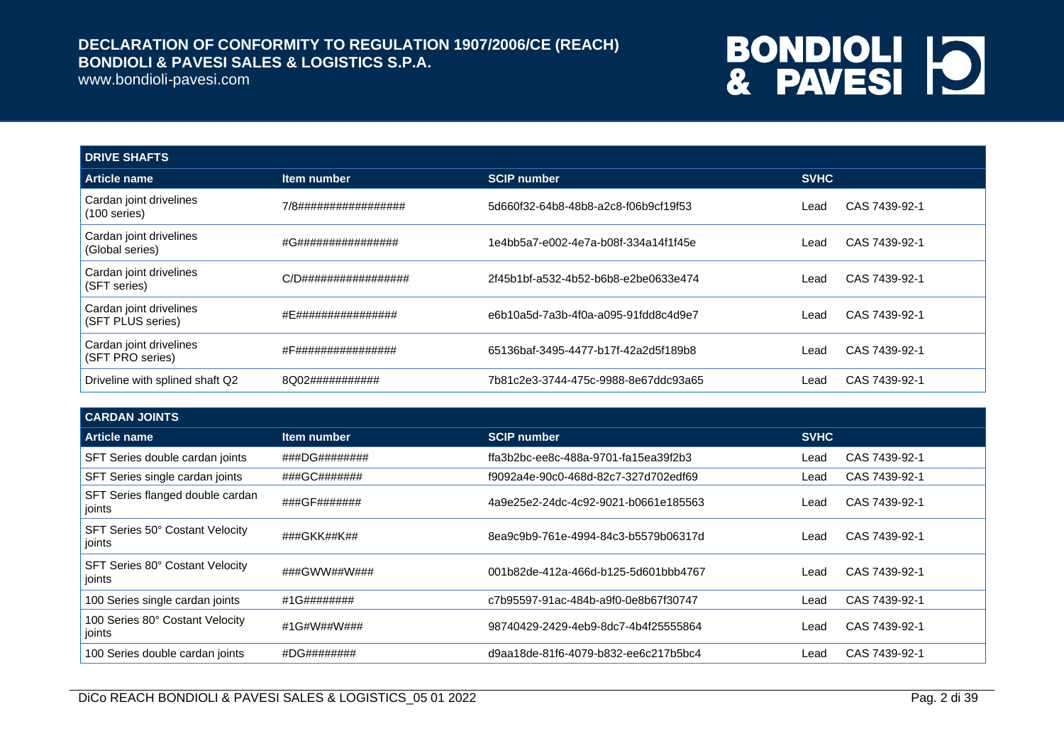| DRIVE SHAFTS | | | | |
|---|---|---|---|---|
| **Article name** | **Item number** | **SCIP number** | **SVHC** | |
| Cardan joint drivelines (100 series) | 7/8################## | 5d660f32-64b8-48b8-a2c8-f06b9cf19f53 | Lead | CAS 7439-92-1 |
| Cardan joint drivelines (Global series) | #G################# | 1e4bb5a7-e002-4e7a-b08f-334a14f1f45e | Lead | CAS 7439-92-1 |
| Cardan joint drivelines (SFT series) | C/D################## | 2f45b1bf-a532-4b52-b6b8-e2be0633e474 | Lead | CAS 7439-92-1 |
| Cardan joint drivelines (SFT PLUS series) | #E################# | e6b10a5d-7a3b-4f0a-a095-91fdd8c4d9e7 | Lead | CAS 7439-92-1 |
| Cardan joint drivelines (SFT PRO series) | #F################# | 65136baf-3495-4477-b17f-42a2d5f189b8 | Lead | CAS 7439-92-1 |
| Driveline with splined shaft Q2 | 8Q02########### | 7b81c2e3-3744-475c-9988-8e67ddc93a65 | Lead | CAS 7439-92-1 |

| CARDAN JOINTS | | | | |
|---|---|---|---|---|
| **Article name** | **Item number** | **SCIP number** | **SVHC** | |
| SFT Series double cardan joints | ###DG######## | ffa3b2bc-ee8c-488a-9701-fa15ea39f2b3 | Lead | CAS 7439-92-1 |
| SFT Series single cardan joints | ###GC####### | f9092a4e-90c0-468d-82c7-327d702edf69 | Lead | CAS 7439-92-1 |
| SFT Series flanged double cardan joints | ###GF####### | 4a9e25e2-24dc-4c92-9021-b0661e185563 | Lead | CAS 7439-92-1 |
| SFT Series 50° Costant Velocity joints | ###GKK##K## | 8ea9c9b9-761e-4994-84c3-b5579b06317d | Lead | CAS 7439-92-1 |
| SFT Series 80° Costant Velocity joints | ###GWW##W### | 001b82de-412a-466d-b125-5d601bbb4767 | Lead | CAS 7439-92-1 |
| 100 Series single cardan joints | #1G######## | c7b95597-91ac-484b-a9f0-0e8b67f30747 | Lead | CAS 7439-92-1 |
| 100 Series 80° Costant Velocity joints | #1G#W##W### | 98740429-2429-4eb9-8dc7-4b4f25555864 | Lead | CAS 7439-92-1 |
| 100 Series double cardan joints | #DG######## | d9aa18de-81f6-4079-b832-ee6c217b5bc4 | Lead | CAS 7439-92-1 |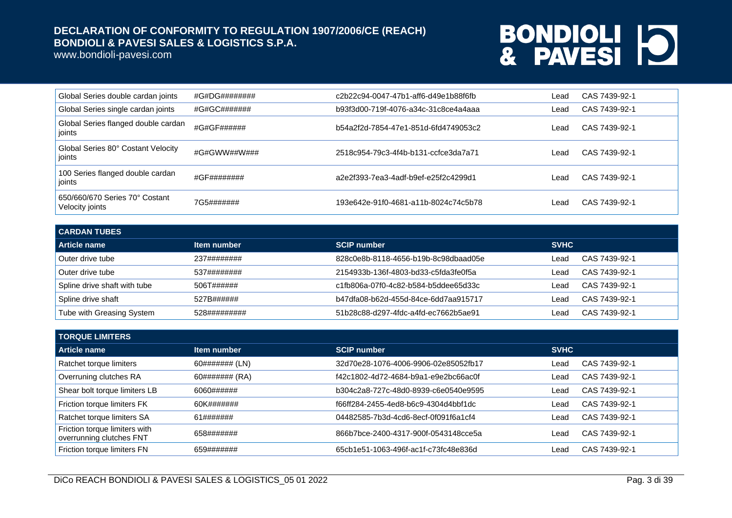| | | | | |
|---|---|---|---|---|
| Global Series double cardan joints | #G#DG######## | c2b22c94-0047-47b1-aff6-d49e1b88f6fb | Lead | CAS 7439-92-1 |
| Global Series single cardan joints | #G#GC####### | b93f3d00-719f-4076-a34c-31c8ce4a4aaa | Lead | CAS 7439-92-1 |
| Global Series flanged double cardan joints | #G#GF###### | b54a2f2d-7854-47e1-851d-6fd4749053c2 | Lead | CAS 7439-92-1 |
| Global Series 80° Costant Velocity joints | #G#GWW##W### | 2518c954-79c3-4f4b-b131-ccfce3da7a71 | Lead | CAS 7439-92-1 |
| 100 Series flanged double cardan joints | #GF######## | a2e2f393-7ea3-4adf-b9ef-e25f2c4299d1 | Lead | CAS 7439-92-1 |
| 650/660/670 Series 70° Costant Velocity joints | 7G5####### | 193e642e-91f0-4681-a11b-8024c74c5b78 | Lead | CAS 7439-92-1 |

| CARDAN TUBES | | | | |
|---|---|---|---|---|
| **Article name** | **Item number** | **SCIP number** | **SVHC** | |
| Outer drive tube | 237######## | 828c0e8b-8118-4656-b19b-8c98dbaad05e | Lead | CAS 7439-92-1 |
| Outer drive tube | 537######## | 2154933b-136f-4803-bd33-c5fda3fe0f5a | Lead | CAS 7439-92-1 |
| Spline drive shaft with tube | 506T###### | c1fb806a-07f0-4c82-b584-b5ddee65d33c | Lead | CAS 7439-92-1 |
| Spline drive shaft | 527B###### | b47dfa08-b62d-455d-84ce-6dd7aa915717 | Lead | CAS 7439-92-1 |
| Tube with Greasing System | 528######### | 51b28c88-d297-4fdc-a4fd-ec7662b5ae91 | Lead | CAS 7439-92-1 |

| TORQUE LIMITERS | | | | |
|---|---|---|---|---|
| **Article name** | **Item number** | **SCIP number** | **SVHC** | |
| Ratchet torque limiters | 60####### (LN) | 32d70e28-1076-4006-9906-02e85052fb17 | Lead | CAS 7439-92-1 |
| Overruning clutches RA | 60####### (RA) | f42c1802-4d72-4684-b9a1-e9e2bc66ac0f | Lead | CAS 7439-92-1 |
| Shear bolt torque limiters LB | 6060###### | b304c2a8-727c-48d0-8939-c6e0540e9595 | Lead | CAS 7439-92-1 |
| Friction torque limiters FK | 60K####### | f66ff284-2455-4ed8-b6c9-4304d4bbf1dc | Lead | CAS 7439-92-1 |
| Ratchet torque limiters SA | 61####### | 04482585-7b3d-4cd6-8ecf-0f091f6a1cf4 | Lead | CAS 7439-92-1 |
| Friction torque limiters with overrunning clutches FNT | 658####### | 866b7bce-2400-4317-900f-0543148cce5a | Lead | CAS 7439-92-1 |
| Friction torque limiters FN | 659####### | 65cb1e51-1063-496f-ac1f-c73fc48e836d | Lead | CAS 7439-92-1 |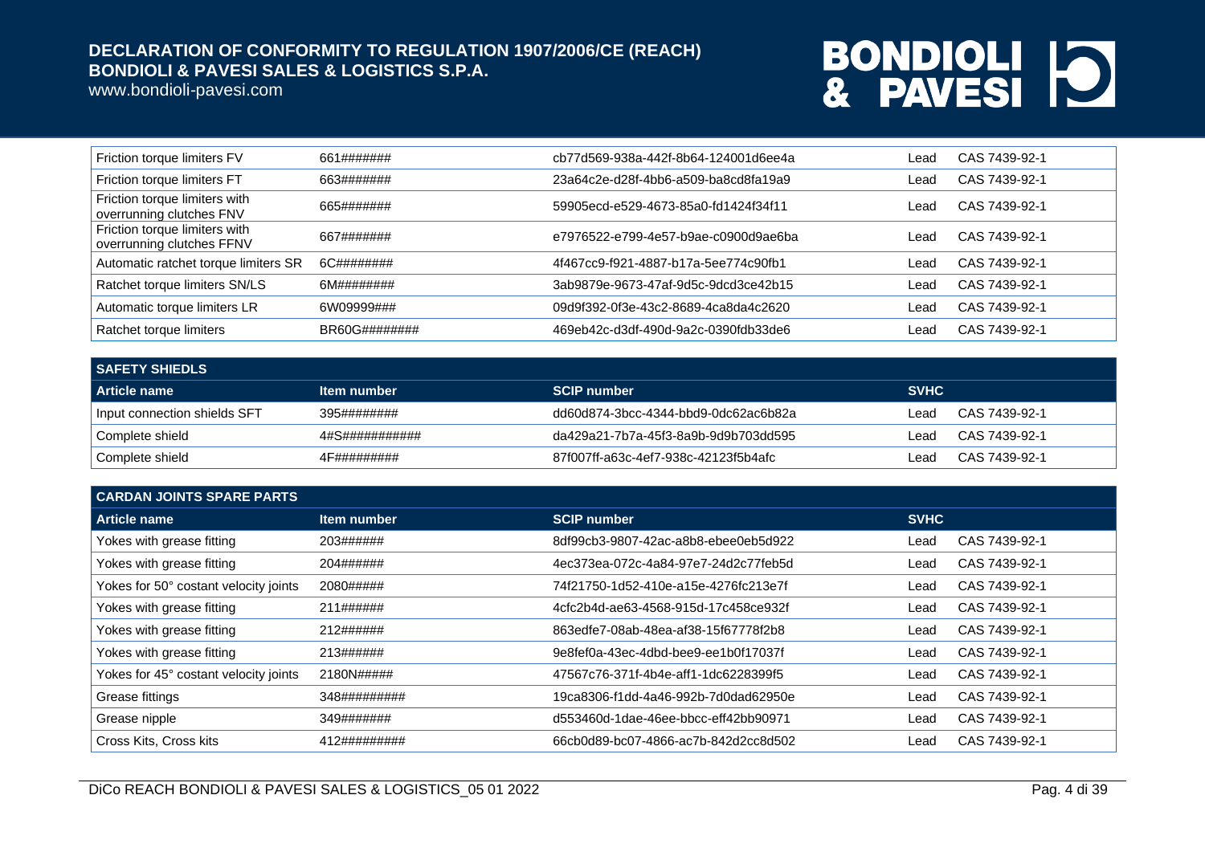| Friction torque limiters FV | 661####### | cb77d569-938a-442f-8b64-124001d6ee4a | Lead | CAS 7439-92-1 |
|---|---|---|---|---|
| Friction torque limiters FT | 663####### | 23a64c2e-d28f-4bb6-a509-ba8cd8fa19a9 | Lead | CAS 7439-92-1 |
| Friction torque limiters with overrunning clutches FNV | 665####### | 59905ecd-e529-4673-85a0-fd1424f34f11 | Lead | CAS 7439-92-1 |
| Friction torque limiters with overrunning clutches FFNV | 667####### | e7976522-e799-4e57-b9ae-c0900d9ae6ba | Lead | CAS 7439-92-1 |
| Automatic ratchet torque limiters SR | 6C######## | 4f467cc9-f921-4887-b17a-5ee774c90fb1 | Lead | CAS 7439-92-1 |
| Ratchet torque limiters SN/LS | 6M######## | 3ab9879e-9673-47af-9d5c-9dcd3ce42b15 | Lead | CAS 7439-92-1 |
| Automatic torque limiters LR | 6W09999### | 09d9f392-0f3e-43c2-8689-4ca8da4c2620 | Lead | CAS 7439-92-1 |
| Ratchet torque limiters | BR60G######## | 469eb42c-d3df-490d-9a2c-0390fdb33de6 | Lead | CAS 7439-92-1 |

**SAFETY SHIEDLS**

| Article name | Item number | SCIP number | SVHC | |
|---|---|---|---|---|
| Input connection shields SFT | 395######## | dd60d874-3bcc-4344-bbd9-0dc62ac6b82a | Lead | CAS 7439-92-1 |
| Complete shield | 4#S########### | da429a21-7b7a-45f3-8a9b-9d9b703dd595 | Lead | CAS 7439-92-1 |
| Complete shield | 4F######### | 87f007ff-a63c-4ef7-938c-42123f5b4afc | Lead | CAS 7439-92-1 |

**CARDAN JOINTS SPARE PARTS**

| Article name | Item number | SCIP number | SVHC | |
|---|---|---|---|---|
| Yokes with grease fitting | 203###### | 8df99cb3-9807-42ac-a8b8-ebee0eb5d922 | Lead | CAS 7439-92-1 |
| Yokes with grease fitting | 204###### | 4ec373ea-072c-4a84-97e7-24d2c77feb5d | Lead | CAS 7439-92-1 |
| Yokes for 50° costant velocity joints | 2080##### | 74f21750-1d52-410e-a15e-4276fc213e7f | Lead | CAS 7439-92-1 |
| Yokes with grease fitting | 211###### | 4cfc2b4d-ae63-4568-915d-17c458ce932f | Lead | CAS 7439-92-1 |
| Yokes with grease fitting | 212###### | 863edfe7-08ab-48ea-af38-15f67778f2b8 | Lead | CAS 7439-92-1 |
| Yokes with grease fitting | 213###### | 9e8fef0a-43ec-4dbd-bee9-ee1b0f17037f | Lead | CAS 7439-92-1 |
| Yokes for 45° costant velocity joints | 2180N##### | 47567c76-371f-4b4e-aff1-1dc6228399f5 | Lead | CAS 7439-92-1 |
| Grease fittings | 348######### | 19ca8306-f1dd-4a46-992b-7d0dad62950e | Lead | CAS 7439-92-1 |
| Grease nipple | 349####### | d553460d-1dae-46ee-bbcc-eff42bb90971 | Lead | CAS 7439-92-1 |
| Cross Kits, Cross kits | 412######### | 66cb0d89-bc07-4866-ac7b-842d2cc8d502 | Lead | CAS 7439-92-1 |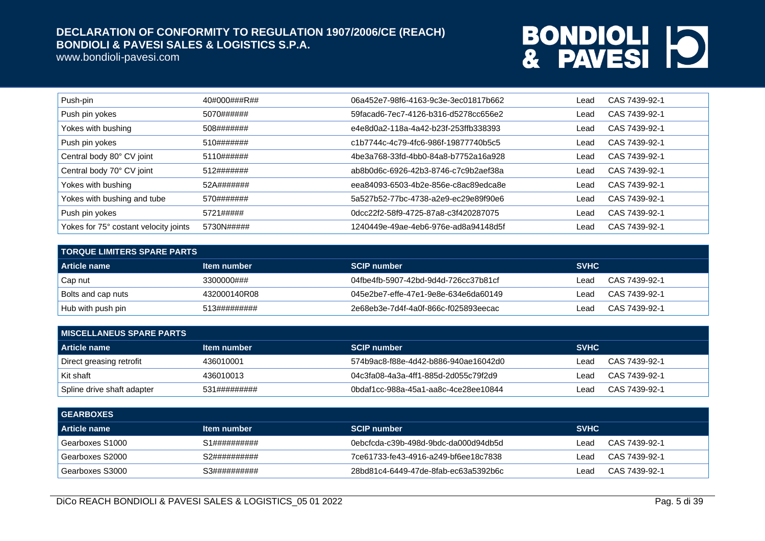| Push-pin | 40#000###R## | 06a452e7-98f6-4163-9c3e-3ec01817b662 | Lead | CAS 7439-92-1 |
|---|---|---|---|---|
| Push pin yokes | 5070###### | 59facad6-7ec7-4126-b316-d5278cc656e2 | Lead | CAS 7439-92-1 |
| Yokes with bushing | 508####### | e4e8d0a2-118a-4a42-b23f-253ffb338393 | Lead | CAS 7439-92-1 |
| Push pin yokes | 510####### | c1b7744c-4c79-4fc6-986f-19877740b5c5 | Lead | CAS 7439-92-1 |
| Central body 80° CV joint | 5110###### | 4be3a768-33fd-4bb0-84a8-b7752a16a928 | Lead | CAS 7439-92-1 |
| Central body 70° CV joint | 512####### | ab8b0d6c-6926-42b3-8746-c7c9b2aef38a | Lead | CAS 7439-92-1 |
| Yokes with bushing | 52A####### | eea84093-6503-4b2e-856e-c8ac89edca8e | Lead | CAS 7439-92-1 |
| Yokes with bushing and tube | 570####### | 5a527b52-77bc-4738-a2e9-ec29e89f90e6 | Lead | CAS 7439-92-1 |
| Push pin yokes | 5721##### | 0dcc22f2-58f9-4725-87a8-c3f420287075 | Lead | CAS 7439-92-1 |
| Yokes for 75° costant velocity joints | 5730N##### | 1240449e-49ae-4eb6-976e-ad8a94148d5f | Lead | CAS 7439-92-1 |

## TORQUE LIMITERS SPARE PARTS

| Article name | Item number | SCIP number | SVHC | |
|---|---|---|---|---|
| Cap nut | 3300000### | 04fbe4fb-5907-42bd-9d4d-726cc37b81cf | Lead | CAS 7439-92-1 |
| Bolts and cap nuts | 432000140R08 | 045e2be7-effe-47e1-9e8e-634e6da60149 | Lead | CAS 7439-92-1 |
| Hub with push pin | 513######### | 2e68eb3e-7d4f-4a0f-866c-f025893eecac | Lead | CAS 7439-92-1 |

## MISCELLANEUS SPARE PARTS

| Article name | Item number | SCIP number | SVHC | |
|---|---|---|---|---|
| Direct greasing retrofit | 436010001 | 574b9ac8-f88e-4d42-b886-940ae16042d0 | Lead | CAS 7439-92-1 |
| Kit shaft | 436010013 | 04c3fa08-4a3a-4ff1-885d-2d055c79f2d9 | Lead | CAS 7439-92-1 |
| Spline drive shaft adapter | 531######### | 0bdaf1cc-988a-45a1-aa8c-4ce28ee10844 | Lead | CAS 7439-92-1 |

## GEARBOXES

| Article name | Item number | SCIP number | SVHC | |
|---|---|---|---|---|
| Gearboxes S1000 | S1########## | 0ebcfcda-c39b-498d-9bdc-da000d94db5d | Lead | CAS 7439-92-1 |
| Gearboxes S2000 | S2########## | 7ce61733-fe43-4916-a249-bf6ee18c7838 | Lead | CAS 7439-92-1 |
| Gearboxes S3000 | S3########## | 28bd81c4-6449-47de-8fab-ec63a5392b6c | Lead | CAS 7439-92-1 |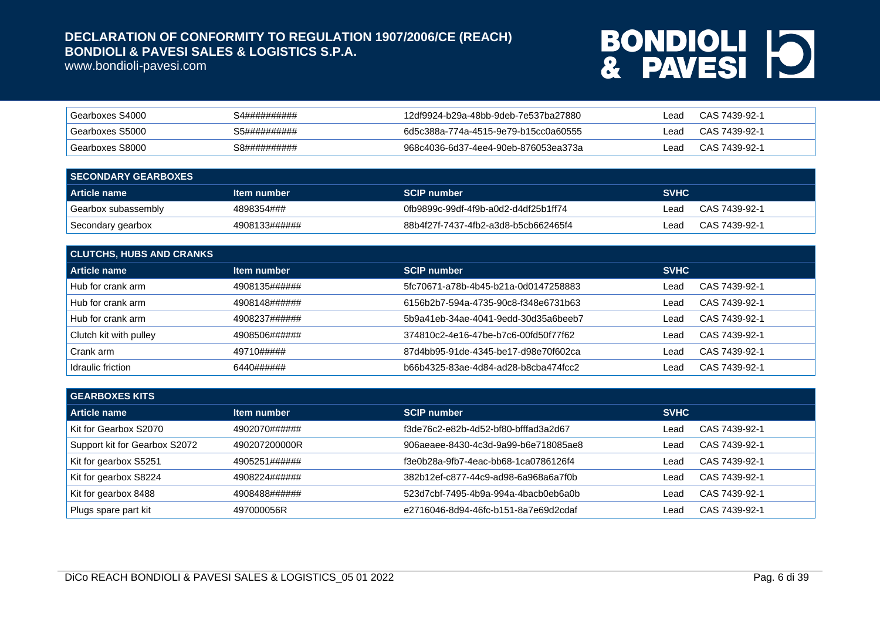| Article name | Item number | SCIP number | SVHC | |
|---|---|---|---|---|
| Gearboxes S4000 | S4########## | 12df9924-b29a-48bb-9deb-7e537ba27880 | Lead | CAS 7439-92-1 |
| Gearboxes S5000 | S5########## | 6d5c388a-774a-4515-9e79-b15cc0a60555 | Lead | CAS 7439-92-1 |
| Gearboxes S8000 | S8########## | 968c4036-6d37-4ee4-90eb-876053ea373a | Lead | CAS 7439-92-1 |

## SECONDARY GEARBOXES

| Article name | Item number | SCIP number | SVHC | |
|---|---|---|---|---|
| Gearbox subassembly | 4898354### | 0fb9899c-99df-4f9b-a0d2-d4df25b1ff74 | Lead | CAS 7439-92-1 |
| Secondary gearbox | 4908133###### | 88b4f27f-7437-4fb2-a3d8-b5cb662465f4 | Lead | CAS 7439-92-1 |

## CLUTCHS, HUBS AND CRANKS

| Article name | Item number | SCIP number | SVHC | |
|---|---|---|---|---|
| Hub for crank arm | 4908135###### | 5fc70671-a78b-4b45-b21a-0d0147258883 | Lead | CAS 7439-92-1 |
| Hub for crank arm | 4908148###### | 6156b2b7-594a-4735-90c8-f348e6731b63 | Lead | CAS 7439-92-1 |
| Hub for crank arm | 4908237###### | 5b9a41eb-34ae-4041-9edd-30d35a6beeb7 | Lead | CAS 7439-92-1 |
| Clutch kit with pulley | 4908506###### | 374810c2-4e16-47be-b7c6-00fd50f77f62 | Lead | CAS 7439-92-1 |
| Crank arm | 49710##### | 87d4bb95-91de-4345-be17-d98e70f602ca | Lead | CAS 7439-92-1 |
| Idraulic friction | 6440###### | b66b4325-83ae-4d84-ad28-b8cba474fcc2 | Lead | CAS 7439-92-1 |

## GEARBOXES KITS

| Article name | Item number | SCIP number | SVHC | |
|---|---|---|---|---|
| Kit for Gearbox S2070 | 4902070###### | f3de76c2-e82b-4d52-bf80-bfffad3a2d67 | Lead | CAS 7439-92-1 |
| Support kit for Gearbox S2072 | 490207200000R | 906aeaee-8430-4c3d-9a99-b6e718085ae8 | Lead | CAS 7439-92-1 |
| Kit for gearbox S5251 | 4905251###### | f3e0b28a-9fb7-4eac-bb68-1ca0786126f4 | Lead | CAS 7439-92-1 |
| Kit for gearbox S8224 | 4908224###### | 382b12ef-c877-44c9-ad98-6a968a6a7f0b | Lead | CAS 7439-92-1 |
| Kit for gearbox 8488 | 4908488###### | 523d7cbf-7495-4b9a-994a-4bacb0eb6a0b | Lead | CAS 7439-92-1 |
| Plugs spare part kit | 497000056R | e2716046-8d94-46fc-b151-8a7e69d2cdaf | Lead | CAS 7439-92-1 |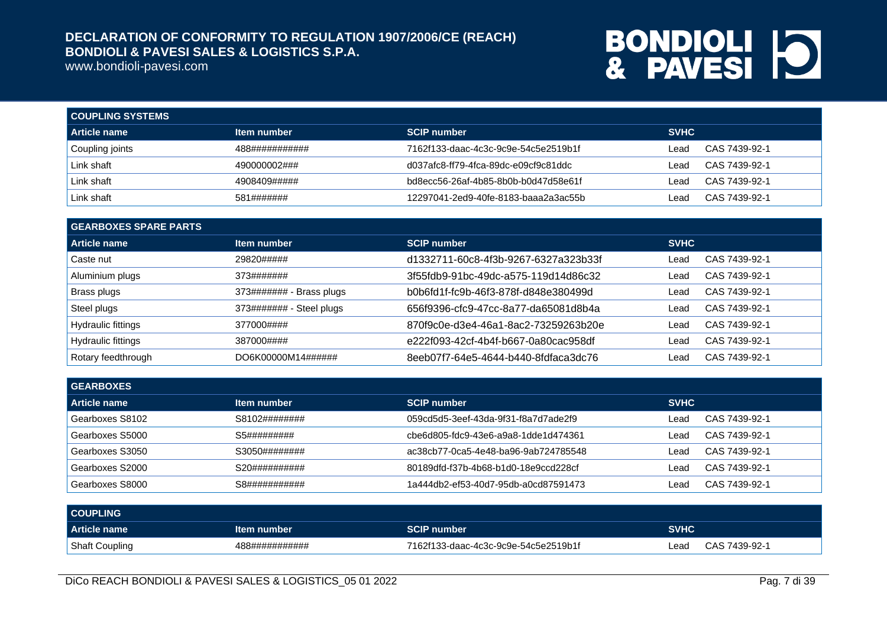# DECLARATION OF CONFORMITY TO REGULATION 1907/2006/CE (REACH)
**BONDIOLI & PAVESI SALES & LOGISTICS S.P.A.**
www.bondioli-pavesi.com

| COUPLING SYSTEMS | | | | |
|---|---|---|---|---|
| **Article name** | **Item number** | **SCIP number** | **SVHC** | |
| Coupling joints | 488########### | 7162f133-daac-4c3c-9c9e-54c5e2519b1f | Lead | CAS 7439-92-1 |
| Link shaft | 490000002### | d037afc8-ff79-4fca-89dc-e09cf9c81ddc | Lead | CAS 7439-92-1 |
| Link shaft | 4908409##### | bd8ecc56-26af-4b85-8b0b-b0d47d58e61f | Lead | CAS 7439-92-1 |
| Link shaft | 581####### | 12297041-2ed9-40fe-8183-baaa2a3ac55b | Lead | CAS 7439-92-1 |

| GEARBOXES SPARE PARTS | | | | |
|---|---|---|---|---|
| **Article name** | **Item number** | **SCIP number** | **SVHC** | |
| Caste nut | 29820##### | d1332711-60c8-4f3b-9267-6327a323b33f | Lead | CAS 7439-92-1 |
| Aluminium plugs | 373####### | 3f55fdb9-91bc-49dc-a575-119d14d86c32 | Lead | CAS 7439-92-1 |
| Brass plugs | 373####### - Brass plugs | b0b6fd1f-fc9b-46f3-878f-d848e380499d | Lead | CAS 7439-92-1 |
| Steel plugs | 373####### - Steel plugs | 656f9396-cfc9-47cc-8a77-da65081d8b4a | Lead | CAS 7439-92-1 |
| Hydraulic fittings | 377000#### | 870f9c0e-d3e4-46a1-8ac2-73259263b20e | Lead | CAS 7439-92-1 |
| Hydraulic fittings | 387000#### | e222f093-42cf-4b4f-b667-0a80cac958df | Lead | CAS 7439-92-1 |
| Rotary feedthrough | DO6K00000M14###### | 8eeb07f7-64e5-4644-b440-8fdfaca3dc76 | Lead | CAS 7439-92-1 |

| GEARBOXES | | | | |
|---|---|---|---|---|
| **Article name** | **Item number** | **SCIP number** | **SVHC** | |
| Gearboxes S8102 | S8102######## | 059cd5d5-3eef-43da-9f31-f8a7d7ade2f9 | Lead | CAS 7439-92-1 |
| Gearboxes S5000 | S5######### | cbe6d805-fdc9-43e6-a9a8-1dde1d474361 | Lead | CAS 7439-92-1 |
| Gearboxes S3050 | S3050######## | ac38cb77-0ca5-4e48-ba96-9ab724785548 | Lead | CAS 7439-92-1 |
| Gearboxes S2000 | S20########## | 80189dfd-f37b-4b68-b1d0-18e9ccd228cf | Lead | CAS 7439-92-1 |
| Gearboxes S8000 | S8########### | 1a444db2-ef53-40d7-95db-a0cd87591473 | Lead | CAS 7439-92-1 |

| COUPLING | | | | |
|---|---|---|---|---|
| **Article name** | **Item number** | **SCIP number** | **SVHC** | |
| Shaft Coupling | 488########### | 7162f133-daac-4c3c-9c9e-54c5e2519b1f | Lead | CAS 7439-92-1 |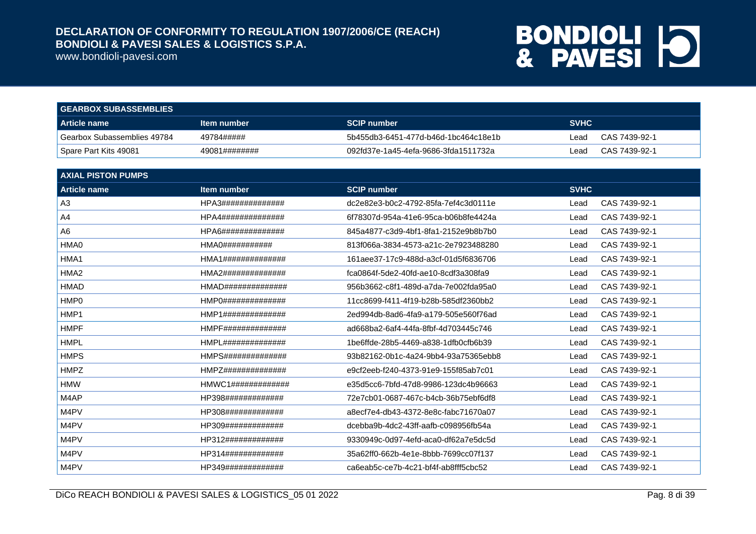| GEARBOX SUBASSEMBLIES | | | |
|---|---|---|---|
| **Article name** | **Item number** | **SCIP number** | **SVHC** |
| Gearbox Subassemblies 49784 | 49784##### | 5b455db3-6451-477d-b46d-1bc464c18e1b | Lead CAS 7439-92-1 |
| Spare Part Kits 49081 | 49081######## | 092fd37e-1a45-4efa-9686-3fda1511732a | Lead CAS 7439-92-1 |

| AXIAL PISTON PUMPS | | | |
|---|---|---|---|
| **Article name** | **Item number** | **SCIP number** | **SVHC** |
| A3 | HPA3############## | dc2e82e3-b0c2-4792-85fa-7ef4c3d0111e | Lead CAS 7439-92-1 |
| A4 | HPA4############## | 6f78307d-954a-41e6-95ca-b06b8fe4424a | Lead CAS 7439-92-1 |
| A6 | HPA6############## | 845a4877-c3d9-4bf1-8fa1-2152e9b8b7b0 | Lead CAS 7439-92-1 |
| HMA0 | HMA0########### | 813f066a-3834-4573-a21c-2e7923488280 | Lead CAS 7439-92-1 |
| HMA1 | HMA1############## | 161aee37-17c9-488d-a3cf-01d5f6836706 | Lead CAS 7439-92-1 |
| HMA2 | HMA2############## | fca0864f-5de2-40fd-ae10-8cdf3a308fa9 | Lead CAS 7439-92-1 |
| HMAD | HMAD############## | 956b3662-c8f1-489d-a7da-7e002fda95a0 | Lead CAS 7439-92-1 |
| HMP0 | HMP0############## | 11cc8699-f411-4f19-b28b-585df2360bb2 | Lead CAS 7439-92-1 |
| HMP1 | HMP1############## | 2ed994db-8ad6-4fa9-a179-505e560f76ad | Lead CAS 7439-92-1 |
| HMPF | HMPF############## | ad668ba2-6af4-44fa-8fbf-4d703445c746 | Lead CAS 7439-92-1 |
| HMPL | HMPL############## | 1be6ffde-28b5-4469-a838-1dfb0cfb6b39 | Lead CAS 7439-92-1 |
| HMPS | HMPS############## | 93b82162-0b1c-4a24-9bb4-93a75365ebb8 | Lead CAS 7439-92-1 |
| HMPZ | HMPZ############## | e9cf2eeb-f240-4373-91e9-155f85ab7c01 | Lead CAS 7439-92-1 |
| HMW | HMWC1############# | e35d5cc6-7bfd-47d8-9986-123dc4b96663 | Lead CAS 7439-92-1 |
| M4AP | HP398############# | 72e7cb01-0687-467c-b4cb-36b75ebf6df8 | Lead CAS 7439-92-1 |
| M4PV | HP308############# | a8ecf7e4-db43-4372-8e8c-fabc71670a07 | Lead CAS 7439-92-1 |
| M4PV | HP309############# | dcebba9b-4dc2-43ff-aafb-c098956fb54a | Lead CAS 7439-92-1 |
| M4PV | HP312############# | 9330949c-0d97-4efd-aca0-df62a7e5dc5d | Lead CAS 7439-92-1 |
| M4PV | HP314############# | 35a62ff0-662b-4e1e-8bbb-7699cc07f137 | Lead CAS 7439-92-1 |
| M4PV | HP349############# | ca6eab5c-ce7b-4c21-bf4f-ab8fff5cbc52 | Lead CAS 7439-92-1 |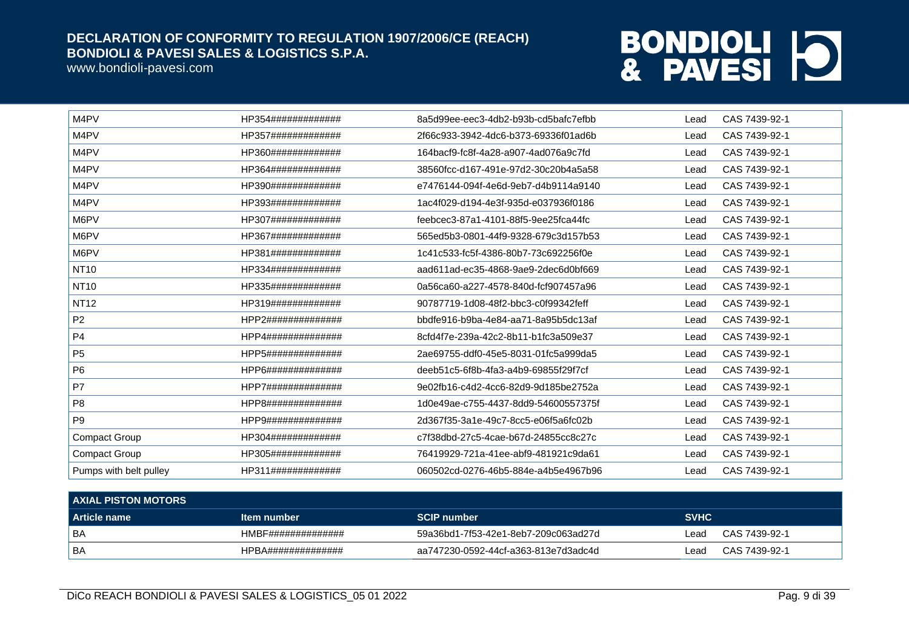| | | | | |
|---|---|---|---|---|
| M4PV | HP354############## | 8a5d99ee-eec3-4db2-b93b-cd5bafc7efbb | Lead | CAS 7439-92-1 |
| M4PV | HP357############## | 2f66c933-3942-4dc6-b373-69336f01ad6b | Lead | CAS 7439-92-1 |
| M4PV | HP360############## | 164bacf9-fc8f-4a28-a907-4ad076a9c7fd | Lead | CAS 7439-92-1 |
| M4PV | HP364############## | 38560fcc-d167-491e-97d2-30c20b4a5a58 | Lead | CAS 7439-92-1 |
| M4PV | HP390############## | e7476144-094f-4e6d-9eb7-d4b9114a9140 | Lead | CAS 7439-92-1 |
| M4PV | HP393############## | 1ac4f029-d194-4e3f-935d-e037936f0186 | Lead | CAS 7439-92-1 |
| M6PV | HP307############## | feebcec3-87a1-4101-88f5-9ee25fca44fc | Lead | CAS 7439-92-1 |
| M6PV | HP367############## | 565ed5b3-0801-44f9-9328-679c3d157b53 | Lead | CAS 7439-92-1 |
| M6PV | HP381############## | 1c41c533-fc5f-4386-80b7-73c692256f0e | Lead | CAS 7439-92-1 |
| NT10 | HP334############## | aad611ad-ec35-4868-9ae9-2dec6d0bf669 | Lead | CAS 7439-92-1 |
| NT10 | HP335############## | 0a56ca60-a227-4578-840d-fcf907457a96 | Lead | CAS 7439-92-1 |
| NT12 | HP319############## | 90787719-1d08-48f2-bbc3-c0f99342feff | Lead | CAS 7439-92-1 |
| P2 | HPP2############### | bbdfe916-b9ba-4e84-aa71-8a95b5dc13af | Lead | CAS 7439-92-1 |
| P4 | HPP4############### | 8cfd4f7e-239a-42c2-8b11-b1fc3a509e37 | Lead | CAS 7439-92-1 |
| P5 | HPP5############### | 2ae69755-ddf0-45e5-8031-01fc5a999da5 | Lead | CAS 7439-92-1 |
| P6 | HPP6############### | deeb51c5-6f8b-4fa3-a4b9-69855f29f7cf | Lead | CAS 7439-92-1 |
| P7 | HPP7############### | 9e02fb16-c4d2-4cc6-82d9-9d185be2752a | Lead | CAS 7439-92-1 |
| P8 | HPP8############### | 1d0e49ae-c755-4437-8dd9-54600557375f | Lead | CAS 7439-92-1 |
| P9 | HPP9############### | 2d367f35-3a1e-49c7-8cc5-e06f5a6fc02b | Lead | CAS 7439-92-1 |
| Compact Group | HP304############## | c7f38dbd-27c5-4cae-b67d-24855cc8c27c | Lead | CAS 7439-92-1 |
| Compact Group | HP305############## | 76419929-721a-41ee-abf9-481921c9da61 | Lead | CAS 7439-92-1 |
| Pumps with belt pulley | HP311############## | 060502cd-0276-46b5-884e-a4b5e4967b96 | Lead | CAS 7439-92-1 |

**AXIAL PISTON MOTORS**

| Article name | Item number | SCIP number | SVHC | |
|---|---|---|---|---|
| BA | HMBF############### | 59a36bd1-7f53-42e1-8eb7-209c063ad27d | Lead | CAS 7439-92-1 |
| BA | HPBA############### | aa747230-0592-44cf-a363-813e7d3adc4d | Lead | CAS 7439-92-1 |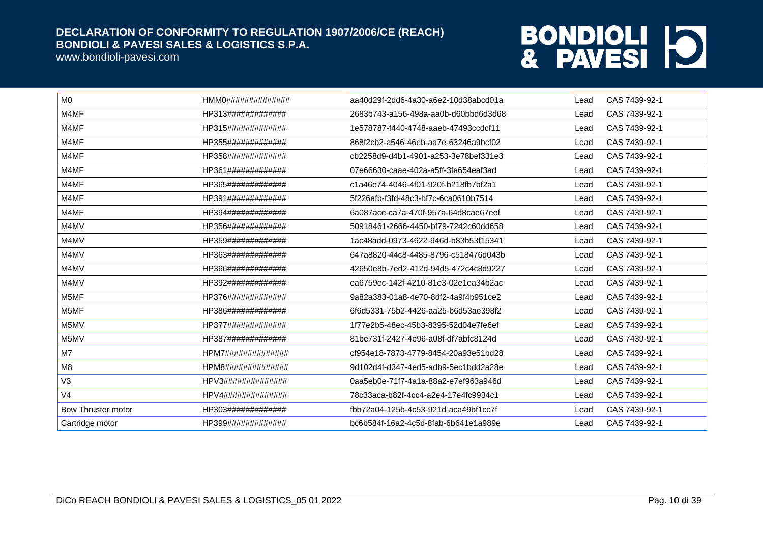| | | | | |
|---|---|---|---|---|
| M0 | HMM0############### | aa40d29f-2dd6-4a30-a6e2-10d38abcd01a | Lead | CAS 7439-92-1 |
| M4MF | HP313############## | 2683b743-a156-498a-aa0b-d60bbd6d3d68 | Lead | CAS 7439-92-1 |
| M4MF | HP315############## | 1e578787-f440-4748-aaeb-47493ccdcf11 | Lead | CAS 7439-92-1 |
| M4MF | HP355############## | 868f2cb2-a546-46eb-aa7e-63246a9bcf02 | Lead | CAS 7439-92-1 |
| M4MF | HP358############## | cb2258d9-d4b1-4901-a253-3e78bef331e3 | Lead | CAS 7439-92-1 |
| M4MF | HP361############## | 07e66630-caae-402a-a5ff-3fa654eaf3ad | Lead | CAS 7439-92-1 |
| M4MF | HP365############## | c1a46e74-4046-4f01-920f-b218fb7bf2a1 | Lead | CAS 7439-92-1 |
| M4MF | HP391############## | 5f226afb-f3fd-48c3-bf7c-6ca0610b7514 | Lead | CAS 7439-92-1 |
| M4MF | HP394############## | 6a087ace-ca7a-470f-957a-64d8cae67eef | Lead | CAS 7439-92-1 |
| M4MV | HP356############## | 50918461-2666-4450-bf79-7242c60dd658 | Lead | CAS 7439-92-1 |
| M4MV | HP359############## | 1ac48add-0973-4622-946d-b83b53f15341 | Lead | CAS 7439-92-1 |
| M4MV | HP363############## | 647a8820-44c8-4485-8796-c518476d043b | Lead | CAS 7439-92-1 |
| M4MV | HP366############## | 42650e8b-7ed2-412d-94d5-472c4c8d9227 | Lead | CAS 7439-92-1 |
| M4MV | HP392############## | ea6759ec-142f-4210-81e3-02e1ea34b2ac | Lead | CAS 7439-92-1 |
| M5MF | HP376############## | 9a82a383-01a8-4e70-8df2-4a9f4b951ce2 | Lead | CAS 7439-92-1 |
| M5MF | HP386############## | 6f6d5331-75b2-4426-aa25-b6d53ae398f2 | Lead | CAS 7439-92-1 |
| M5MV | HP377############## | 1f77e2b5-48ec-45b3-8395-52d04e7fe6ef | Lead | CAS 7439-92-1 |
| M5MV | HP387############## | 81be731f-2427-4e96-a08f-df7abfc8124d | Lead | CAS 7439-92-1 |
| M7 | HPM7############### | cf954e18-7873-4779-8454-20a93e51bd28 | Lead | CAS 7439-92-1 |
| M8 | HPM8############### | 9d102d4f-d347-4ed5-adb9-5ec1bdd2a28e | Lead | CAS 7439-92-1 |
| V3 | HPV3############### | 0aa5eb0e-71f7-4a1a-88a2-e7ef963a946d | Lead | CAS 7439-92-1 |
| V4 | HPV4############### | 78c33aca-b82f-4cc4-a2e4-17e4fc9934c1 | Lead | CAS 7439-92-1 |
| Bow Thruster motor | HP303############## | fbb72a04-125b-4c53-921d-aca49bf1cc7f | Lead | CAS 7439-92-1 |
| Cartridge motor | HP399############## | bc6b584f-16a2-4c5d-8fab-6b641e1a989e | Lead | CAS 7439-92-1 |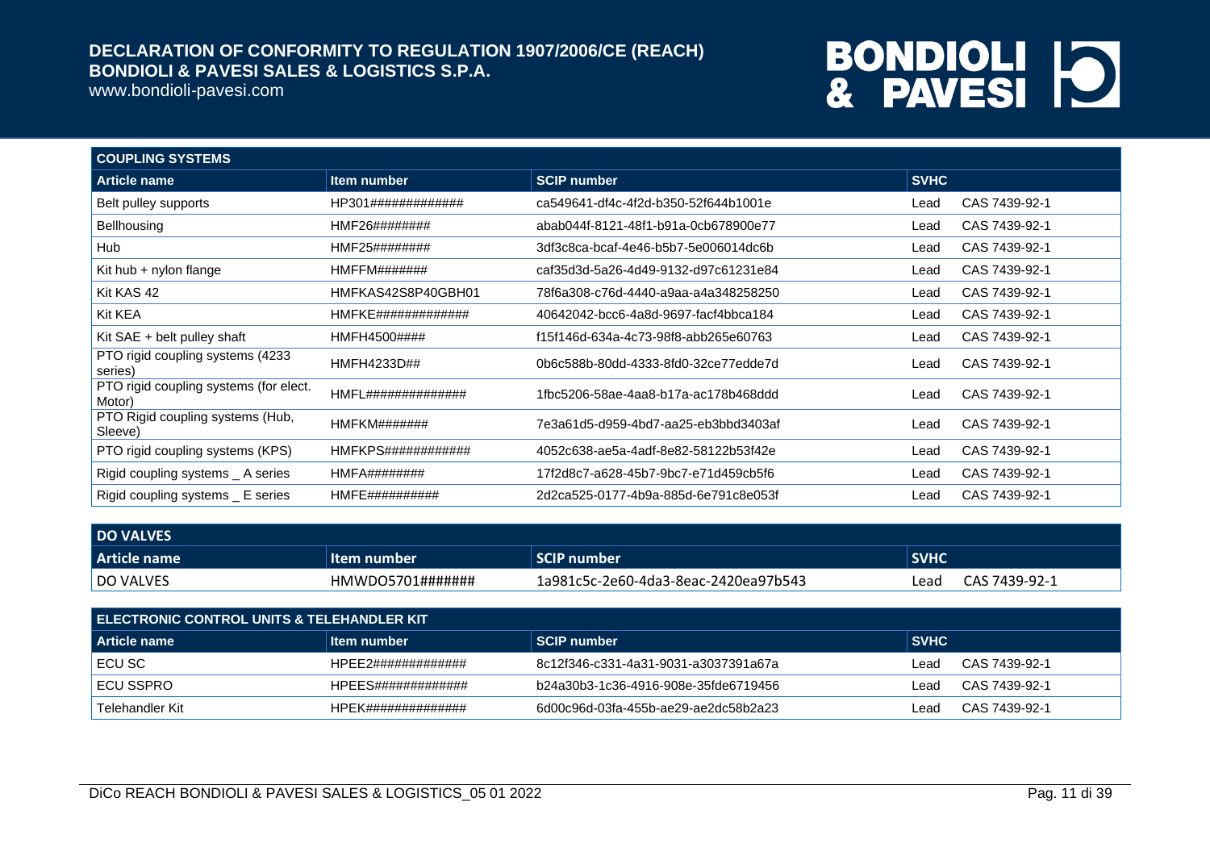# DECLARATION OF CONFORMITY TO REGULATION 1907/2006/CE (REACH)
## BONDIOLI & PAVESI SALES & LOGISTICS S.P.A.

www.bondioli-pavesi.com

| COUPLING SYSTEMS | | | | |
|---|---|---|---|---|
| **Article name** | **Item number** | **SCIP number** | **SVHC** | |
| Belt pulley supports | HP301############## | ca549641-df4c-4f2d-b350-52f644b1001e | Lead | CAS 7439-92-1 |
| Bellhousing | HMF26######## | abab044f-8121-48f1-b91a-0cb678900e77 | Lead | CAS 7439-92-1 |
| Hub | HMF25######## | 3df3c8ca-bcaf-4e46-b5b7-5e006014dc6b | Lead | CAS 7439-92-1 |
| Kit hub + nylon flange | HMFFM####### | caf35d3d-5a26-4d49-9132-d97c61231e84 | Lead | CAS 7439-92-1 |
| Kit KAS 42 | HMFKAS42S8P40GBH01 | 78f6a308-c76d-4440-a9aa-a4a348258250 | Lead | CAS 7439-92-1 |
| Kit KEA | HMFKE############# | 40642042-bcc6-4a8d-9697-facf4bbca184 | Lead | CAS 7439-92-1 |
| Kit SAE + belt pulley shaft | HMFH4500#### | f15f146d-634a-4c73-98f8-abb265e60763 | Lead | CAS 7439-92-1 |
| PTO rigid coupling systems (4233 series) | HMFH4233D## | 0b6c588b-80dd-4333-8fd0-32ce77edde7d | Lead | CAS 7439-92-1 |
| PTO rigid coupling systems (for elect. Motor) | HMFL############## | 1fbc5206-58ae-4aa8-b17a-ac178b468ddd | Lead | CAS 7439-92-1 |
| PTO Rigid coupling systems (Hub, Sleeve) | HMFKM####### | 7e3a61d5-d959-4bd7-aa25-eb3bbd3403af | Lead | CAS 7439-92-1 |
| PTO rigid coupling systems (KPS) | HMFKPS############ | 4052c638-ae5a-4adf-8e82-58122b53f42e | Lead | CAS 7439-92-1 |
| Rigid coupling systems _ A series | HMFA######## | 17f2d8c7-a628-45b7-9bc7-e71d459cb5f6 | Lead | CAS 7439-92-1 |
| Rigid coupling systems _ E series | HMFE########## | 2d2ca525-0177-4b9a-885d-6e791c8e053f | Lead | CAS 7439-92-1 |

| DO VALVES | | | | |
|---|---|---|---|---|
| **Article name** | **Item number** | **SCIP number** | **SVHC** | |
| DO VALVES | HMWDO5701####### | 1a981c5c-2e60-4da3-8eac-2420ea97b543 | Lead | CAS 7439-92-1 |

| ELECTRONIC CONTROL UNITS & TELEHANDLER KIT | | | | |
|---|---|---|---|---|
| **Article name** | **Item number** | **SCIP number** | **SVHC** | |
| ECU SC | HPEE2############# | 8c12f346-c331-4a31-9031-a3037391a67a | Lead | CAS 7439-92-1 |
| ECU SSPRO | HPEES############# | b24a30b3-1c36-4916-908e-35fde6719456 | Lead | CAS 7439-92-1 |
| Telehandler Kit | HPEK############## | 6d00c96d-03fa-455b-ae29-ae2dc58b2a23 | Lead | CAS 7439-92-1 |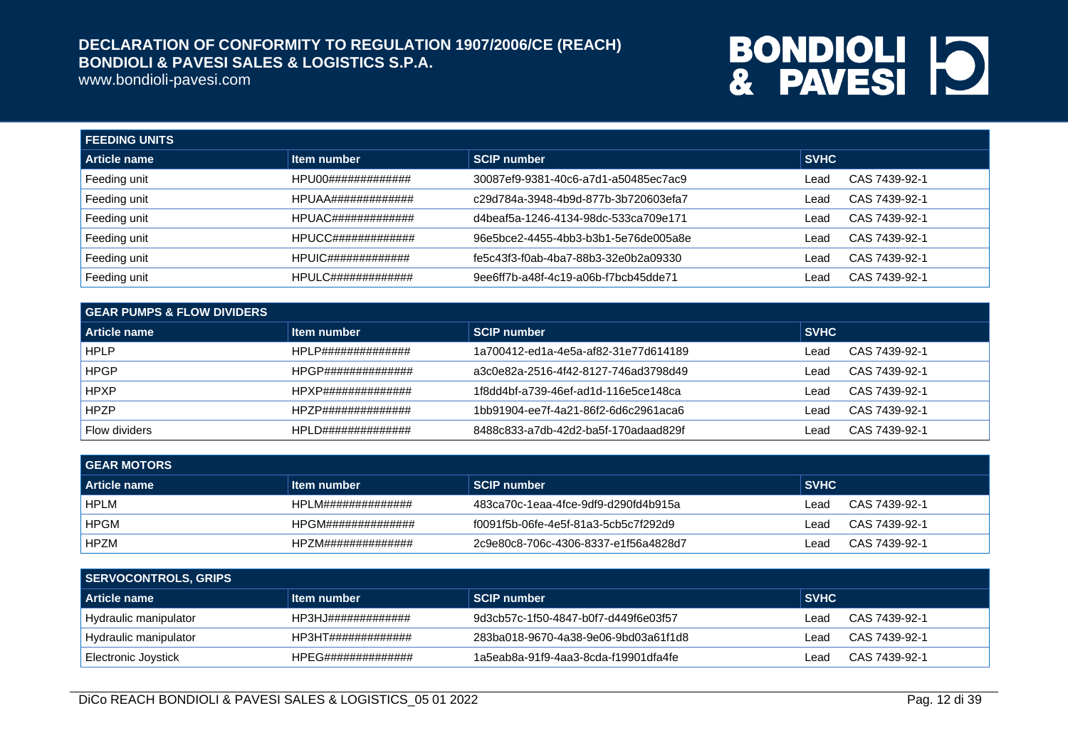# DECLARATION OF CONFORMITY TO REGULATION 1907/2006/CE (REACH)
**BONDIOLI & PAVESI SALES & LOGISTICS S.P.A.**
www.bondioli-pavesi.com

| FEEDING UNITS | | | | |
|---|---|---|---|---|
| **Article name** | **Item number** | **SCIP number** | **SVHC** | |
| Feeding unit | HPU00############# | 30087ef9-9381-40c6-a7d1-a50485ec7ac9 | Lead | CAS 7439-92-1 |
| Feeding unit | HPUAA############# | c29d784a-3948-4b9d-877b-3b720603efa7 | Lead | CAS 7439-92-1 |
| Feeding unit | HPUAC############# | d4beaf5a-1246-4134-98dc-533ca709e171 | Lead | CAS 7439-92-1 |
| Feeding unit | HPUCC############# | 96e5bce2-4455-4bb3-b3b1-5e76de005a8e | Lead | CAS 7439-92-1 |
| Feeding unit | HPUIC############# | fe5c43f3-f0ab-4ba7-88b3-32e0b2a09330 | Lead | CAS 7439-92-1 |
| Feeding unit | HPULC############# | 9ee6ff7b-a48f-4c19-a06b-f7bcb45dde71 | Lead | CAS 7439-92-1 |

| GEAR PUMPS & FLOW DIVIDERS | | | | |
|---|---|---|---|---|
| **Article name** | **Item number** | **SCIP number** | **SVHC** | |
| HPLP | HPLP############## | 1a700412-ed1a-4e5a-af82-31e77d614189 | Lead | CAS 7439-92-1 |
| HPGP | HPGP############## | a3c0e82a-2516-4f42-8127-746ad3798d49 | Lead | CAS 7439-92-1 |
| HPXP | HPXP############## | 1f8dd4bf-a739-46ef-ad1d-116e5ce148ca | Lead | CAS 7439-92-1 |
| HPZP | HPZP############## | 1bb91904-ee7f-4a21-86f2-6d6c2961aca6 | Lead | CAS 7439-92-1 |
| Flow dividers | HPLD############## | 8488c833-a7db-42d2-ba5f-170adaad829f | Lead | CAS 7439-92-1 |

| GEAR MOTORS | | | | |
|---|---|---|---|---|
| **Article name** | **Item number** | **SCIP number** | **SVHC** | |
| HPLM | HPLM############## | 483ca70c-1eaa-4fce-9df9-d290fd4b915a | Lead | CAS 7439-92-1 |
| HPGM | HPGM############## | f0091f5b-06fe-4e5f-81a3-5cb5c7f292d9 | Lead | CAS 7439-92-1 |
| HPZM | HPZM############## | 2c9e80c8-706c-4306-8337-e1f56a4828d7 | Lead | CAS 7439-92-1 |

| SERVOCONTROLS, GRIPS | | | | |
|---|---|---|---|---|
| **Article name** | **Item number** | **SCIP number** | **SVHC** | |
| Hydraulic manipulator | HP3HJ############# | 9d3cb57c-1f50-4847-b0f7-d449f6e03f57 | Lead | CAS 7439-92-1 |
| Hydraulic manipulator | HP3HT############# | 283ba018-9670-4a38-9e06-9bd03a61f1d8 | Lead | CAS 7439-92-1 |
| Electronic Joystick | HPEG############## | 1a5eab8a-91f9-4aa3-8cda-f19901dfa4fe | Lead | CAS 7439-92-1 |

DiCo REACH BONDIOLI & PAVESI SALES & LOGISTICS_05 01 2022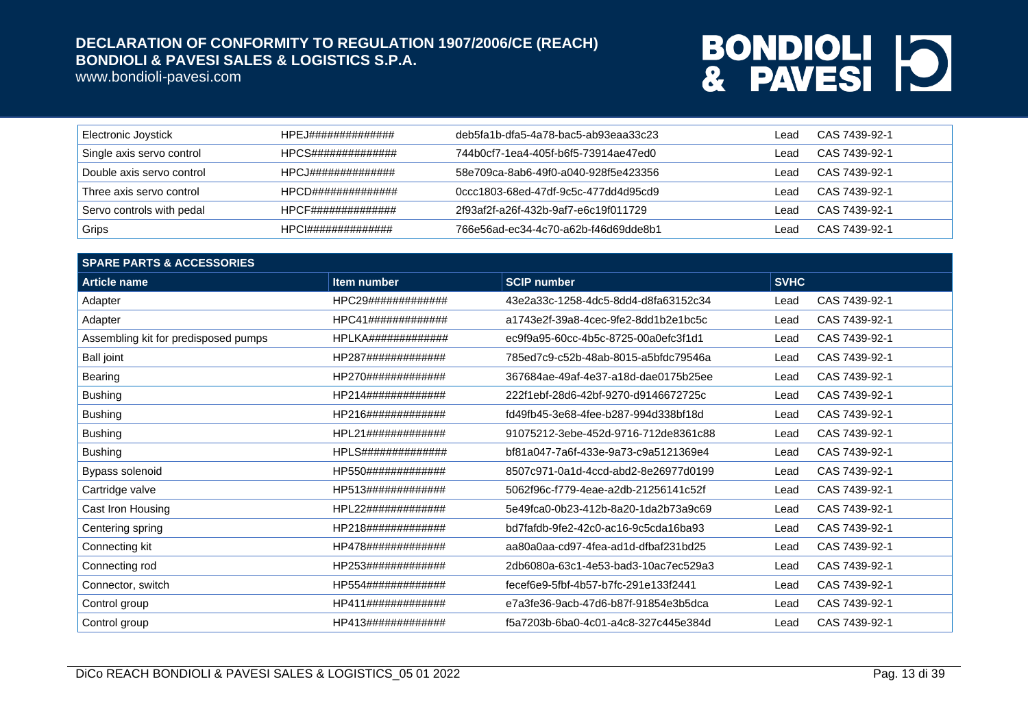| | | | | |
|---|---|---|---|---|
| Electronic Joystick | HPEJ############## | deb5fa1b-dfa5-4a78-bac5-ab93eaa33c23 | Lead | CAS 7439-92-1 |
| Single axis servo control | HPCS############## | 744b0cf7-1ea4-405f-b6f5-73914ae47ed0 | Lead | CAS 7439-92-1 |
| Double axis servo control | HPCJ############## | 58e709ca-8ab6-49f0-a040-928f5e423356 | Lead | CAS 7439-92-1 |
| Three axis servo control | HPCD############## | 0ccc1803-68ed-47df-9c5c-477dd4d95cd9 | Lead | CAS 7439-92-1 |
| Servo controls with pedal | HPCF############## | 2f93af2f-a26f-432b-9af7-e6c19f011729 | Lead | CAS 7439-92-1 |
| Grips | HPCI############## | 766e56ad-ec34-4c70-a62b-f46d69dde8b1 | Lead | CAS 7439-92-1 |

**SPARE PARTS & ACCESSORIES**

| Article name | Item number | SCIP number | SVHC | |
|---|---|---|---|---|
| Adapter | HPC29############# | 43e2a33c-1258-4dc5-8dd4-d8fa63152c34 | Lead | CAS 7439-92-1 |
| Adapter | HPC41############# | a1743e2f-39a8-4cec-9fe2-8dd1b2e1bc5c | Lead | CAS 7439-92-1 |
| Assembling kit for predisposed pumps | HPLKA############# | ec9f9a95-60cc-4b5c-8725-00a0efc3f1d1 | Lead | CAS 7439-92-1 |
| Ball joint | HP287############# | 785ed7c9-c52b-48ab-8015-a5bfdc79546a | Lead | CAS 7439-92-1 |
| Bearing | HP270############# | 367684ae-49af-4e37-a18d-dae0175b25ee | Lead | CAS 7439-92-1 |
| Bushing | HP214############# | 222f1ebf-28d6-42bf-9270-d9146672725c | Lead | CAS 7439-92-1 |
| Bushing | HP216############# | fd49fb45-3e68-4fee-b287-994d338bf18d | Lead | CAS 7439-92-1 |
| Bushing | HPL21############# | 91075212-3ebe-452d-9716-712de8361c88 | Lead | CAS 7439-92-1 |
| Bushing | HPLS############## | bf81a047-7a6f-433e-9a73-c9a5121369e4 | Lead | CAS 7439-92-1 |
| Bypass solenoid | HP550############# | 8507c971-0a1d-4ccd-abd2-8e26977d0199 | Lead | CAS 7439-92-1 |
| Cartridge valve | HP513############# | 5062f96c-f779-4eae-a2db-21256141c52f | Lead | CAS 7439-92-1 |
| Cast Iron Housing | HPL22############# | 5e49fca0-0b23-412b-8a20-1da2b73a9c69 | Lead | CAS 7439-92-1 |
| Centering spring | HP218############# | bd7fafdb-9fe2-42c0-ac16-9c5cda16ba93 | Lead | CAS 7439-92-1 |
| Connecting kit | HP478############# | aa80a0aa-cd97-4fea-ad1d-dfbaf231bd25 | Lead | CAS 7439-92-1 |
| Connecting rod | HP253############# | 2db6080a-63c1-4e53-bad3-10ac7ec529a3 | Lead | CAS 7439-92-1 |
| Connector, switch | HP554############# | fecef6e9-5fbf-4b57-b7fc-291e133f2441 | Lead | CAS 7439-92-1 |
| Control group | HP411############# | e7a3fe36-9acb-47d6-b87f-91854e3b5dca | Lead | CAS 7439-92-1 |
| Control group | HP413############# | f5a7203b-6ba0-4c01-a4c8-327c445e384d | Lead | CAS 7439-92-1 |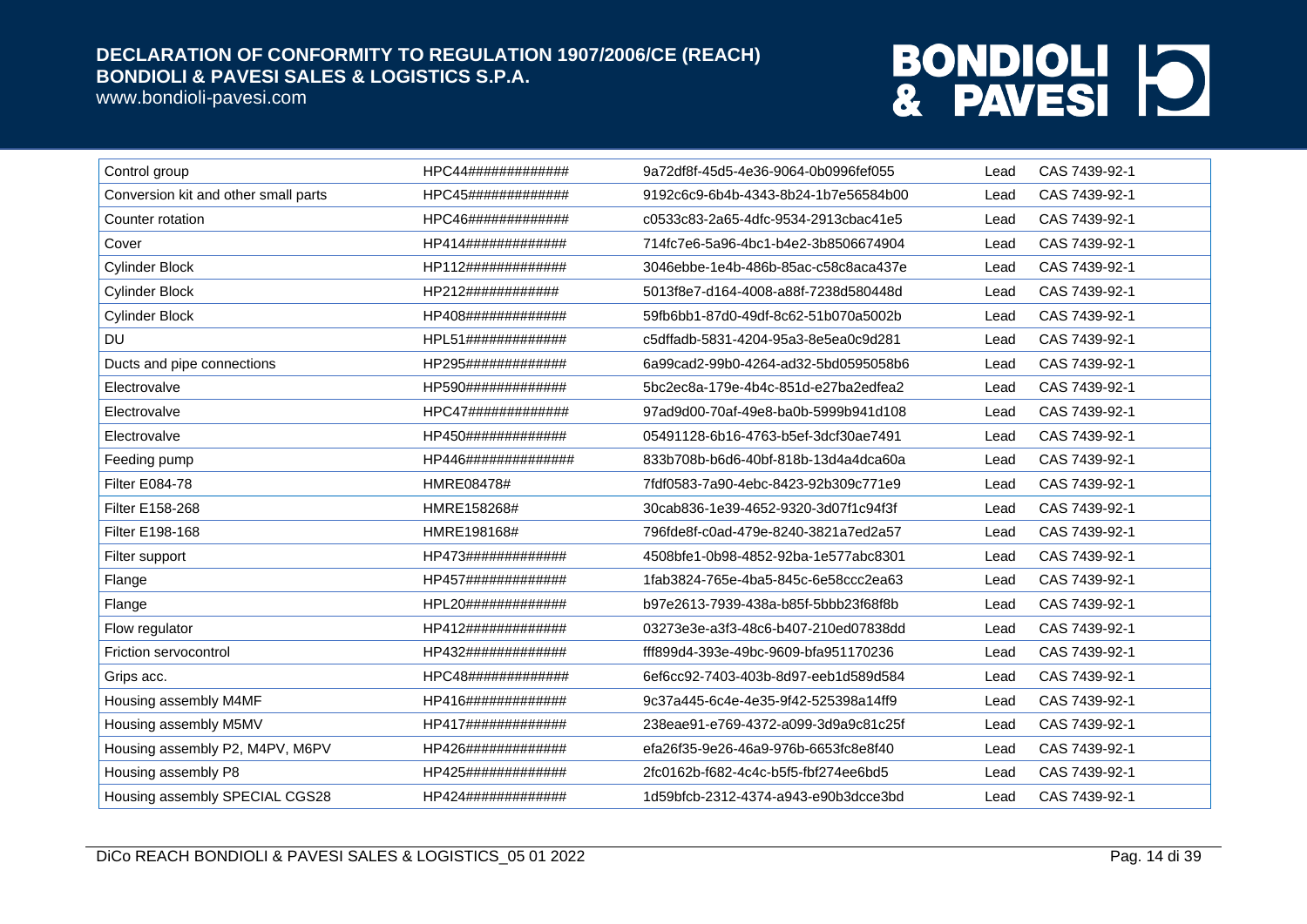| Control group | HPC44############## | 9a72df8f-45d5-4e36-9064-0b0996fef055 | Lead | CAS 7439-92-1 |
|---|---|---|---|---|
| Conversion kit and other small parts | HPC45############## | 9192c6c9-6b4b-4343-8b24-1b7e56584b00 | Lead | CAS 7439-92-1 |
| Counter rotation | HPC46############## | c0533c83-2a65-4dfc-9534-2913cbac41e5 | Lead | CAS 7439-92-1 |
| Cover | HP414############## | 714fc7e6-5a96-4bc1-b4e2-3b8506674904 | Lead | CAS 7439-92-1 |
| Cylinder Block | HP112############## | 3046ebbe-1e4b-486b-85ac-c58c8aca437e | Lead | CAS 7439-92-1 |
| Cylinder Block | HP212############# | 5013f8e7-d164-4008-a88f-7238d580448d | Lead | CAS 7439-92-1 |
| Cylinder Block | HP408############## | 59fb6bb1-87d0-49df-8c62-51b070a5002b | Lead | CAS 7439-92-1 |
| DU | HPL51############## | c5dffadb-5831-4204-95a3-8e5ea0c9d281 | Lead | CAS 7439-92-1 |
| Ducts and pipe connections | HP295############## | 6a99cad2-99b0-4264-ad32-5bd0595058b6 | Lead | CAS 7439-92-1 |
| Electrovalve | HP590############## | 5bc2ec8a-179e-4b4c-851d-e27ba2edfea2 | Lead | CAS 7439-92-1 |
| Electrovalve | HPC47############## | 97ad9d00-70af-49e8-ba0b-5999b941d108 | Lead | CAS 7439-92-1 |
| Electrovalve | HP450############## | 05491128-6b16-4763-b5ef-3dcf30ae7491 | Lead | CAS 7439-92-1 |
| Feeding pump | HP446############### | 833b708b-b6d6-40bf-818b-13d4a4dca60a | Lead | CAS 7439-92-1 |
| Filter E084-78 | HMRE08478# | 7fdf0583-7a90-4ebc-8423-92b309c771e9 | Lead | CAS 7439-92-1 |
| Filter E158-268 | HMRE158268# | 30cab836-1e39-4652-9320-3d07f1c94f3f | Lead | CAS 7439-92-1 |
| Filter E198-168 | HMRE198168# | 796fde8f-c0ad-479e-8240-3821a7ed2a57 | Lead | CAS 7439-92-1 |
| Filter support | HP473############## | 4508bfe1-0b98-4852-92ba-1e577abc8301 | Lead | CAS 7439-92-1 |
| Flange | HP457############## | 1fab3824-765e-4ba5-845c-6e58ccc2ea63 | Lead | CAS 7439-92-1 |
| Flange | HPL20############## | b97e2613-7939-438a-b85f-5bbb23f68f8b | Lead | CAS 7439-92-1 |
| Flow regulator | HP412############## | 03273e3e-a3f3-48c6-b407-210ed07838dd | Lead | CAS 7439-92-1 |
| Friction servocontrol | HP432############## | fff899d4-393e-49bc-9609-bfa951170236 | Lead | CAS 7439-92-1 |
| Grips acc. | HPC48############## | 6ef6cc92-7403-403b-8d97-eeb1d589d584 | Lead | CAS 7439-92-1 |
| Housing assembly M4MF | HP416############## | 9c37a445-6c4e-4e35-9f42-525398a14ff9 | Lead | CAS 7439-92-1 |
| Housing assembly M5MV | HP417############## | 238eae91-e769-4372-a099-3d9a9c81c25f | Lead | CAS 7439-92-1 |
| Housing assembly P2, M4PV, M6PV | HP426############## | efa26f35-9e26-46a9-976b-6653fc8e8f40 | Lead | CAS 7439-92-1 |
| Housing assembly P8 | HP425############## | 2fc0162b-f682-4c4c-b5f5-fbf274ee6bd5 | Lead | CAS 7439-92-1 |
| Housing assembly SPECIAL CGS28 | HP424############## | 1d59bfcb-2312-4374-a943-e90b3dcce3bd | Lead | CAS 7439-92-1 |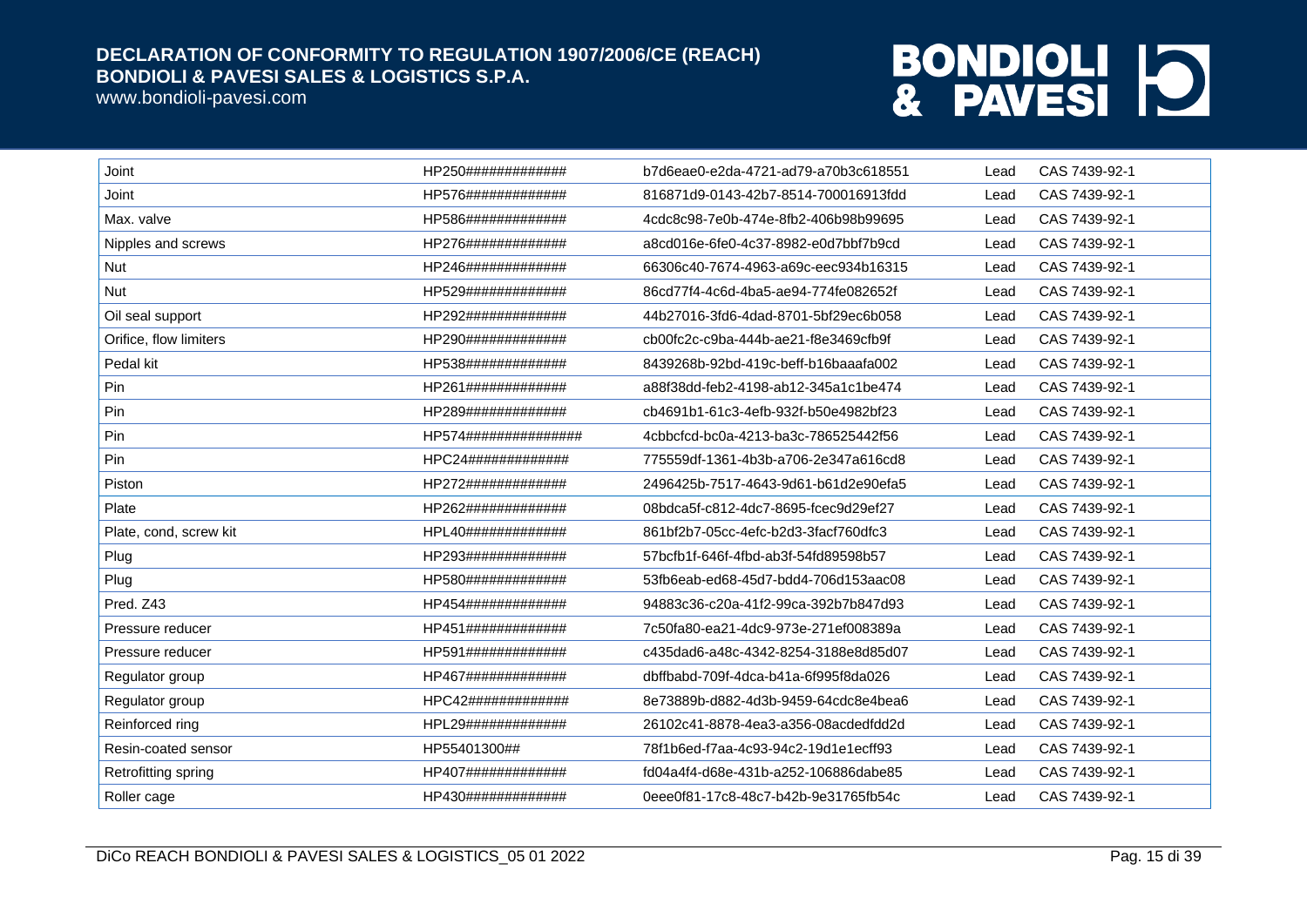| Joint | HP250############# | b7d6eae0-e2da-4721-ad79-a70b3c618551 | Lead | CAS 7439-92-1 |
|---|---|---|---|---|
| Joint | HP576############# | 816871d9-0143-42b7-8514-700016913fdd | Lead | CAS 7439-92-1 |
| Max. valve | HP586############# | 4cdc8c98-7e0b-474e-8fb2-406b98b99695 | Lead | CAS 7439-92-1 |
| Nipples and screws | HP276############# | a8cd016e-6fe0-4c37-8982-e0d7bbf7b9cd | Lead | CAS 7439-92-1 |
| Nut | HP246############# | 66306c40-7674-4963-a69c-eec934b16315 | Lead | CAS 7439-92-1 |
| Nut | HP529############# | 86cd77f4-4c6d-4ba5-ae94-774fe082652f | Lead | CAS 7439-92-1 |
| Oil seal support | HP292############# | 44b27016-3fd6-4dad-8701-5bf29ec6b058 | Lead | CAS 7439-92-1 |
| Orifice, flow limiters | HP290############# | cb00fc2c-c9ba-444b-ae21-f8e3469cfb9f | Lead | CAS 7439-92-1 |
| Pedal kit | HP538############# | 8439268b-92bd-419c-beff-b16baaafa002 | Lead | CAS 7439-92-1 |
| Pin | HP261############# | a88f38dd-feb2-4198-ab12-345a1c1be474 | Lead | CAS 7439-92-1 |
| Pin | HP289############# | cb4691b1-61c3-4efb-932f-b50e4982bf23 | Lead | CAS 7439-92-1 |
| Pin | HP574############### | 4cbbcfcd-bc0a-4213-ba3c-786525442f56 | Lead | CAS 7439-92-1 |
| Pin | HPC24############# | 775559df-1361-4b3b-a706-2e347a616cd8 | Lead | CAS 7439-92-1 |
| Piston | HP272############# | 2496425b-7517-4643-9d61-b61d2e90efa5 | Lead | CAS 7439-92-1 |
| Plate | HP262############# | 08bdca5f-c812-4dc7-8695-fcec9d29ef27 | Lead | CAS 7439-92-1 |
| Plate, cond, screw kit | HPL40############# | 861bf2b7-05cc-4efc-b2d3-3facf760dfc3 | Lead | CAS 7439-92-1 |
| Plug | HP293############# | 57bcfb1f-646f-4fbd-ab3f-54fd89598b57 | Lead | CAS 7439-92-1 |
| Plug | HP580############# | 53fb6eab-ed68-45d7-bdd4-706d153aac08 | Lead | CAS 7439-92-1 |
| Pred. Z43 | HP454############# | 94883c36-c20a-41f2-99ca-392b7b847d93 | Lead | CAS 7439-92-1 |
| Pressure reducer | HP451############# | 7c50fa80-ea21-4dc9-973e-271ef008389a | Lead | CAS 7439-92-1 |
| Pressure reducer | HP591############# | c435dad6-a48c-4342-8254-3188e8d85d07 | Lead | CAS 7439-92-1 |
| Regulator group | HP467############# | dbffbabd-709f-4dca-b41a-6f995f8da026 | Lead | CAS 7439-92-1 |
| Regulator group | HPC42############# | 8e73889b-d882-4d3b-9459-64cdc8e4bea6 | Lead | CAS 7439-92-1 |
| Reinforced ring | HPL29############# | 26102c41-8878-4ea3-a356-08acdedfdd2d | Lead | CAS 7439-92-1 |
| Resin-coated sensor | HP55401300## | 78f1b6ed-f7aa-4c93-94c2-19d1e1ecff93 | Lead | CAS 7439-92-1 |
| Retrofitting spring | HP407############# | fd04a4f4-d68e-431b-a252-106886dabe85 | Lead | CAS 7439-92-1 |
| Roller cage | HP430############# | 0eee0f81-17c8-48c7-b42b-9e31765fb54c | Lead | CAS 7439-92-1 |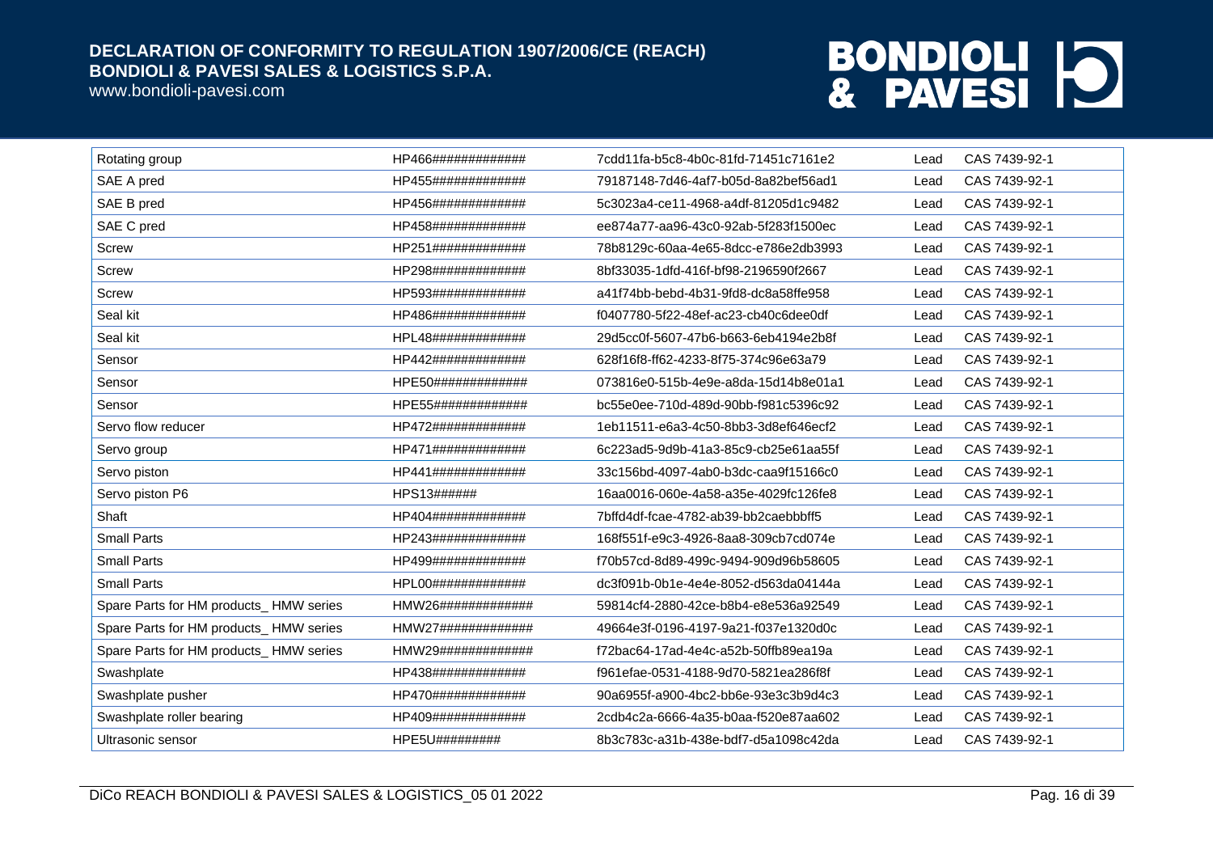| | | | | |
|---|---|---|---|---|
| Rotating group | HP466############## | 7cdd11fa-b5c8-4b0c-81fd-71451c7161e2 | Lead | CAS 7439-92-1 |
| SAE A pred | HP455############## | 79187148-7d46-4af7-b05d-8a82bef56ad1 | Lead | CAS 7439-92-1 |
| SAE B pred | HP456############## | 5c3023a4-ce11-4968-a4df-81205d1c9482 | Lead | CAS 7439-92-1 |
| SAE C pred | HP458############## | ee874a77-aa96-43c0-92ab-5f283f1500ec | Lead | CAS 7439-92-1 |
| Screw | HP251############## | 78b8129c-60aa-4e65-8dcc-e786e2db3993 | Lead | CAS 7439-92-1 |
| Screw | HP298############## | 8bf33035-1dfd-416f-bf98-2196590f2667 | Lead | CAS 7439-92-1 |
| Screw | HP593############## | a41f74bb-bebd-4b31-9fd8-dc8a58ffe958 | Lead | CAS 7439-92-1 |
| Seal kit | HP486############## | f0407780-5f22-48ef-ac23-cb40c6dee0df | Lead | CAS 7439-92-1 |
| Seal kit | HPL48############## | 29d5cc0f-5607-47b6-b663-6eb4194e2b8f | Lead | CAS 7439-92-1 |
| Sensor | HP442############## | 628f16f8-ff62-4233-8f75-374c96e63a79 | Lead | CAS 7439-92-1 |
| Sensor | HPE50############## | 073816e0-515b-4e9e-a8da-15d14b8e01a1 | Lead | CAS 7439-92-1 |
| Sensor | HPE55############## | bc55e0ee-710d-489d-90bb-f981c5396c92 | Lead | CAS 7439-92-1 |
| Servo flow reducer | HP472############## | 1eb11511-e6a3-4c50-8bb3-3d8ef646ecf2 | Lead | CAS 7439-92-1 |
| Servo group | HP471############## | 6c223ad5-9d9b-41a3-85c9-cb25e61aa55f | Lead | CAS 7439-92-1 |
| Servo piston | HP441############## | 33c156bd-4097-4ab0-b3dc-caa9f15166c0 | Lead | CAS 7439-92-1 |
| Servo piston P6 | HPS13###### | 16aa0016-060e-4a58-a35e-4029fc126fe8 | Lead | CAS 7439-92-1 |
| Shaft | HP404############## | 7bffd4df-fcae-4782-ab39-bb2caebbbff5 | Lead | CAS 7439-92-1 |
| Small Parts | HP243############## | 168f551f-e9c3-4926-8aa8-309cb7cd074e | Lead | CAS 7439-92-1 |
| Small Parts | HP499############## | f70b57cd-8d89-499c-9494-909d96b58605 | Lead | CAS 7439-92-1 |
| Small Parts | HPL00############## | dc3f091b-0b1e-4e4e-8052-d563da04144a | Lead | CAS 7439-92-1 |
| Spare Parts for HM products_ HMW series | HMW26############## | 59814cf4-2880-42ce-b8b4-e8e536a92549 | Lead | CAS 7439-92-1 |
| Spare Parts for HM products_ HMW series | HMW27############## | 49664e3f-0196-4197-9a21-f037e1320d0c | Lead | CAS 7439-92-1 |
| Spare Parts for HM products_ HMW series | HMW29############## | f72bac64-17ad-4e4c-a52b-50ffb89ea19a | Lead | CAS 7439-92-1 |
| Swashplate | HP438############## | f961efae-0531-4188-9d70-5821ea286f8f | Lead | CAS 7439-92-1 |
| Swashplate pusher | HP470############## | 90a6955f-a900-4bc2-bb6e-93e3c3b9d4c3 | Lead | CAS 7439-92-1 |
| Swashplate roller bearing | HP409############## | 2cdb4c2a-6666-4a35-b0aa-f520e87aa602 | Lead | CAS 7439-92-1 |
| Ultrasonic sensor | HPE5U######### | 8b3c783c-a31b-438e-bdf7-d5a1098c42da | Lead | CAS 7439-92-1 |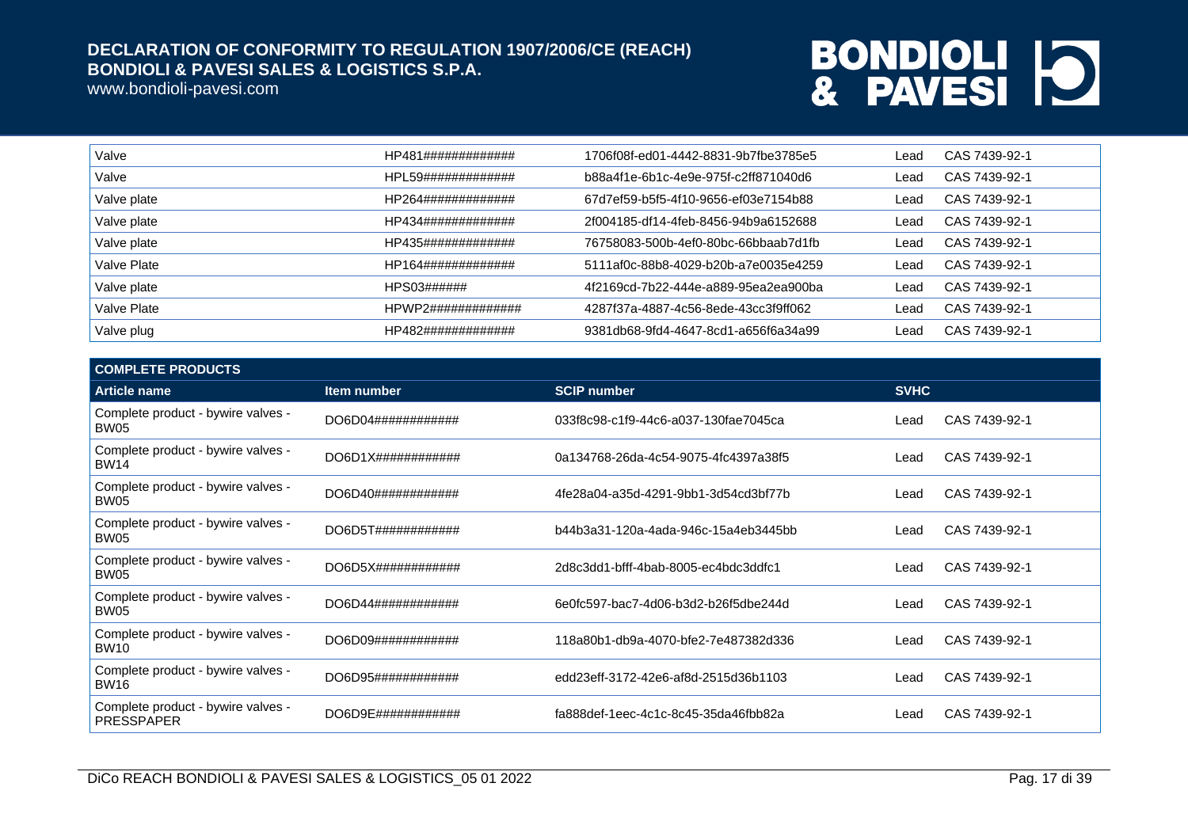| | | | | |
|---|---|---|---|---|
| Valve | HP481############# | 1706f08f-ed01-4442-8831-9b7fbe3785e5 | Lead | CAS 7439-92-1 |
| Valve | HPL59############# | b88a4f1e-6b1c-4e9e-975f-c2ff871040d6 | Lead | CAS 7439-92-1 |
| Valve plate | HP264############# | 67d7ef59-b5f5-4f10-9656-ef03e7154b88 | Lead | CAS 7439-92-1 |
| Valve plate | HP434############# | 2f004185-df14-4feb-8456-94b9a6152688 | Lead | CAS 7439-92-1 |
| Valve plate | HP435############# | 76758083-500b-4ef0-80bc-66bbaab7d1fb | Lead | CAS 7439-92-1 |
| Valve Plate | HP164############# | 5111af0c-88b8-4029-b20b-a7e0035e4259 | Lead | CAS 7439-92-1 |
| Valve plate | HPS03###### | 4f2169cd-7b22-444e-a889-95ea2ea900ba | Lead | CAS 7439-92-1 |
| Valve Plate | HPWP2############# | 4287f37a-4887-4c56-8ede-43cc3f9ff062 | Lead | CAS 7439-92-1 |
| Valve plug | HP482############# | 9381db68-9fd4-4647-8cd1-a656f6a34a99 | Lead | CAS 7439-92-1 |

**COMPLETE PRODUCTS**

| Article name | Item number | SCIP number | SVHC | |
|---|---|---|---|---|
| Complete product - bywire valves - BW05 | DO6D04############ | 033f8c98-c1f9-44c6-a037-130fae7045ca | Lead | CAS 7439-92-1 |
| Complete product - bywire valves - BW14 | DO6D1X############ | 0a134768-26da-4c54-9075-4fc4397a38f5 | Lead | CAS 7439-92-1 |
| Complete product - bywire valves - BW05 | DO6D40############ | 4fe28a04-a35d-4291-9bb1-3d54cd3bf77b | Lead | CAS 7439-92-1 |
| Complete product - bywire valves - BW05 | DO6D5T############ | b44b3a31-120a-4ada-946c-15a4eb3445bb | Lead | CAS 7439-92-1 |
| Complete product - bywire valves - BW05 | DO6D5X############ | 2d8c3dd1-bfff-4bab-8005-ec4bdc3ddfc1 | Lead | CAS 7439-92-1 |
| Complete product - bywire valves - BW05 | DO6D44############ | 6e0fc597-bac7-4d06-b3d2-b26f5dbe244d | Lead | CAS 7439-92-1 |
| Complete product - bywire valves - BW10 | DO6D09############ | 118a80b1-db9a-4070-bfe2-7e487382d336 | Lead | CAS 7439-92-1 |
| Complete product - bywire valves - BW16 | DO6D95############ | edd23eff-3172-42e6-af8d-2515d36b1103 | Lead | CAS 7439-92-1 |
| Complete product - bywire valves - PRESSPAPER | DO6D9E############ | fa888def-1eec-4c1c-8c45-35da46fbb82a | Lead | CAS 7439-92-1 |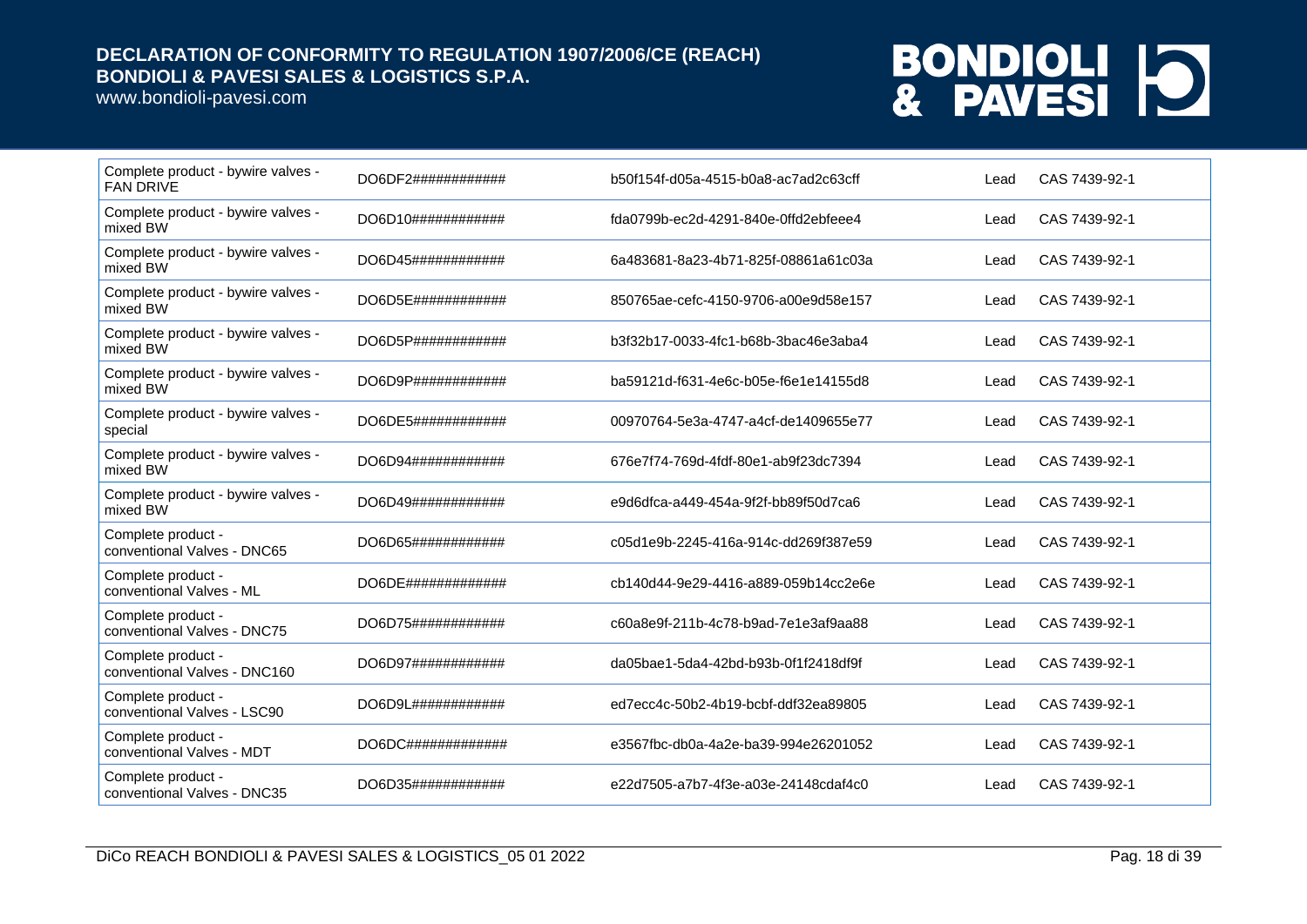| | | | | |
|---|---|---|---|---|
| Complete product - bywire valves - FAN DRIVE | DO6DF2############ | b50f154f-d05a-4515-b0a8-ac7ad2c63cff | Lead | CAS 7439-92-1 |
| Complete product - bywire valves - mixed BW | DO6D10############ | fda0799b-ec2d-4291-840e-0ffd2ebfeee4 | Lead | CAS 7439-92-1 |
| Complete product - bywire valves - mixed BW | DO6D45############ | 6a483681-8a23-4b71-825f-08861a61c03a | Lead | CAS 7439-92-1 |
| Complete product - bywire valves - mixed BW | DO6D5E############ | 850765ae-cefc-4150-9706-a00e9d58e157 | Lead | CAS 7439-92-1 |
| Complete product - bywire valves - mixed BW | DO6D5P############ | b3f32b17-0033-4fc1-b68b-3bac46e3aba4 | Lead | CAS 7439-92-1 |
| Complete product - bywire valves - mixed BW | DO6D9P############ | ba59121d-f631-4e6c-b05e-f6e1e14155d8 | Lead | CAS 7439-92-1 |
| Complete product - bywire valves - special | DO6DE5############ | 00970764-5e3a-4747-a4cf-de1409655e77 | Lead | CAS 7439-92-1 |
| Complete product - bywire valves - mixed BW | DO6D94############ | 676e7f74-769d-4fdf-80e1-ab9f23dc7394 | Lead | CAS 7439-92-1 |
| Complete product - bywire valves - mixed BW | DO6D49############ | e9d6dfca-a449-454a-9f2f-bb89f50d7ca6 | Lead | CAS 7439-92-1 |
| Complete product - conventional Valves - DNC65 | DO6D65############ | c05d1e9b-2245-416a-914c-dd269f387e59 | Lead | CAS 7439-92-1 |
| Complete product - conventional Valves - ML | DO6DE############# | cb140d44-9e29-4416-a889-059b14cc2e6e | Lead | CAS 7439-92-1 |
| Complete product - conventional Valves - DNC75 | DO6D75############ | c60a8e9f-211b-4c78-b9ad-7e1e3af9aa88 | Lead | CAS 7439-92-1 |
| Complete product - conventional Valves - DNC160 | DO6D97############ | da05bae1-5da4-42bd-b93b-0f1f2418df9f | Lead | CAS 7439-92-1 |
| Complete product - conventional Valves - LSC90 | DO6D9L############ | ed7ecc4c-50b2-4b19-bcbf-ddf32ea89805 | Lead | CAS 7439-92-1 |
| Complete product - conventional Valves - MDT | DO6DC############# | e3567fbc-db0a-4a2e-ba39-994e26201052 | Lead | CAS 7439-92-1 |
| Complete product - conventional Valves - DNC35 | DO6D35############ | e22d7505-a7b7-4f3e-a03e-24148cdaf4c0 | Lead | CAS 7439-92-1 |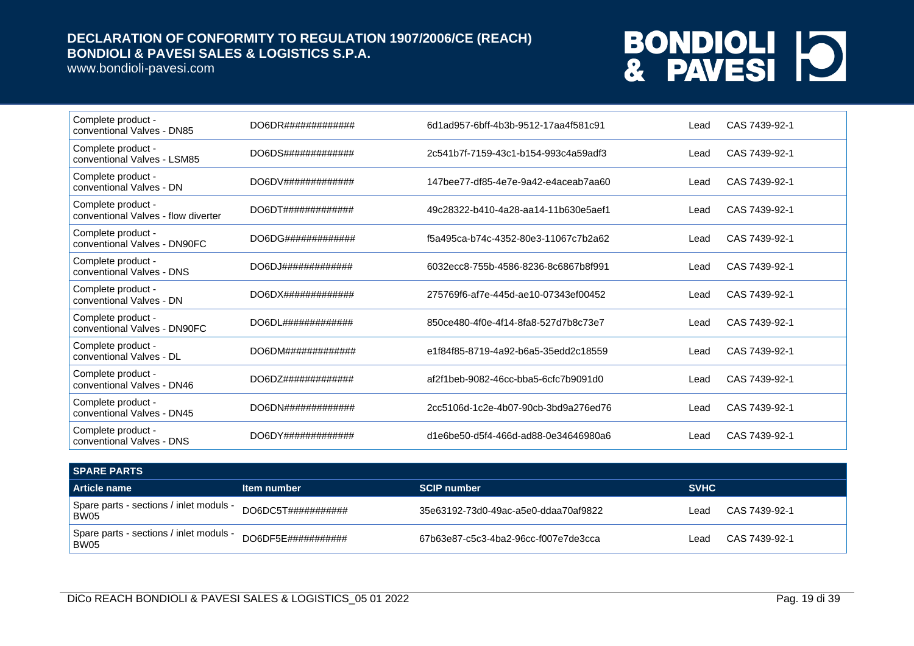| | | | | |
|---|---|---|---|---|
| Complete product - conventional Valves - DN85 | DO6DR############# | 6d1ad957-6bff-4b3b-9512-17aa4f581c91 | Lead | CAS 7439-92-1 |
| Complete product - conventional Valves - LSM85 | DO6DS############# | 2c541b7f-7159-43c1-b154-993c4a59adf3 | Lead | CAS 7439-92-1 |
| Complete product - conventional Valves - DN | DO6DV############# | 147bee77-df85-4e7e-9a42-e4aceab7aa60 | Lead | CAS 7439-92-1 |
| Complete product - conventional Valves - flow diverter | DO6DT############# | 49c28322-b410-4a28-aa14-11b630e5aef1 | Lead | CAS 7439-92-1 |
| Complete product - conventional Valves - DN90FC | DO6DG############# | f5a495ca-b74c-4352-80e3-11067c7b2a62 | Lead | CAS 7439-92-1 |
| Complete product - conventional Valves - DNS | DO6DJ############# | 6032ecc8-755b-4586-8236-8c6867b8f991 | Lead | CAS 7439-92-1 |
| Complete product - conventional Valves - DN | DO6DX############# | 275769f6-af7e-445d-ae10-07343ef00452 | Lead | CAS 7439-92-1 |
| Complete product - conventional Valves - DN90FC | DO6DL############# | 850ce480-4f0e-4f14-8fa8-527d7b8c73e7 | Lead | CAS 7439-92-1 |
| Complete product - conventional Valves - DL | DO6DM############# | e1f84f85-8719-4a92-b6a5-35edd2c18559 | Lead | CAS 7439-92-1 |
| Complete product - conventional Valves - DN46 | DO6DZ############# | af2f1beb-9082-46cc-bba5-6cfc7b9091d0 | Lead | CAS 7439-92-1 |
| Complete product - conventional Valves - DN45 | DO6DN############# | 2cc5106d-1c2e-4b07-90cb-3bd9a276ed76 | Lead | CAS 7439-92-1 |
| Complete product - conventional Valves - DNS | DO6DY############# | d1e6be50-d5f4-466d-ad88-0e34646980a6 | Lead | CAS 7439-92-1 |

**SPARE PARTS**

| Article name | Item number | SCIP number | SVHC | |
|---|---|---|---|---|
| Spare parts - sections / inlet modules - BW05 | DO6DC5T########### | 35e63192-73d0-49ac-a5e0-ddaa70af9822 | Lead | CAS 7439-92-1 |
| Spare parts - sections / inlet modules - BW05 | DO6DF5E########### | 67b63e87-c5c3-4ba2-96cc-f007e7de3cca | Lead | CAS 7439-92-1 |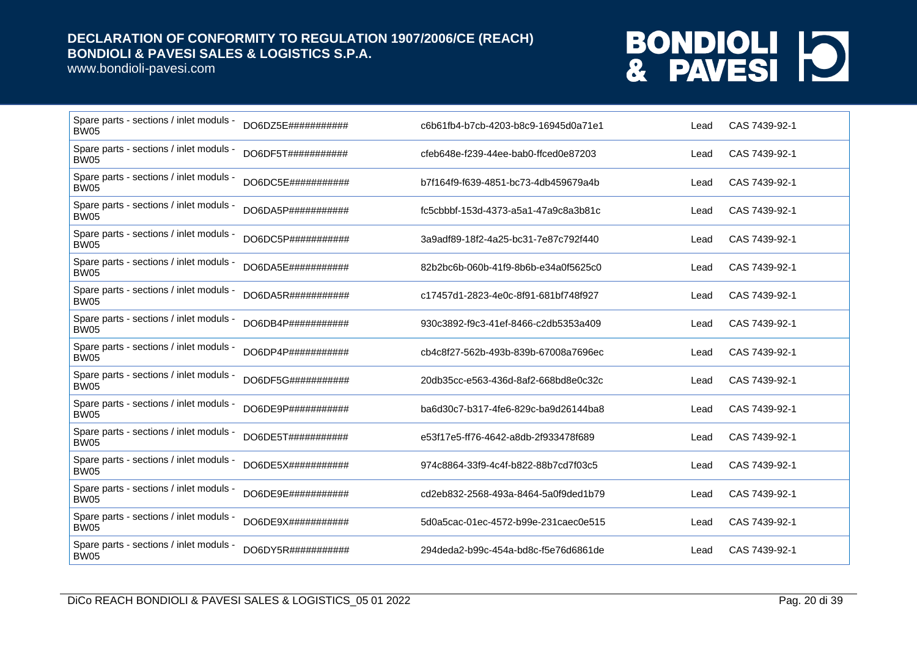| | | | | |
|---|---|---|---|---|
| Spare parts - sections / inlet moduls - BW05 | DO6DZ5E########### | c6b61fb4-b7cb-4203-b8c9-16945d0a71e1 | Lead | CAS 7439-92-1 |
| Spare parts - sections / inlet moduls - BW05 | DO6DF5T########### | cfeb648e-f239-44ee-bab0-ffced0e87203 | Lead | CAS 7439-92-1 |
| Spare parts - sections / inlet moduls - BW05 | DO6DC5E########### | b7f164f9-f639-4851-bc73-4db459679a4b | Lead | CAS 7439-92-1 |
| Spare parts - sections / inlet moduls - BW05 | DO6DA5P########### | fc5cbbbf-153d-4373-a5a1-47a9c8a3b81c | Lead | CAS 7439-92-1 |
| Spare parts - sections / inlet moduls - BW05 | DO6DC5P########### | 3a9adf89-18f2-4a25-bc31-7e87c792f440 | Lead | CAS 7439-92-1 |
| Spare parts - sections / inlet moduls - BW05 | DO6DA5E########### | 82b2bc6b-060b-41f9-8b6b-e34a0f5625c0 | Lead | CAS 7439-92-1 |
| Spare parts - sections / inlet moduls - BW05 | DO6DA5R########### | c17457d1-2823-4e0c-8f91-681bf748f927 | Lead | CAS 7439-92-1 |
| Spare parts - sections / inlet moduls - BW05 | DO6DB4P########### | 930c3892-f9c3-41ef-8466-c2db5353a409 | Lead | CAS 7439-92-1 |
| Spare parts - sections / inlet moduls - BW05 | DO6DP4P########### | cb4c8f27-562b-493b-839b-67008a7696ec | Lead | CAS 7439-92-1 |
| Spare parts - sections / inlet moduls - BW05 | DO6DF5G########### | 20db35cc-e563-436d-8af2-668bd8e0c32c | Lead | CAS 7439-92-1 |
| Spare parts - sections / inlet moduls - BW05 | DO6DE9P########### | ba6d30c7-b317-4fe6-829c-ba9d26144ba8 | Lead | CAS 7439-92-1 |
| Spare parts - sections / inlet moduls - BW05 | DO6DE5T########### | e53f17e5-ff76-4642-a8db-2f933478f689 | Lead | CAS 7439-92-1 |
| Spare parts - sections / inlet moduls - BW05 | DO6DE5X########### | 974c8864-33f9-4c4f-b822-88b7cd7f03c5 | Lead | CAS 7439-92-1 |
| Spare parts - sections / inlet moduls - BW05 | DO6DE9E########### | cd2eb832-2568-493a-8464-5a0f9ded1b79 | Lead | CAS 7439-92-1 |
| Spare parts - sections / inlet moduls - BW05 | DO6DE9X########### | 5d0a5cac-01ec-4572-b99e-231caec0e515 | Lead | CAS 7439-92-1 |
| Spare parts - sections / inlet moduls - BW05 | DO6DY5R########### | 294deda2-b99c-454a-bd8c-f5e76d6861de | Lead | CAS 7439-92-1 |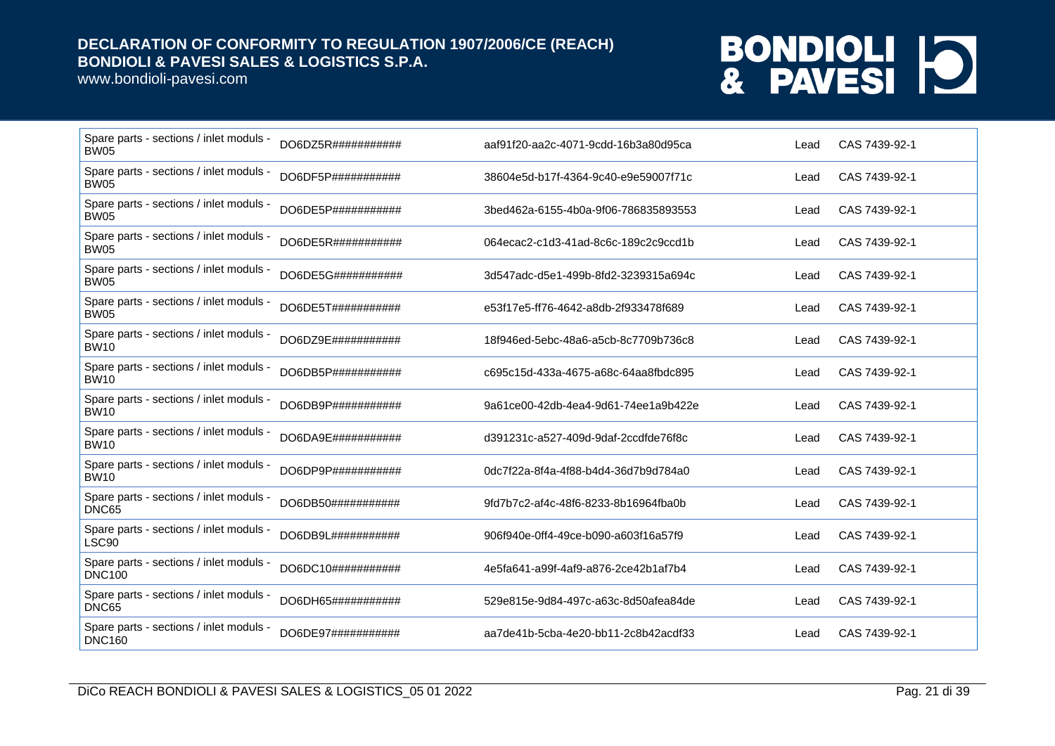| | | | | |
|---|---|---|---|---|
| Spare parts - sections / inlet moduls - BW05 | DO6DZ5R########### | aaf91f20-aa2c-4071-9cdd-16b3a80d95ca | Lead | CAS 7439-92-1 |
| Spare parts - sections / inlet moduls - BW05 | DO6DF5P########### | 38604e5d-b17f-4364-9c40-e9e59007f71c | Lead | CAS 7439-92-1 |
| Spare parts - sections / inlet moduls - BW05 | DO6DE5P########### | 3bed462a-6155-4b0a-9f06-786835893553 | Lead | CAS 7439-92-1 |
| Spare parts - sections / inlet moduls - BW05 | DO6DE5R########### | 064ecac2-c1d3-41ad-8c6c-189c2c9ccd1b | Lead | CAS 7439-92-1 |
| Spare parts - sections / inlet moduls - BW05 | DO6DE5G########### | 3d547adc-d5e1-499b-8fd2-3239315a694c | Lead | CAS 7439-92-1 |
| Spare parts - sections / inlet moduls - BW05 | DO6DE5T########### | e53f17e5-ff76-4642-a8db-2f933478f689 | Lead | CAS 7439-92-1 |
| Spare parts - sections / inlet moduls - BW10 | DO6DZ9E########### | 18f946ed-5ebc-48a6-a5cb-8c7709b736c8 | Lead | CAS 7439-92-1 |
| Spare parts - sections / inlet moduls - BW10 | DO6DB5P########### | c695c15d-433a-4675-a68c-64aa8fbdc895 | Lead | CAS 7439-92-1 |
| Spare parts - sections / inlet moduls - BW10 | DO6DB9P########### | 9a61ce00-42db-4ea4-9d61-74ee1a9b422e | Lead | CAS 7439-92-1 |
| Spare parts - sections / inlet moduls - BW10 | DO6DA9E########### | d391231c-a527-409d-9daf-2ccdfde76f8c | Lead | CAS 7439-92-1 |
| Spare parts - sections / inlet moduls - BW10 | DO6DP9P########### | 0dc7f22a-8f4a-4f88-b4d4-36d7b9d784a0 | Lead | CAS 7439-92-1 |
| Spare parts - sections / inlet moduls - DNC65 | DO6DB50########### | 9fd7b7c2-af4c-48f6-8233-8b16964fba0b | Lead | CAS 7439-92-1 |
| Spare parts - sections / inlet moduls - LSC90 | DO6DB9L########### | 906f940e-0ff4-49ce-b090-a603f16a57f9 | Lead | CAS 7439-92-1 |
| Spare parts - sections / inlet moduls - DNC100 | DO6DC10########### | 4e5fa641-a99f-4af9-a876-2ce42b1af7b4 | Lead | CAS 7439-92-1 |
| Spare parts - sections / inlet moduls - DNC65 | DO6DH65########### | 529e815e-9d84-497c-a63c-8d50afea84de | Lead | CAS 7439-92-1 |
| Spare parts - sections / inlet moduls - DNC160 | DO6DE97########### | aa7de41b-5cba-4e20-bb11-2c8b42acdf33 | Lead | CAS 7439-92-1 |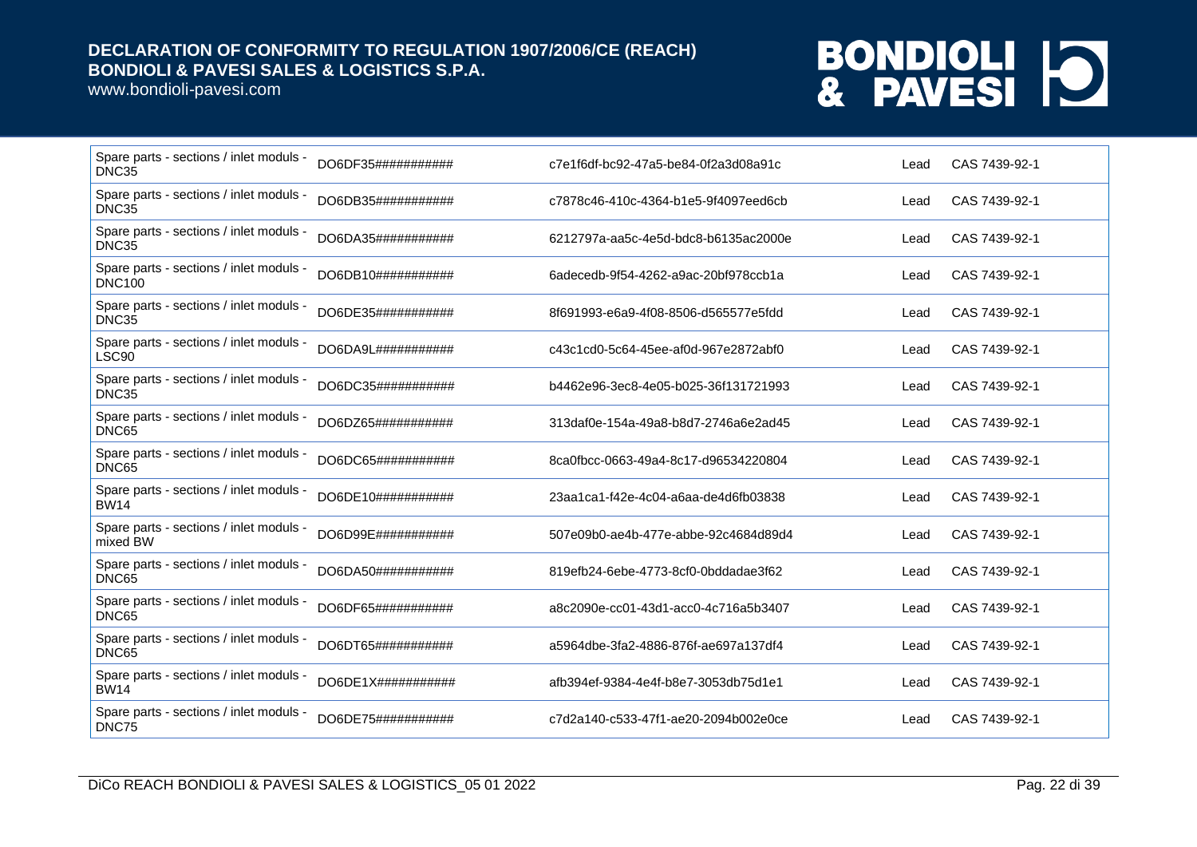| | | | | |
|---|---|---|---|---|
| Spare parts - sections / inlet moduls - DNC35 | DO6DF35########### | c7e1f6df-bc92-47a5-be84-0f2a3d08a91c | Lead | CAS 7439-92-1 |
| Spare parts - sections / inlet moduls - DNC35 | DO6DB35########### | c7878c46-410c-4364-b1e5-9f4097eed6cb | Lead | CAS 7439-92-1 |
| Spare parts - sections / inlet moduls - DNC35 | DO6DA35########### | 6212797a-aa5c-4e5d-bdc8-b6135ac2000e | Lead | CAS 7439-92-1 |
| Spare parts - sections / inlet moduls - DNC100 | DO6DB10########### | 6adecedb-9f54-4262-a9ac-20bf978ccb1a | Lead | CAS 7439-92-1 |
| Spare parts - sections / inlet moduls - DNC35 | DO6DE35########### | 8f691993-e6a9-4f08-8506-d565577e5fdd | Lead | CAS 7439-92-1 |
| Spare parts - sections / inlet moduls - LSC90 | DO6DA9L########### | c43c1cd0-5c64-45ee-af0d-967e2872abf0 | Lead | CAS 7439-92-1 |
| Spare parts - sections / inlet moduls - DNC35 | DO6DC35########### | b4462e96-3ec8-4e05-b025-36f131721993 | Lead | CAS 7439-92-1 |
| Spare parts - sections / inlet moduls - DNC65 | DO6DZ65########### | 313daf0e-154a-49a8-b8d7-2746a6e2ad45 | Lead | CAS 7439-92-1 |
| Spare parts - sections / inlet moduls - DNC65 | DO6DC65########### | 8ca0fbcc-0663-49a4-8c17-d96534220804 | Lead | CAS 7439-92-1 |
| Spare parts - sections / inlet moduls - BW14 | DO6DE10########### | 23aa1ca1-f42e-4c04-a6aa-de4d6fb03838 | Lead | CAS 7439-92-1 |
| Spare parts - sections / inlet moduls - mixed BW | DO6D99E########### | 507e09b0-ae4b-477e-abbe-92c4684d89d4 | Lead | CAS 7439-92-1 |
| Spare parts - sections / inlet moduls - DNC65 | DO6DA50########### | 819efb24-6ebe-4773-8cf0-0bddadae3f62 | Lead | CAS 7439-92-1 |
| Spare parts - sections / inlet moduls - DNC65 | DO6DF65########### | a8c2090e-cc01-43d1-acc0-4c716a5b3407 | Lead | CAS 7439-92-1 |
| Spare parts - sections / inlet moduls - DNC65 | DO6DT65########### | a5964dbe-3fa2-4886-876f-ae697a137df4 | Lead | CAS 7439-92-1 |
| Spare parts - sections / inlet moduls - BW14 | DO6DE1X########### | afb394ef-9384-4e4f-b8e7-3053db75d1e1 | Lead | CAS 7439-92-1 |
| Spare parts - sections / inlet moduls - DNC75 | DO6DE75########### | c7d2a140-c533-47f1-ae20-2094b002e0ce | Lead | CAS 7439-92-1 |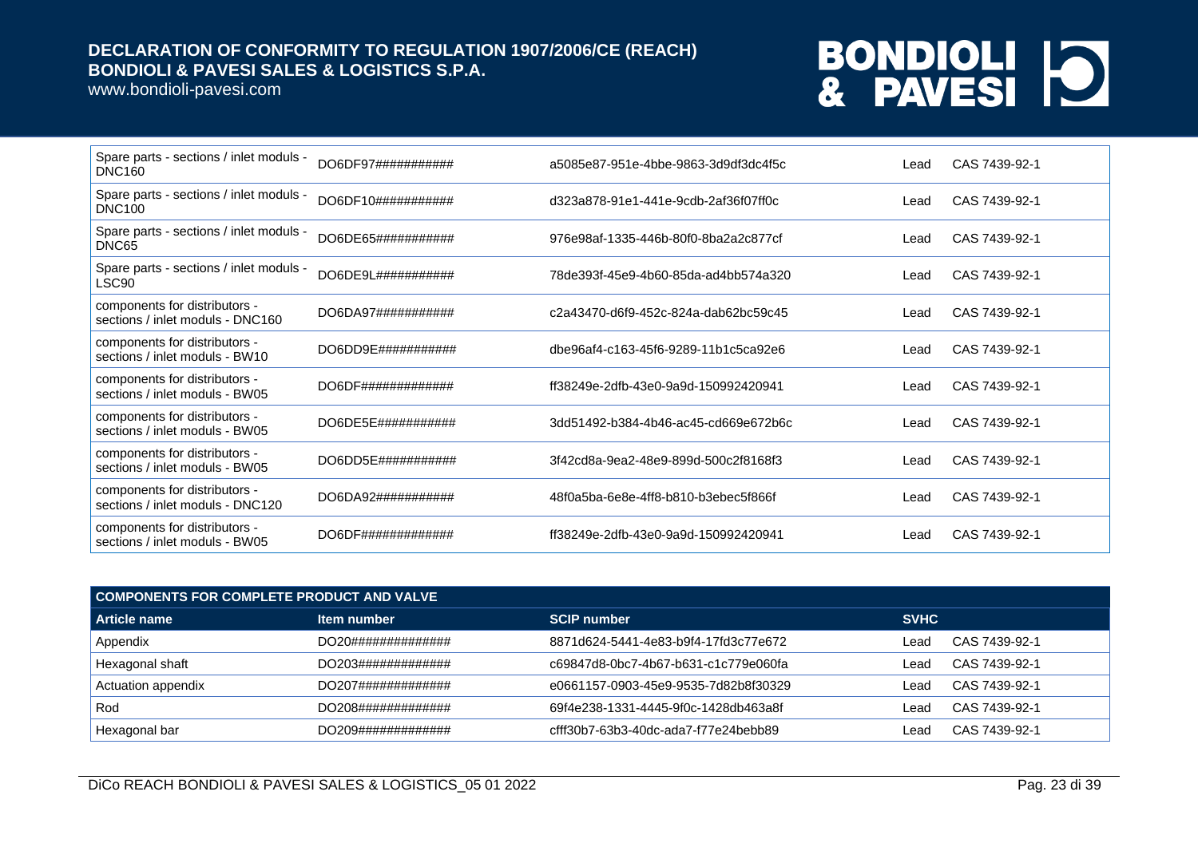| | | | | |
|---|---|---|---|---|
| Spare parts - sections / inlet moduls - DNC160 | DO6DF97########### | a5085e87-951e-4bbe-9863-3d9df3dc4f5c | Lead | CAS 7439-92-1 |
| Spare parts - sections / inlet moduls - DNC100 | DO6DF10########### | d323a878-91e1-441e-9cdb-2af36f07ff0c | Lead | CAS 7439-92-1 |
| Spare parts - sections / inlet moduls - DNC65 | DO6DE65########### | 976e98af-1335-446b-80f0-8ba2a2c877cf | Lead | CAS 7439-92-1 |
| Spare parts - sections / inlet moduls - LSC90 | DO6DE9L########### | 78de393f-45e9-4b60-85da-ad4bb574a320 | Lead | CAS 7439-92-1 |
| components for distributors - sections / inlet moduls - DNC160 | DO6DA97########### | c2a43470-d6f9-452c-824a-dab62bc59c45 | Lead | CAS 7439-92-1 |
| components for distributors - sections / inlet moduls - BW10 | DO6DD9E########### | dbe96af4-c163-45f6-9289-11b1c5ca92e6 | Lead | CAS 7439-92-1 |
| components for distributors - sections / inlet moduls - BW05 | DO6DF############# | ff38249e-2dfb-43e0-9a9d-150992420941 | Lead | CAS 7439-92-1 |
| components for distributors - sections / inlet moduls - BW05 | DO6DE5E########### | 3dd51492-b384-4b46-ac45-cd669e672b6c | Lead | CAS 7439-92-1 |
| components for distributors - sections / inlet moduls - BW05 | DO6DD5E########### | 3f42cd8a-9ea2-48e9-899d-500c2f8168f3 | Lead | CAS 7439-92-1 |
| components for distributors - sections / inlet moduls - DNC120 | DO6DA92########### | 48f0a5ba-6e8e-4ff8-b810-b3ebec5f866f | Lead | CAS 7439-92-1 |
| components for distributors - sections / inlet moduls - BW05 | DO6DF############# | ff38249e-2dfb-43e0-9a9d-150992420941 | Lead | CAS 7439-92-1 |

| COMPONENTS FOR COMPLETE PRODUCT AND VALVE | | | | |
|---|---|---|---|---|
| **Article name** | **Item number** | **SCIP number** | **SVHC** | |
| Appendix | DO20############## | 8871d624-5441-4e83-b9f4-17fd3c77e672 | Lead | CAS 7439-92-1 |
| Hexagonal shaft | DO203############# | c69847d8-0bc7-4b67-b631-c1c779e060fa | Lead | CAS 7439-92-1 |
| Actuation appendix | DO207############# | e0661157-0903-45e9-9535-7d82b8f30329 | Lead | CAS 7439-92-1 |
| Rod | DO208############# | 69f4e238-1331-4445-9f0c-1428db463a8f | Lead | CAS 7439-92-1 |
| Hexagonal bar | DO209############# | cfff30b7-63b3-40dc-ada7-f77e24bebb89 | Lead | CAS 7439-92-1 |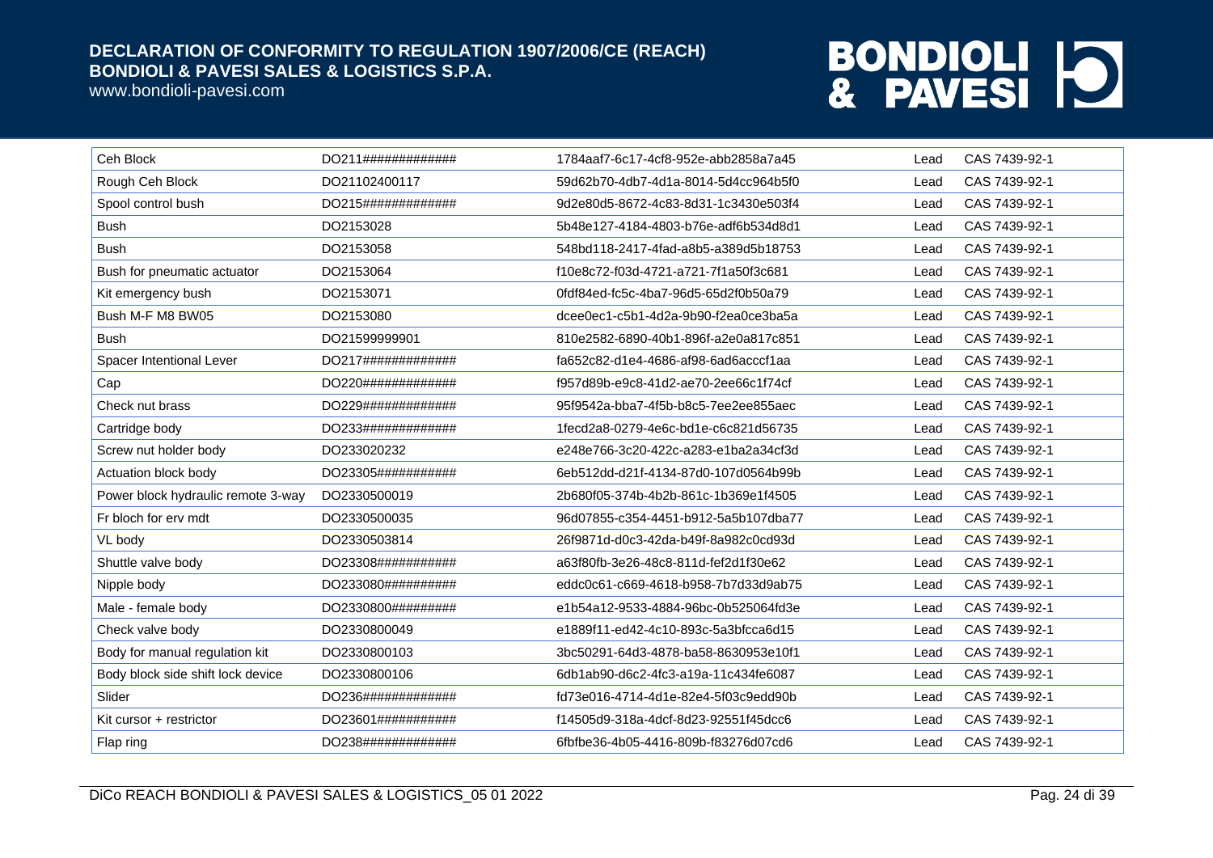| | | | | |
|---|---|---|---|---|
| Ceh Block | DO211############# | 1784aaf7-6c17-4cf8-952e-abb2858a7a45 | Lead | CAS 7439-92-1 |
| Rough Ceh Block | DO21102400117 | 59d62b70-4db7-4d1a-8014-5d4cc964b5f0 | Lead | CAS 7439-92-1 |
| Spool control bush | DO215############# | 9d2e80d5-8672-4c83-8d31-1c3430e503f4 | Lead | CAS 7439-92-1 |
| Bush | DO2153028 | 5b48e127-4184-4803-b76e-adf6b534d8d1 | Lead | CAS 7439-92-1 |
| Bush | DO2153058 | 548bd118-2417-4fad-a8b5-a389d5b18753 | Lead | CAS 7439-92-1 |
| Bush for pneumatic actuator | DO2153064 | f10e8c72-f03d-4721-a721-7f1a50f3c681 | Lead | CAS 7439-92-1 |
| Kit emergency bush | DO2153071 | 0fdf84ed-fc5c-4ba7-96d5-65d2f0b50a79 | Lead | CAS 7439-92-1 |
| Bush M-F M8 BW05 | DO2153080 | dcee0ec1-c5b1-4d2a-9b90-f2ea0ce3ba5a | Lead | CAS 7439-92-1 |
| Bush | DO21599999901 | 810e2582-6890-40b1-896f-a2e0a817c851 | Lead | CAS 7439-92-1 |
| Spacer Intentional Lever | DO217############# | fa652c82-d1e4-4686-af98-6ad6acccf1aa | Lead | CAS 7439-92-1 |
| Cap | DO220############# | f957d89b-e9c8-41d2-ae70-2ee66c1f74cf | Lead | CAS 7439-92-1 |
| Check nut brass | DO229############# | 95f9542a-bba7-4f5b-b8c5-7ee2ee855aec | Lead | CAS 7439-92-1 |
| Cartridge body | DO233############# | 1fecd2a8-0279-4e6c-bd1e-c6c821d56735 | Lead | CAS 7439-92-1 |
| Screw nut holder body | DO233020232 | e248e766-3c20-422c-a283-e1ba2a34cf3d | Lead | CAS 7439-92-1 |
| Actuation block body | DO23305########### | 6eb512dd-d21f-4134-87d0-107d0564b99b | Lead | CAS 7439-92-1 |
| Power block hydraulic remote 3-way | DO2330500019 | 2b680f05-374b-4b2b-861c-1b369e1f4505 | Lead | CAS 7439-92-1 |
| Fr bloch for erv mdt | DO2330500035 | 96d07855-c354-4451-b912-5a5b107dba77 | Lead | CAS 7439-92-1 |
| VL body | DO2330503814 | 26f9871d-d0c3-42da-b49f-8a982c0cd93d | Lead | CAS 7439-92-1 |
| Shuttle valve body | DO23308########### | a63f80fb-3e26-48c8-811d-fef2d1f30e62 | Lead | CAS 7439-92-1 |
| Nipple body | DO233080########## | eddc0c61-c669-4618-b958-7b7d33d9ab75 | Lead | CAS 7439-92-1 |
| Male - female body | DO2330800######### | e1b54a12-9533-4884-96bc-0b525064fd3e | Lead | CAS 7439-92-1 |
| Check valve body | DO2330800049 | e1889f11-ed42-4c10-893c-5a3bfcca6d15 | Lead | CAS 7439-92-1 |
| Body for manual regulation kit | DO2330800103 | 3bc50291-64d3-4878-ba58-8630953e10f1 | Lead | CAS 7439-92-1 |
| Body block side shift lock device | DO2330800106 | 6db1ab90-d6c2-4fc3-a19a-11c434fe6087 | Lead | CAS 7439-92-1 |
| Slider | DO236############# | fd73e016-4714-4d1e-82e4-5f03c9edd90b | Lead | CAS 7439-92-1 |
| Kit cursor + restrictor | DO23601########### | f14505d9-318a-4dcf-8d23-92551f45dcc6 | Lead | CAS 7439-92-1 |
| Flap ring | DO238############# | 6fbfbe36-4b05-4416-809b-f83276d07cd6 | Lead | CAS 7439-92-1 |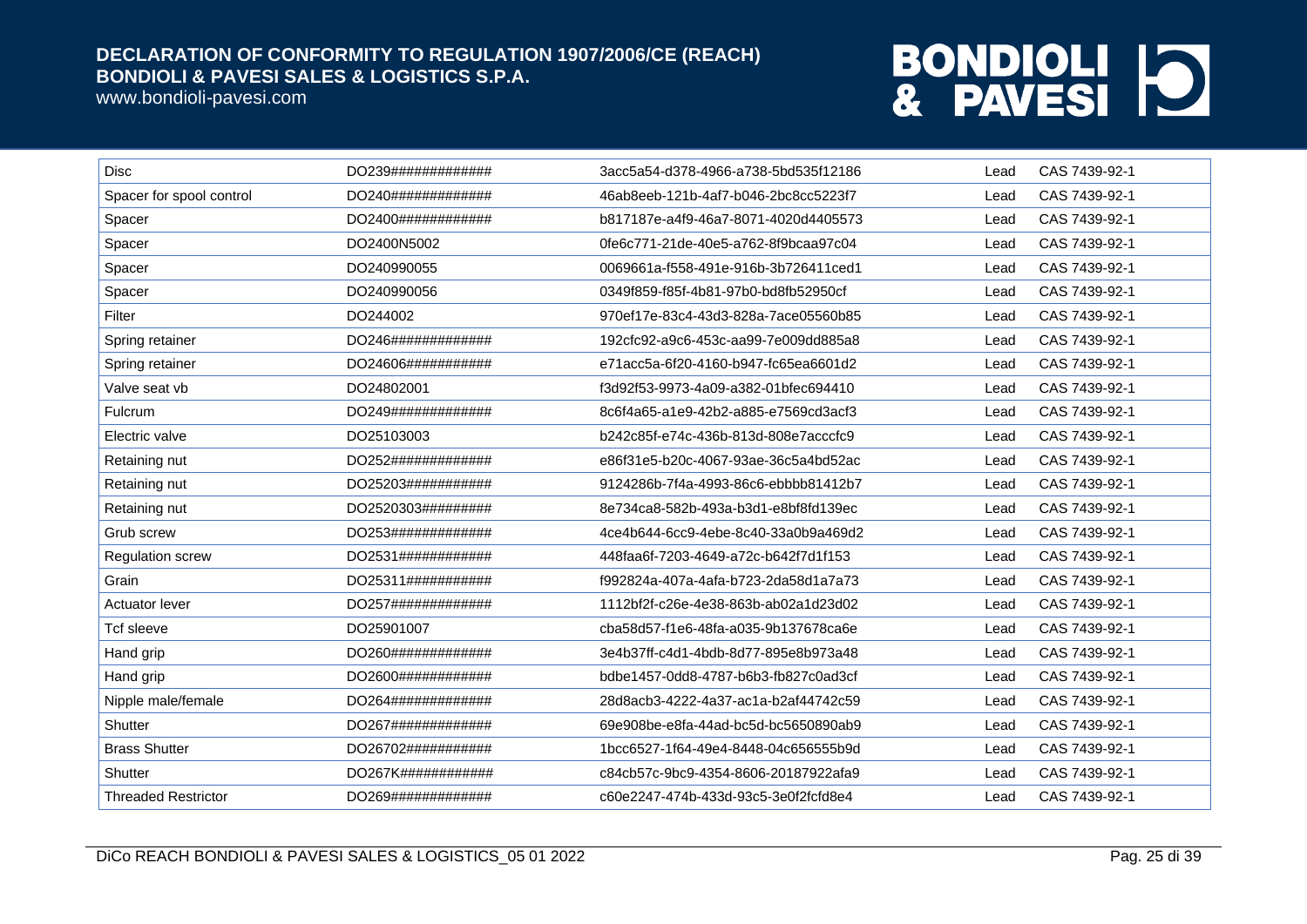| | | | | |
|---|---|---|---|---|
| Disc | DO239############# | 3acc5a54-d378-4966-a738-5bd535f12186 | Lead | CAS 7439-92-1 |
| Spacer for spool control | DO240############# | 46ab8eeb-121b-4af7-b046-2bc8cc5223f7 | Lead | CAS 7439-92-1 |
| Spacer | DO2400############ | b817187e-a4f9-46a7-8071-4020d4405573 | Lead | CAS 7439-92-1 |
| Spacer | DO2400N5002 | 0fe6c771-21de-40e5-a762-8f9bcaa97c04 | Lead | CAS 7439-92-1 |
| Spacer | DO240990055 | 0069661a-f558-491e-916b-3b726411ced1 | Lead | CAS 7439-92-1 |
| Spacer | DO240990056 | 0349f859-f85f-4b81-97b0-bd8fb52950cf | Lead | CAS 7439-92-1 |
| Filter | DO244002 | 970ef17e-83c4-43d3-828a-7ace05560b85 | Lead | CAS 7439-92-1 |
| Spring retainer | DO246############# | 192cfc92-a9c6-453c-aa99-7e009dd885a8 | Lead | CAS 7439-92-1 |
| Spring retainer | DO24606########### | e71acc5a-6f20-4160-b947-fc65ea6601d2 | Lead | CAS 7439-92-1 |
| Valve seat vb | DO24802001 | f3d92f53-9973-4a09-a382-01bfec694410 | Lead | CAS 7439-92-1 |
| Fulcrum | DO249############# | 8c6f4a65-a1e9-42b2-a885-e7569cd3acf3 | Lead | CAS 7439-92-1 |
| Electric valve | DO25103003 | b242c85f-e74c-436b-813d-808e7acccfc9 | Lead | CAS 7439-92-1 |
| Retaining nut | DO252############# | e86f31e5-b20c-4067-93ae-36c5a4bd52ac | Lead | CAS 7439-92-1 |
| Retaining nut | DO25203########### | 9124286b-7f4a-4993-86c6-ebbbb81412b7 | Lead | CAS 7439-92-1 |
| Retaining nut | DO2520303######### | 8e734ca8-582b-493a-b3d1-e8bf8fd139ec | Lead | CAS 7439-92-1 |
| Grub screw | DO253############# | 4ce4b644-6cc9-4ebe-8c40-33a0b9a469d2 | Lead | CAS 7439-92-1 |
| Regulation screw | DO2531############ | 448faa6f-7203-4649-a72c-b642f7d1f153 | Lead | CAS 7439-92-1 |
| Grain | DO25311########### | f992824a-407a-4afa-b723-2da58d1a7a73 | Lead | CAS 7439-92-1 |
| Actuator lever | DO257############# | 1112bf2f-c26e-4e38-863b-ab02a1d23d02 | Lead | CAS 7439-92-1 |
| Tcf sleeve | DO25901007 | cba58d57-f1e6-48fa-a035-9b137678ca6e | Lead | CAS 7439-92-1 |
| Hand grip | DO260############# | 3e4b37ff-c4d1-4bdb-8d77-895e8b973a48 | Lead | CAS 7439-92-1 |
| Hand grip | DO2600############ | bdbe1457-0dd8-4787-b6b3-fb827c0ad3cf | Lead | CAS 7439-92-1 |
| Nipple male/female | DO264############# | 28d8acb3-4222-4a37-ac1a-b2af44742c59 | Lead | CAS 7439-92-1 |
| Shutter | DO267############# | 69e908be-e8fa-44ad-bc5d-bc5650890ab9 | Lead | CAS 7439-92-1 |
| Brass Shutter | DO26702########### | 1bcc6527-1f64-49e4-8448-04c656555b9d | Lead | CAS 7439-92-1 |
| Shutter | DO267K############ | c84cb57c-9bc9-4354-8606-20187922afa9 | Lead | CAS 7439-92-1 |
| Threaded Restrictor | DO269############# | c60e2247-474b-433d-93c5-3e0f2fcfd8e4 | Lead | CAS 7439-92-1 |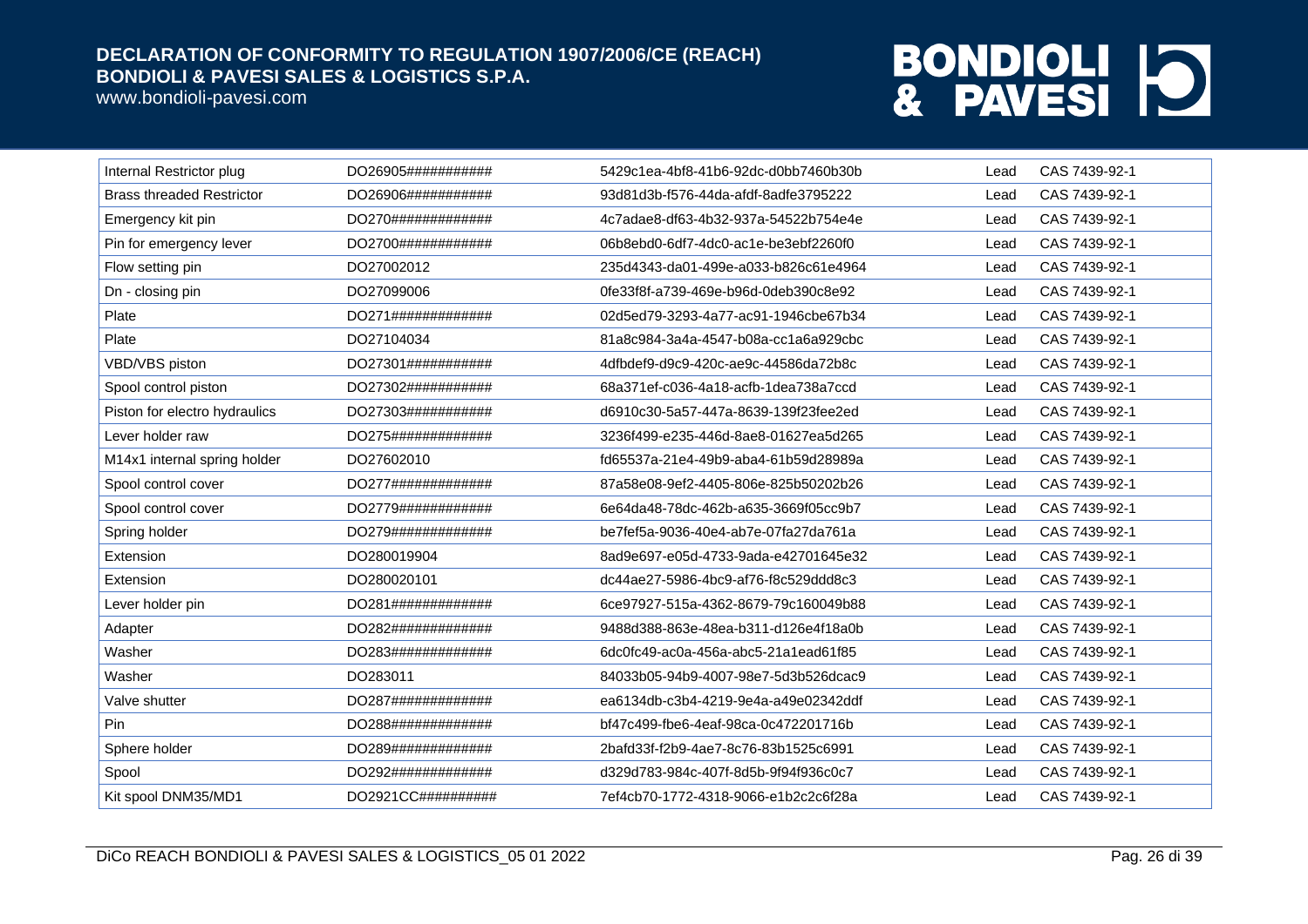| Internal Restrictor plug | DO26905########### | 5429c1ea-4bf8-41b6-92dc-d0bb7460b30b | Lead | CAS 7439-92-1 |
|---|---|---|---|---|
| Brass threaded Restrictor | DO26906########### | 93d81d3b-f576-44da-afdf-8adfe3795222 | Lead | CAS 7439-92-1 |
| Emergency kit pin | DO270############# | 4c7adae8-df63-4b32-937a-54522b754e4e | Lead | CAS 7439-92-1 |
| Pin for emergency lever | DO2700############ | 06b8ebd0-6df7-4dc0-ac1e-be3ebf2260f0 | Lead | CAS 7439-92-1 |
| Flow setting pin | DO27002012 | 235d4343-da01-499e-a033-b826c61e4964 | Lead | CAS 7439-92-1 |
| Dn - closing pin | DO27099006 | 0fe33f8f-a739-469e-b96d-0deb390c8e92 | Lead | CAS 7439-92-1 |
| Plate | DO271############# | 02d5ed79-3293-4a77-ac91-1946cbe67b34 | Lead | CAS 7439-92-1 |
| Plate | DO27104034 | 81a8c984-3a4a-4547-b08a-cc1a6a929cbc | Lead | CAS 7439-92-1 |
| VBD/VBS piston | DO27301########### | 4dfbdef9-d9c9-420c-ae9c-44586da72b8c | Lead | CAS 7439-92-1 |
| Spool control piston | DO27302########### | 68a371ef-c036-4a18-acfb-1dea738a7ccd | Lead | CAS 7439-92-1 |
| Piston for electro hydraulics | DO27303########### | d6910c30-5a57-447a-8639-139f23fee2ed | Lead | CAS 7439-92-1 |
| Lever holder raw | DO275############# | 3236f499-e235-446d-8ae8-01627ea5d265 | Lead | CAS 7439-92-1 |
| M14x1 internal spring holder | DO27602010 | fd65537a-21e4-49b9-aba4-61b59d28989a | Lead | CAS 7439-92-1 |
| Spool control cover | DO277############# | 87a58e08-9ef2-4405-806e-825b50202b26 | Lead | CAS 7439-92-1 |
| Spool control cover | DO2779############ | 6e64da48-78dc-462b-a635-3669f05cc9b7 | Lead | CAS 7439-92-1 |
| Spring holder | DO279############# | be7fef5a-9036-40e4-ab7e-07fa27da761a | Lead | CAS 7439-92-1 |
| Extension | DO280019904 | 8ad9e697-e05d-4733-9ada-e42701645e32 | Lead | CAS 7439-92-1 |
| Extension | DO280020101 | dc44ae27-5986-4bc9-af76-f8c529ddd8c3 | Lead | CAS 7439-92-1 |
| Lever holder pin | DO281############# | 6ce97927-515a-4362-8679-79c160049b88 | Lead | CAS 7439-92-1 |
| Adapter | DO282############# | 9488d388-863e-48ea-b311-d126e4f18a0b | Lead | CAS 7439-92-1 |
| Washer | DO283############# | 6dc0fc49-ac0a-456a-abc5-21a1ead61f85 | Lead | CAS 7439-92-1 |
| Washer | DO283011 | 84033b05-94b9-4007-98e7-5d3b526dcac9 | Lead | CAS 7439-92-1 |
| Valve shutter | DO287############# | ea6134db-c3b4-4219-9e4a-a49e02342ddf | Lead | CAS 7439-92-1 |
| Pin | DO288############# | bf47c499-fbe6-4eaf-98ca-0c472201716b | Lead | CAS 7439-92-1 |
| Sphere holder | DO289############# | 2bafd33f-f2b9-4ae7-8c76-83b1525c6991 | Lead | CAS 7439-92-1 |
| Spool | DO292############# | d329d783-984c-407f-8d5b-9f94f936c0c7 | Lead | CAS 7439-92-1 |
| Kit spool DNM35/MD1 | DO2921CC########## | 7ef4cb70-1772-4318-9066-e1b2c2c6f28a | Lead | CAS 7439-92-1 |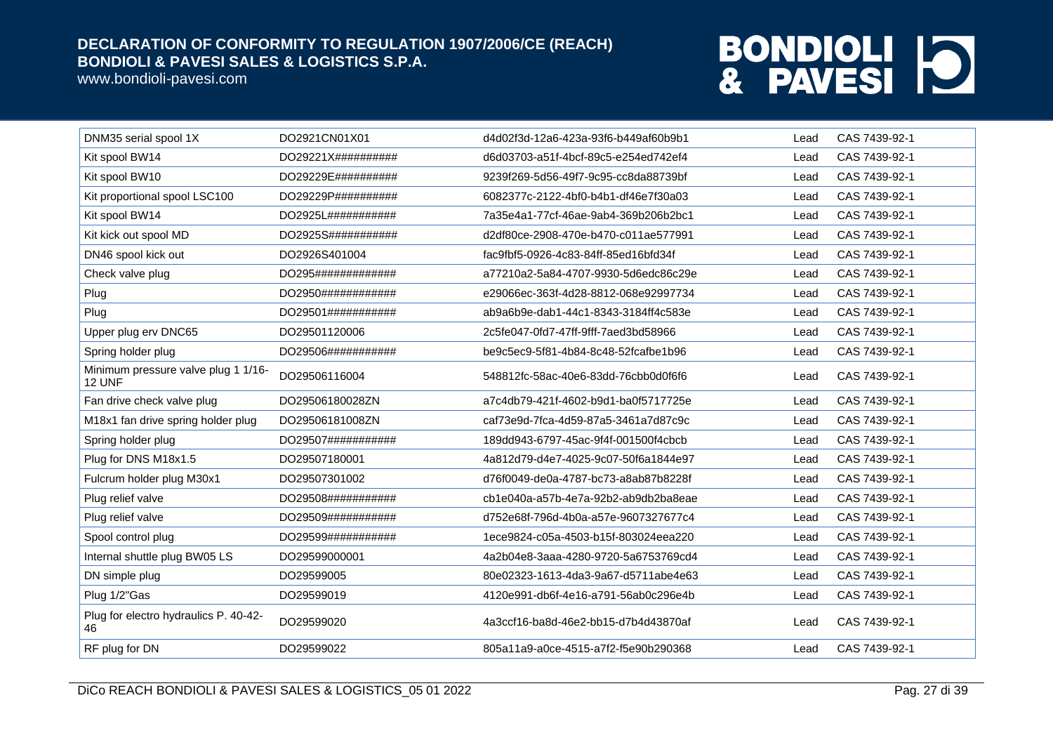| | | | | |
|---|---|---|---|---|
| DNM35 serial spool 1X | DO2921CN01X01 | d4d02f3d-12a6-423a-93f6-b449af60b9b1 | Lead | CAS 7439-92-1 |
| Kit spool BW14 | DO29221X########## | d6d03703-a51f-4bcf-89c5-e254ed742ef4 | Lead | CAS 7439-92-1 |
| Kit spool BW10 | DO29229E########## | 9239f269-5d56-49f7-9c95-cc8da88739bf | Lead | CAS 7439-92-1 |
| Kit proportional spool LSC100 | DO29229P########## | 6082377c-2122-4bf0-b4b1-df46e7f30a03 | Lead | CAS 7439-92-1 |
| Kit spool BW14 | DO2925L########### | 7a35e4a1-77cf-46ae-9ab4-369b206b2bc1 | Lead | CAS 7439-92-1 |
| Kit kick out spool MD | DO2925S########### | d2df80ce-2908-470e-b470-c011ae577991 | Lead | CAS 7439-92-1 |
| DN46 spool kick out | DO2926S401004 | fac9fbf5-0926-4c83-84ff-85ed16bfd34f | Lead | CAS 7439-92-1 |
| Check valve plug | DO295############# | a77210a2-5a84-4707-9930-5d6edc86c29e | Lead | CAS 7439-92-1 |
| Plug | DO2950############ | e29066ec-363f-4d28-8812-068e92997734 | Lead | CAS 7439-92-1 |
| Plug | DO29501########### | ab9a6b9e-dab1-44c1-8343-3184ff4c583e | Lead | CAS 7439-92-1 |
| Upper plug erv DNC65 | DO29501120006 | 2c5fe047-0fd7-47ff-9fff-7aed3bd58966 | Lead | CAS 7439-92-1 |
| Spring holder plug | DO29506########### | be9c5ec9-5f81-4b84-8c48-52fcafbe1b96 | Lead | CAS 7439-92-1 |
| Minimum pressure valve plug 1 1/16-12 UNF | DO29506116004 | 548812fc-58ac-40e6-83dd-76cbb0d0f6f6 | Lead | CAS 7439-92-1 |
| Fan drive check valve plug | DO29506180028ZN | a7c4db79-421f-4602-b9d1-ba0f5717725e | Lead | CAS 7439-92-1 |
| M18x1 fan drive spring holder plug | DO29506181008ZN | caf73e9d-7fca-4d59-87a5-3461a7d87c9c | Lead | CAS 7439-92-1 |
| Spring holder plug | DO29507########### | 189dd943-6797-45ac-9f4f-001500f4cbcb | Lead | CAS 7439-92-1 |
| Plug for DNS M18x1.5 | DO29507180001 | 4a812d79-d4e7-4025-9c07-50f6a1844e97 | Lead | CAS 7439-92-1 |
| Fulcrum holder plug M30x1 | DO29507301002 | d76f0049-de0a-4787-bc73-a8ab87b8228f | Lead | CAS 7439-92-1 |
| Plug relief valve | DO29508########### | cb1e040a-a57b-4e7a-92b2-ab9db2ba8eae | Lead | CAS 7439-92-1 |
| Plug relief valve | DO29509########### | d752e68f-796d-4b0a-a57e-9607327677c4 | Lead | CAS 7439-92-1 |
| Spool control plug | DO29599########### | 1ece9824-c05a-4503-b15f-803024eea220 | Lead | CAS 7439-92-1 |
| Internal shuttle plug BW05 LS | DO29599000001 | 4a2b04e8-3aaa-4280-9720-5a6753769cd4 | Lead | CAS 7439-92-1 |
| DN simple plug | DO29599005 | 80e02323-1613-4da3-9a67-d5711abe4e63 | Lead | CAS 7439-92-1 |
| Plug 1/2"Gas | DO29599019 | 4120e991-db6f-4e16-a791-56ab0c296e4b | Lead | CAS 7439-92-1 |
| Plug for electro hydraulics P. 40-42-46 | DO29599020 | 4a3ccf16-ba8d-46e2-bb15-d7b4d43870af | Lead | CAS 7439-92-1 |
| RF plug for DN | DO29599022 | 805a11a9-a0ce-4515-a7f2-f5e90b290368 | Lead | CAS 7439-92-1 |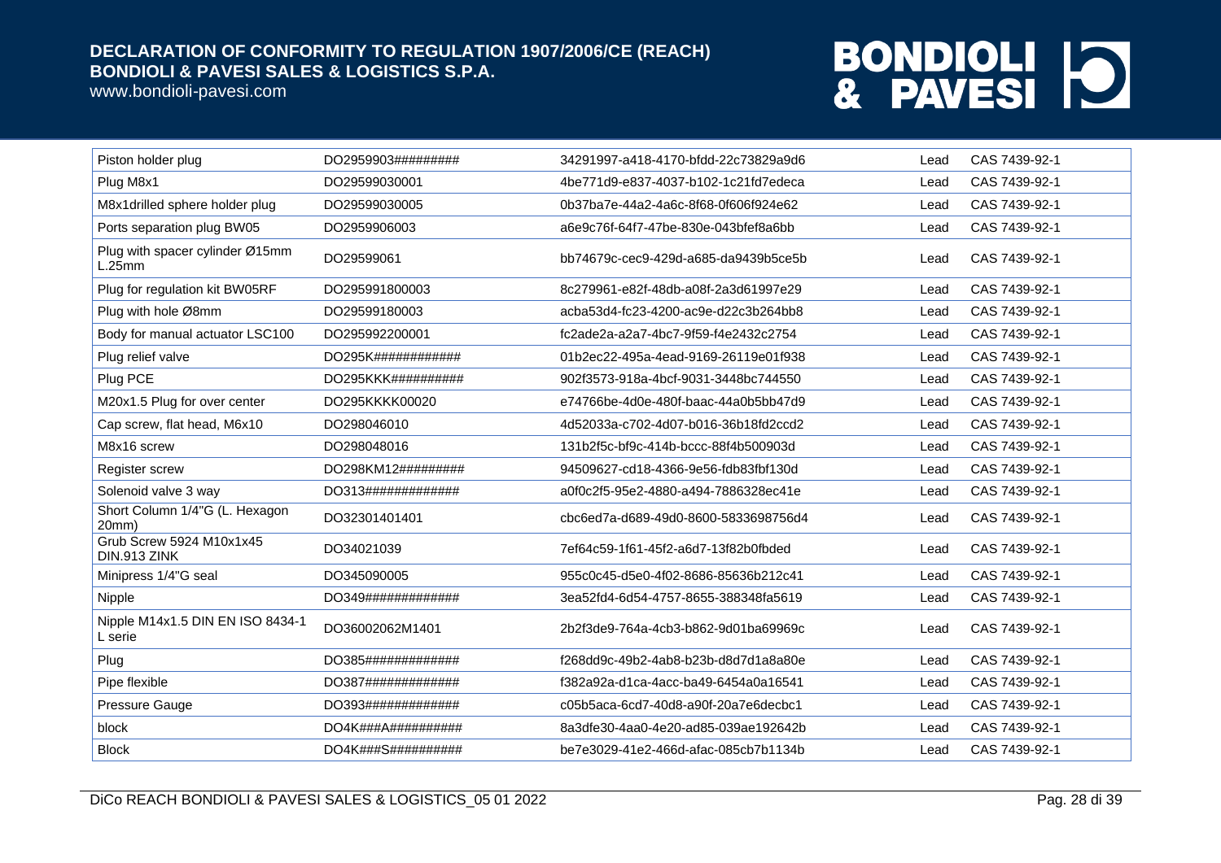| Piston holder plug | DO2959903######### | 34291997-a418-4170-bfdd-22c73829a9d6 | Lead | CAS 7439-92-1 |
|---|---|---|---|---|
| Plug M8x1 | DO29599030001 | 4be771d9-e837-4037-b102-1c21fd7edeca | Lead | CAS 7439-92-1 |
| M8x1drilled sphere holder plug | DO29599030005 | 0b37ba7e-44a2-4a6c-8f68-0f606f924e62 | Lead | CAS 7439-92-1 |
| Ports separation plug BW05 | DO2959906003 | a6e9c76f-64f7-47be-830e-043bfef8a6bb | Lead | CAS 7439-92-1 |
| Plug with spacer cylinder Ø15mm L.25mm | DO29599061 | bb74679c-cec9-429d-a685-da9439b5ce5b | Lead | CAS 7439-92-1 |
| Plug for regulation kit BW05RF | DO295991800003 | 8c279961-e82f-48db-a08f-2a3d61997e29 | Lead | CAS 7439-92-1 |
| Plug with hole Ø8mm | DO29599180003 | acba53d4-fc23-4200-ac9e-d22c3b264bb8 | Lead | CAS 7439-92-1 |
| Body for manual actuator LSC100 | DO295992200001 | fc2ade2a-a2a7-4bc7-9f59-f4e2432c2754 | Lead | CAS 7439-92-1 |
| Plug relief valve | DO295K############ | 01b2ec22-495a-4ead-9169-26119e01f938 | Lead | CAS 7439-92-1 |
| Plug PCE | DO295KKK########## | 902f3573-918a-4bcf-9031-3448bc744550 | Lead | CAS 7439-92-1 |
| M20x1.5 Plug for over center | DO295KKKK00020 | e74766be-4d0e-480f-baac-44a0b5bb47d9 | Lead | CAS 7439-92-1 |
| Cap screw, flat head, M6x10 | DO298046010 | 4d52033a-c702-4d07-b016-36b18fd2ccd2 | Lead | CAS 7439-92-1 |
| M8x16 screw | DO298048016 | 131b2f5c-bf9c-414b-bccc-88f4b500903d | Lead | CAS 7439-92-1 |
| Register screw | DO298KM12######### | 94509627-cd18-4366-9e56-fdb83fbf130d | Lead | CAS 7439-92-1 |
| Solenoid valve 3 way | DO313############# | a0f0c2f5-95e2-4880-a494-7886328ec41e | Lead | CAS 7439-92-1 |
| Short Column 1/4"G (L. Hexagon 20mm) | DO32301401401 | cbc6ed7a-d689-49d0-8600-5833698756d4 | Lead | CAS 7439-92-1 |
| Grub Screw 5924 M10x1x45 DIN.913 ZINK | DO34021039 | 7ef64c59-1f61-45f2-a6d7-13f82b0fbded | Lead | CAS 7439-92-1 |
| Minipress 1/4"G seal | DO345090005 | 955c0c45-d5e0-4f02-8686-85636b212c41 | Lead | CAS 7439-92-1 |
| Nipple | DO349############# | 3ea52fd4-6d54-4757-8655-388348fa5619 | Lead | CAS 7439-92-1 |
| Nipple M14x1.5 DIN EN ISO 8434-1 L serie | DO36002062M1401 | 2b2f3de9-764a-4cb3-b862-9d01ba69969c | Lead | CAS 7439-92-1 |
| Plug | DO385############# | f268dd9c-49b2-4ab8-b23b-d8d7d1a8a80e | Lead | CAS 7439-92-1 |
| Pipe flexible | DO387############# | f382a92a-d1ca-4acc-ba49-6454a0a16541 | Lead | CAS 7439-92-1 |
| Pressure Gauge | DO393############# | c05b5aca-6cd7-40d8-a90f-20a7e6decbc1 | Lead | CAS 7439-92-1 |
| block | DO4K###A########## | 8a3dfe30-4aa0-4e20-ad85-039ae192642b | Lead | CAS 7439-92-1 |
| Block | DO4K###S########## | be7e3029-41e2-466d-afac-085cb7b1134b | Lead | CAS 7439-92-1 |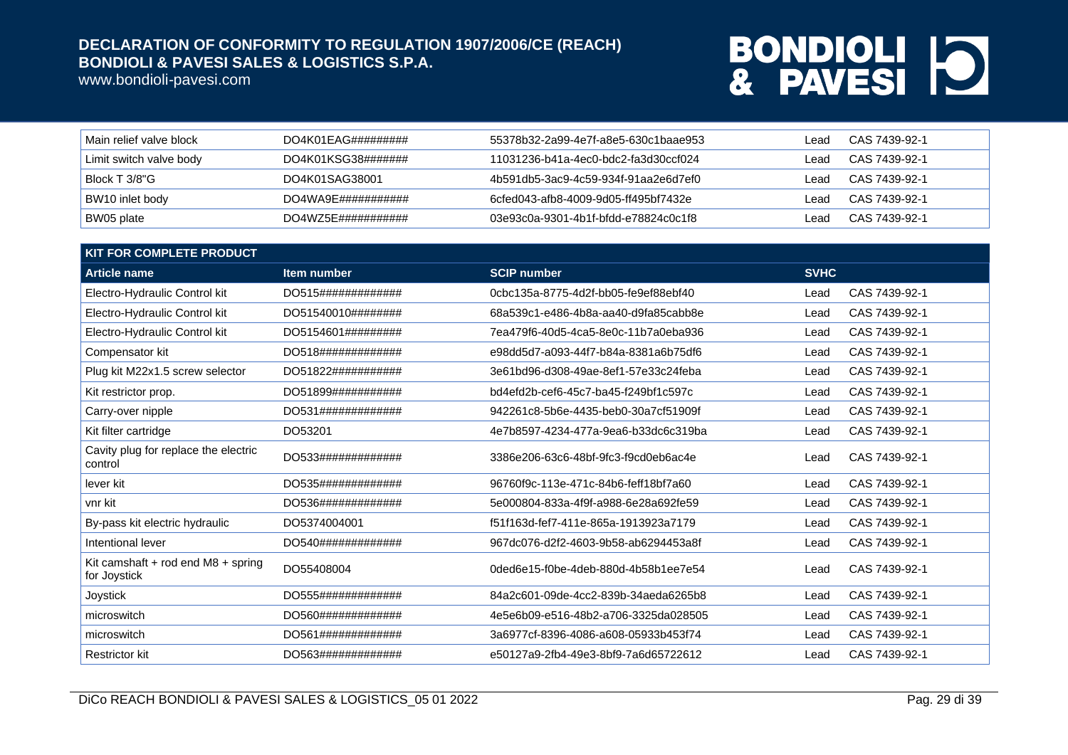| | | | | |
|---|---|---|---|---|
| Main relief valve block | DO4K01EAG######### | 55378b32-2a99-4e7f-a8e5-630c1baae953 | Lead | CAS 7439-92-1 |
| Limit switch valve body | DO4K01KSG38####### | 11031236-b41a-4ec0-bdc2-fa3d30ccf024 | Lead | CAS 7439-92-1 |
| Block T 3/8"G | DO4K01SAG38001 | 4b591db5-3ac9-4c59-934f-91aa2e6d7ef0 | Lead | CAS 7439-92-1 |
| BW10 inlet body | DO4WA9E########### | 6cfed043-afb8-4009-9d05-ff495bf7432e | Lead | CAS 7439-92-1 |
| BW05 plate | DO4WZ5E########### | 03e93c0a-9301-4b1f-bfdd-e78824c0c1f8 | Lead | CAS 7439-92-1 |

**KIT FOR COMPLETE PRODUCT**

| Article name | Item number | SCIP number | SVHC | |
|---|---|---|---|---|
| Electro-Hydraulic Control kit | DO515############# | 0cbc135a-8775-4d2f-bb05-fe9ef88ebf40 | Lead | CAS 7439-92-1 |
| Electro-Hydraulic Control kit | DO51540010######## | 68a539c1-e486-4b8a-aa40-d9fa85cabb8e | Lead | CAS 7439-92-1 |
| Electro-Hydraulic Control kit | DO5154601######### | 7ea479f6-40d5-4ca5-8e0c-11b7a0eba936 | Lead | CAS 7439-92-1 |
| Compensator kit | DO518############# | e98dd5d7-a093-44f7-b84a-8381a6b75df6 | Lead | CAS 7439-92-1 |
| Plug kit M22x1.5 screw selector | DO51822########### | 3e61bd96-d308-49ae-8ef1-57e33c24feba | Lead | CAS 7439-92-1 |
| Kit restrictor prop. | DO51899########### | bd4efd2b-cef6-45c7-ba45-f249bf1c597c | Lead | CAS 7439-92-1 |
| Carry-over nipple | DO531############# | 942261c8-5b6e-4435-beb0-30a7cf51909f | Lead | CAS 7439-92-1 |
| Kit filter cartridge | DO53201 | 4e7b8597-4234-477a-9ea6-b33dc6c319ba | Lead | CAS 7439-92-1 |
| Cavity plug for replace the electric control | DO533############# | 3386e206-63c6-48bf-9fc3-f9cd0eb6ac4e | Lead | CAS 7439-92-1 |
| lever kit | DO535############# | 96760f9c-113e-471c-84b6-feff18bf7a60 | Lead | CAS 7439-92-1 |
| vnr kit | DO536############# | 5e000804-833a-4f9f-a988-6e28a692fe59 | Lead | CAS 7439-92-1 |
| By-pass kit electric hydraulic | DO5374004001 | f51f163d-fef7-411e-865a-1913923a7179 | Lead | CAS 7439-92-1 |
| Intentional lever | DO540############# | 967dc076-d2f2-4603-9b58-ab6294453a8f | Lead | CAS 7439-92-1 |
| Kit camshaft + rod end M8 + spring for Joystick | DO55408004 | 0ded6e15-f0be-4deb-880d-4b58b1ee7e54 | Lead | CAS 7439-92-1 |
| Joystick | DO555############# | 84a2c601-09de-4cc2-839b-34aeda6265b8 | Lead | CAS 7439-92-1 |
| microswitch | DO560############# | 4e5e6b09-e516-48b2-a706-3325da028505 | Lead | CAS 7439-92-1 |
| microswitch | DO561############# | 3a6977cf-8396-4086-a608-05933b453f74 | Lead | CAS 7439-92-1 |
| Restrictor kit | DO563############# | e50127a9-2fb4-49e3-8bf9-7a6d65722612 | Lead | CAS 7439-92-1 |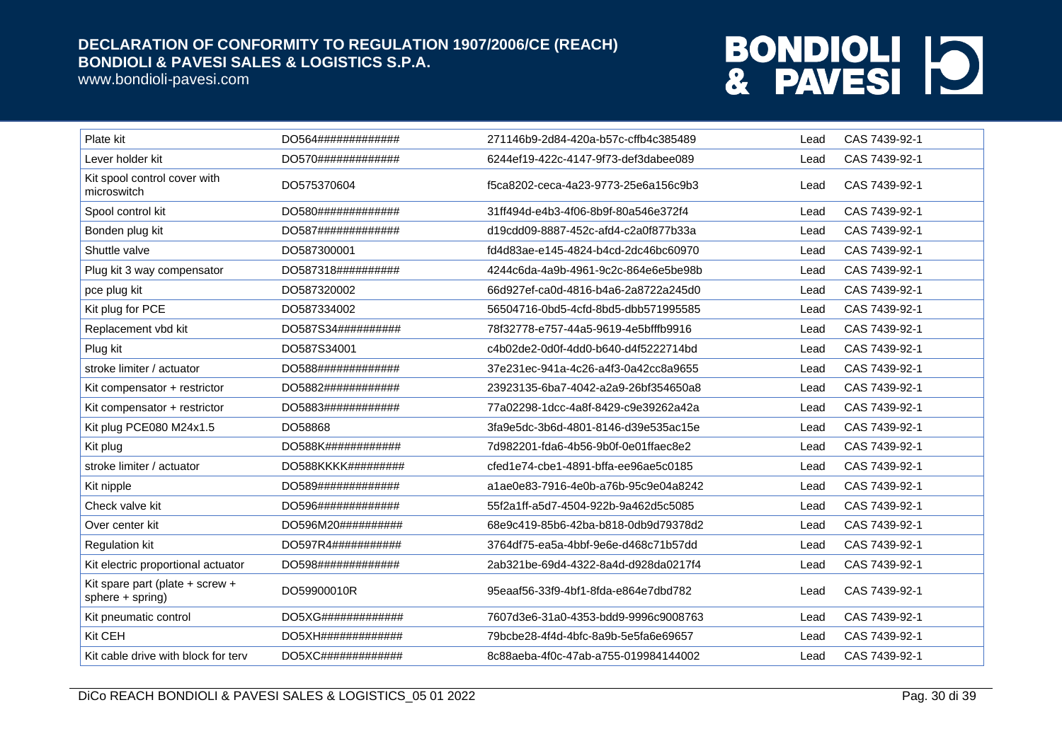| Plate kit | DO564############# | 271146b9-2d84-420a-b57c-cffb4c385489 | Lead | CAS 7439-92-1 |
|---|---|---|---|---|
| Lever holder kit | DO570############# | 6244ef19-422c-4147-9f73-def3dabee089 | Lead | CAS 7439-92-1 |
| Kit spool control cover with microswitch | DO575370604 | f5ca8202-ceca-4a23-9773-25e6a156c9b3 | Lead | CAS 7439-92-1 |
| Spool control kit | DO580############# | 31ff494d-e4b3-4f06-8b9f-80a546e372f4 | Lead | CAS 7439-92-1 |
| Bonden plug kit | DO587############# | d19cdd09-8887-452c-afd4-c2a0f877b33a | Lead | CAS 7439-92-1 |
| Shuttle valve | DO587300001 | fd4d83ae-e145-4824-b4cd-2dc46bc60970 | Lead | CAS 7439-92-1 |
| Plug kit 3 way compensator | DO587318########## | 4244c6da-4a9b-4961-9c2c-864e6e5be98b | Lead | CAS 7439-92-1 |
| pce plug kit | DO587320002 | 66d927ef-ca0d-4816-b4a6-2a8722a245d0 | Lead | CAS 7439-92-1 |
| Kit plug for PCE | DO587334002 | 56504716-0bd5-4cfd-8bd5-dbb571995585 | Lead | CAS 7439-92-1 |
| Replacement vbd kit | DO587S34########## | 78f32778-e757-44a5-9619-4e5bfffb9916 | Lead | CAS 7439-92-1 |
| Plug kit | DO587S34001 | c4b02de2-0d0f-4dd0-b640-d4f5222714bd | Lead | CAS 7439-92-1 |
| stroke limiter / actuator | DO588############# | 37e231ec-941a-4c26-a4f3-0a42cc8a9655 | Lead | CAS 7439-92-1 |
| Kit compensator + restrictor | DO5882############ | 23923135-6ba7-4042-a2a9-26bf354650a8 | Lead | CAS 7439-92-1 |
| Kit compensator + restrictor | DO5883############ | 77a02298-1dcc-4a8f-8429-c9e39262a42a | Lead | CAS 7439-92-1 |
| Kit plug PCE080 M24x1.5 | DO58868 | 3fa9e5dc-3b6d-4801-8146-d39e535ac15e | Lead | CAS 7439-92-1 |
| Kit plug | DO588K############ | 7d982201-fda6-4b56-9b0f-0e01ffaec8e2 | Lead | CAS 7439-92-1 |
| stroke limiter / actuator | DO588KKKK######### | cfed1e74-cbe1-4891-bffa-ee96ae5c0185 | Lead | CAS 7439-92-1 |
| Kit nipple | DO589############# | a1ae0e83-7916-4e0b-a76b-95c9e04a8242 | Lead | CAS 7439-92-1 |
| Check valve kit | DO596############# | 55f2a1ff-a5d7-4504-922b-9a462d5c5085 | Lead | CAS 7439-92-1 |
| Over center kit | DO596M20########## | 68e9c419-85b6-42ba-b818-0db9d79378d2 | Lead | CAS 7439-92-1 |
| Regulation kit | DO597R4########### | 3764df75-ea5a-4bbf-9e6e-d468c71b57dd | Lead | CAS 7439-92-1 |
| Kit electric proportional actuator | DO598############# | 2ab321be-69d4-4322-8a4d-d928da0217f4 | Lead | CAS 7439-92-1 |
| Kit spare part (plate + screw + sphere + spring) | DO59900010R | 95eaaf56-33f9-4bf1-8fda-e864e7dbd782 | Lead | CAS 7439-92-1 |
| Kit pneumatic control | DO5XG############# | 7607d3e6-31a0-4353-bdd9-9996c9008763 | Lead | CAS 7439-92-1 |
| Kit CEH | DO5XH############# | 79bcbe28-4f4d-4bfc-8a9b-5e5fa6e69657 | Lead | CAS 7439-92-1 |
| Kit cable drive with block for terv | DO5XC############# | 8c88aeba-4f0c-47ab-a755-019984144002 | Lead | CAS 7439-92-1 |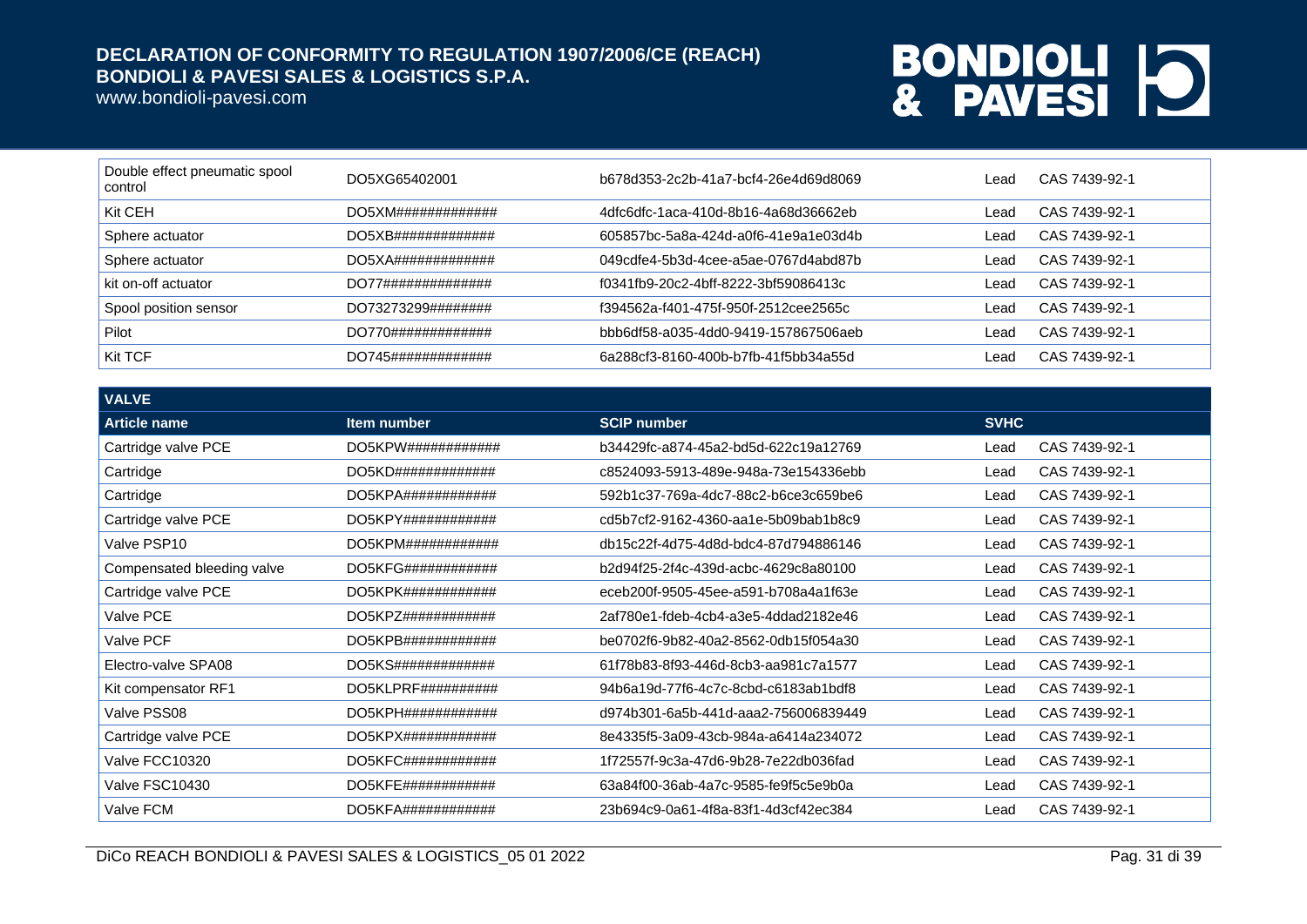| | | | | |
|---|---|---|---|---|
| Double effect pneumatic spool control | DO5XG65402001 | b678d353-2c2b-41a7-bcf4-26e4d69d8069 | Lead | CAS 7439-92-1 |
| Kit CEH | DO5XM############## | 4dfc6dfc-1aca-410d-8b16-4a68d36662eb | Lead | CAS 7439-92-1 |
| Sphere actuator | DO5XB############## | 605857bc-5a8a-424d-a0f6-41e9a1e03d4b | Lead | CAS 7439-92-1 |
| Sphere actuator | DO5XA############## | 049cdfe4-5b3d-4cee-a5ae-0767d4abd87b | Lead | CAS 7439-92-1 |
| kit on-off actuator | DO77############## | f0341fb9-20c2-4bff-8222-3bf59086413c | Lead | CAS 7439-92-1 |
| Spool position sensor | DO73273299######## | f394562a-f401-475f-950f-2512cee2565c | Lead | CAS 7439-92-1 |
| Pilot | DO770############# | bbb6df58-a035-4dd0-9419-157867506aeb | Lead | CAS 7439-92-1 |
| Kit TCF | DO745############# | 6a288cf3-8160-400b-b7fb-41f5bb34a55d | Lead | CAS 7439-92-1 |

| VALVE | | | | |
|---|---|---|---|---|
| **Article name** | **Item number** | **SCIP number** | **SVHC** | |
| Cartridge valve PCE | DO5KPW############ | b34429fc-a874-45a2-bd5d-622c19a12769 | Lead | CAS 7439-92-1 |
| Cartridge | DO5KD############## | c8524093-5913-489e-948a-73e154336ebb | Lead | CAS 7439-92-1 |
| Cartridge | DO5KPA############ | 592b1c37-769a-4dc7-88c2-b6ce3c659be6 | Lead | CAS 7439-92-1 |
| Cartridge valve PCE | DO5KPY############ | cd5b7cf2-9162-4360-aa1e-5b09bab1b8c9 | Lead | CAS 7439-92-1 |
| Valve PSP10 | DO5KPM############ | db15c22f-4d75-4d8d-bdc4-87d794886146 | Lead | CAS 7439-92-1 |
| Compensated bleeding valve | DO5KFG############ | b2d94f25-2f4c-439d-acbc-4629c8a80100 | Lead | CAS 7439-92-1 |
| Cartridge valve PCE | DO5KPK############ | eceb200f-9505-45ee-a591-b708a4a1f63e | Lead | CAS 7439-92-1 |
| Valve PCE | DO5KPZ############ | 2af780e1-fdeb-4cb4-a3e5-4ddad2182e46 | Lead | CAS 7439-92-1 |
| Valve PCF | DO5KPB############ | be0702f6-9b82-40a2-8562-0db15f054a30 | Lead | CAS 7439-92-1 |
| Electro-valve SPA08 | DO5KS############## | 61f78b83-8f93-446d-8cb3-aa981c7a1577 | Lead | CAS 7439-92-1 |
| Kit compensator RF1 | DO5KLPRF########## | 94b6a19d-77f6-4c7c-8cbd-c6183ab1bdf8 | Lead | CAS 7439-92-1 |
| Valve PSS08 | DO5KPH############ | d974b301-6a5b-441d-aaa2-756006839449 | Lead | CAS 7439-92-1 |
| Cartridge valve PCE | DO5KPX############ | 8e4335f5-3a09-43cb-984a-a6414a234072 | Lead | CAS 7439-92-1 |
| Valve FCC10320 | DO5KFC############ | 1f72557f-9c3a-47d6-9b28-7e22db036fad | Lead | CAS 7439-92-1 |
| Valve FSC10430 | DO5KFE############ | 63a84f00-36ab-4a7c-9585-fe9f5c5e9b0a | Lead | CAS 7439-92-1 |
| Valve FCM | DO5KFA############ | 23b694c9-0a61-4f8a-83f1-4d3cf42ec384 | Lead | CAS 7439-92-1 |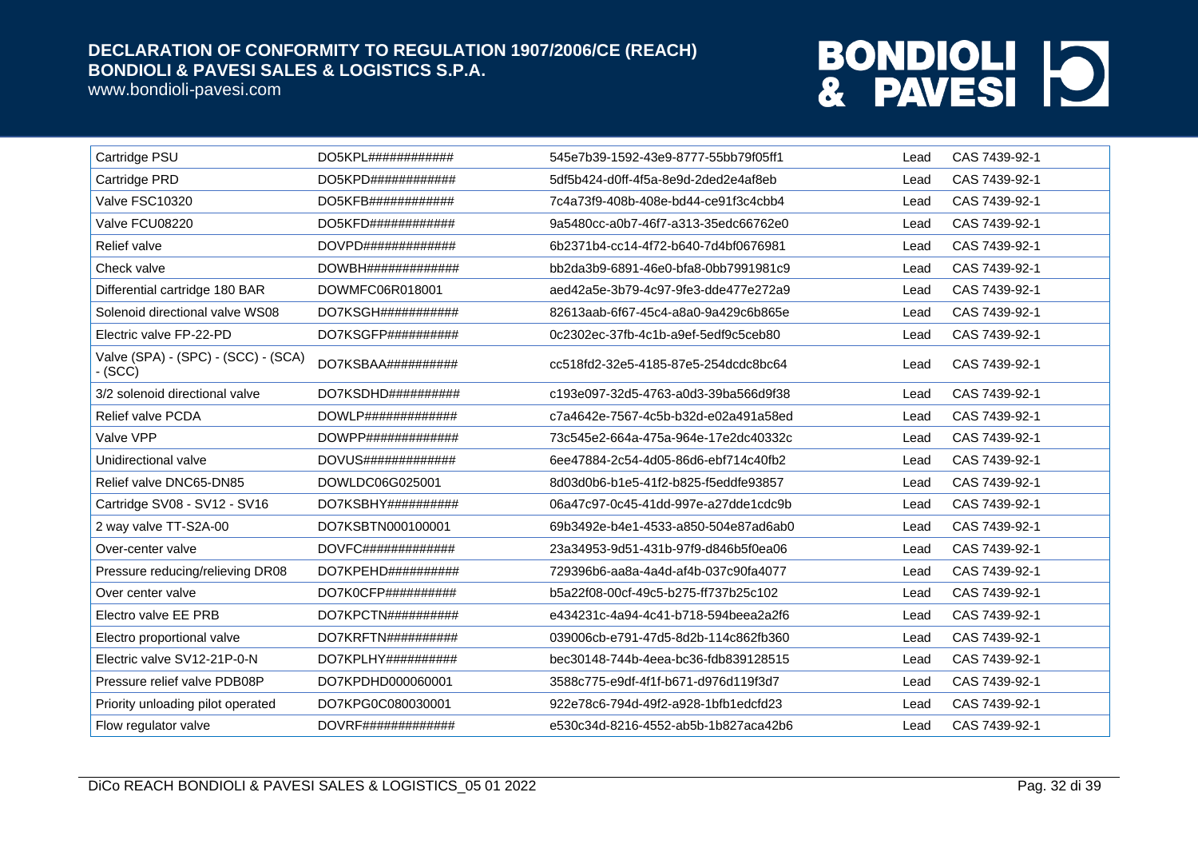| Cartridge PSU | DO5KPL############ | 545e7b39-1592-43e9-8777-55bb79f05ff1 | Lead | CAS 7439-92-1 |
|---|---|---|---|---|
| Cartridge PRD | DO5KPD############ | 5df5b424-d0ff-4f5a-8e9d-2ded2e4af8eb | Lead | CAS 7439-92-1 |
| Valve FSC10320 | DO5KFB############ | 7c4a73f9-408b-408e-bd44-ce91f3c4cbb4 | Lead | CAS 7439-92-1 |
| Valve FCU08220 | DO5KFD############ | 9a5480cc-a0b7-46f7-a313-35edc66762e0 | Lead | CAS 7439-92-1 |
| Relief valve | DOVPD############# | 6b2371b4-cc14-4f72-b640-7d4bf0676981 | Lead | CAS 7439-92-1 |
| Check valve | DOWBH############# | bb2da3b9-6891-46e0-bfa8-0bb7991981c9 | Lead | CAS 7439-92-1 |
| Differential cartridge 180 BAR | DOWMFC06R018001 | aed42a5e-3b79-4c97-9fe3-dde477e272a9 | Lead | CAS 7439-92-1 |
| Solenoid directional valve WS08 | DO7KSGH########### | 82613aab-6f67-45c4-a8a0-9a429c6b865e | Lead | CAS 7439-92-1 |
| Electric valve FP-22-PD | DO7KSGFP########## | 0c2302ec-37fb-4c1b-a9ef-5edf9c5ceb80 | Lead | CAS 7439-92-1 |
| Valve (SPA) - (SPC) - (SCC) - (SCA) - (SCC) | DO7KSBAA########## | cc518fd2-32e5-4185-87e5-254dcdc8bc64 | Lead | CAS 7439-92-1 |
| 3/2 solenoid directional valve | DO7KSDHD########## | c193e097-32d5-4763-a0d3-39ba566d9f38 | Lead | CAS 7439-92-1 |
| Relief valve PCDA | DOWLP############# | c7a4642e-7567-4c5b-b32d-e02a491a58ed | Lead | CAS 7439-92-1 |
| Valve VPP | DOWPP############# | 73c545e2-664a-475a-964e-17e2dc40332c | Lead | CAS 7439-92-1 |
| Unidirectional valve | DOVUS############# | 6ee47884-2c54-4d05-86d6-ebf714c40fb2 | Lead | CAS 7439-92-1 |
| Relief valve DNC65-DN85 | DOWLDC06G025001 | 8d03d0b6-b1e5-41f2-b825-f5eddfe93857 | Lead | CAS 7439-92-1 |
| Cartridge SV08 - SV12 - SV16 | DO7KSBHY########## | 06a47c97-0c45-41dd-997e-a27dde1cdc9b | Lead | CAS 7439-92-1 |
| 2 way valve TT-S2A-00 | DO7KSBTN000100001 | 69b3492e-b4e1-4533-a850-504e87ad6ab0 | Lead | CAS 7439-92-1 |
| Over-center valve | DOVFC############# | 23a34953-9d51-431b-97f9-d846b5f0ea06 | Lead | CAS 7439-92-1 |
| Pressure reducing/relieving DR08 | DO7KPEHD########## | 729396b6-aa8a-4a4d-af4b-037c90fa4077 | Lead | CAS 7439-92-1 |
| Over center valve | DO7K0CFP########## | b5a22f08-00cf-49c5-b275-ff737b25c102 | Lead | CAS 7439-92-1 |
| Electro valve EE PRB | DO7KPCTN########## | e434231c-4a94-4c41-b718-594beea2a2f6 | Lead | CAS 7439-92-1 |
| Electro proportional valve | DO7KRFTN########## | 039006cb-e791-47d5-8d2b-114c862fb360 | Lead | CAS 7439-92-1 |
| Electric valve SV12-21P-0-N | DO7KPLHY########## | bec30148-744b-4eea-bc36-fdb839128515 | Lead | CAS 7439-92-1 |
| Pressure relief valve PDB08P | DO7KPDHD000060001 | 3588c775-e9df-4f1f-b671-d976d119f3d7 | Lead | CAS 7439-92-1 |
| Priority unloading pilot operated | DO7KPG0C080030001 | 922e78c6-794d-49f2-a928-1bfb1edcfd23 | Lead | CAS 7439-92-1 |
| Flow regulator valve | DOVRF############# | e530c34d-8216-4552-ab5b-1b827aca42b6 | Lead | CAS 7439-92-1 |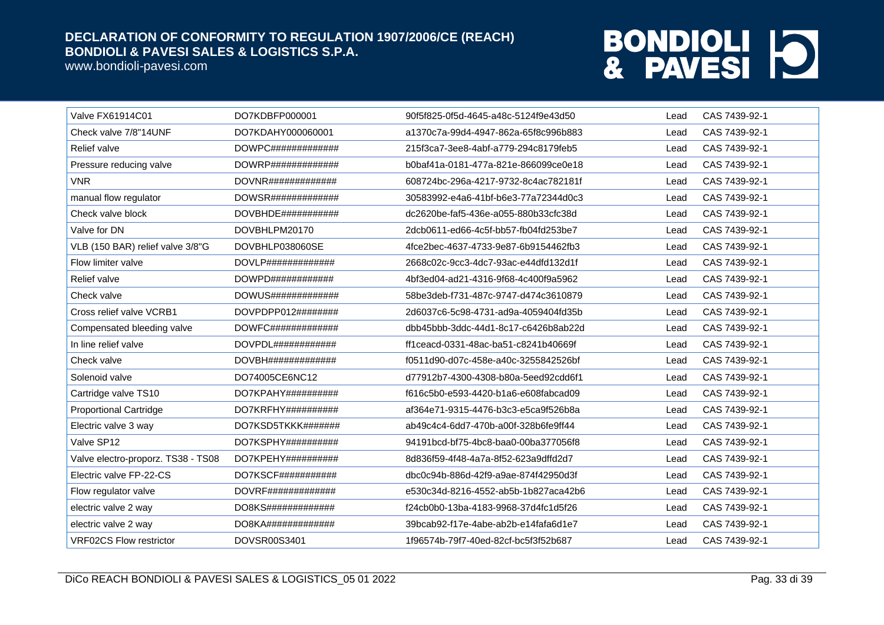| | | | | |
|---|---|---|---|---|
| Valve FX61914C01 | DO7KDBFP000001 | 90f5f825-0f5d-4645-a48c-5124f9e43d50 | Lead | CAS 7439-92-1 |
| Check valve 7/8"14UNF | DO7KDAHY000060001 | a1370c7a-99d4-4947-862a-65f8c996b883 | Lead | CAS 7439-92-1 |
| Relief valve | DOWPC############# | 215f3ca7-3ee8-4abf-a779-294c8179feb5 | Lead | CAS 7439-92-1 |
| Pressure reducing valve | DOWRP############# | b0baf41a-0181-477a-821e-866099ce0e18 | Lead | CAS 7439-92-1 |
| VNR | DOVNR############# | 608724bc-296a-4217-9732-8c4ac782181f | Lead | CAS 7439-92-1 |
| manual flow regulator | DOWSR############# | 30583992-e4a6-41bf-b6e3-77a72344d0c3 | Lead | CAS 7439-92-1 |
| Check valve block | DOVBHDE########### | dc2620be-faf5-436e-a055-880b33cfc38d | Lead | CAS 7439-92-1 |
| Valve for DN | DOVBHLPM20170 | 2dcb0611-ed66-4c5f-bb57-fb04fd253be7 | Lead | CAS 7439-92-1 |
| VLB (150 BAR) relief valve 3/8"G | DOVBHLP038060SE | 4fce2bec-4637-4733-9e87-6b9154462fb3 | Lead | CAS 7439-92-1 |
| Flow limiter valve | DOVLP############# | 2668c02c-9cc3-4dc7-93ac-e44dfd132d1f | Lead | CAS 7439-92-1 |
| Relief valve | DOWPD############ | 4bf3ed04-ad21-4316-9f68-4c400f9a5962 | Lead | CAS 7439-92-1 |
| Check valve | DOWUS############# | 58be3deb-f731-487c-9747-d474c3610879 | Lead | CAS 7439-92-1 |
| Cross relief valve VCRB1 | DOVPDP012######## | 2d6037c6-5c98-4731-ad9a-4059404fd35b | Lead | CAS 7439-92-1 |
| Compensated bleeding valve | DOWFC############# | dbb45bbb-3ddc-44d1-8c17-c6426b8ab22d | Lead | CAS 7439-92-1 |
| In line relief valve | DOVPDL############ | ff1ceacd-0331-48ac-ba51-c8241b40669f | Lead | CAS 7439-92-1 |
| Check valve | DOVBH############# | f0511d90-d07c-458e-a40c-3255842526bf | Lead | CAS 7439-92-1 |
| Solenoid valve | DO74005CE6NC12 | d77912b7-4300-4308-b80a-5eed92cdd6f1 | Lead | CAS 7439-92-1 |
| Cartridge valve TS10 | DO7KPAHY########## | f616c5b0-e593-4420-b1a6-e608fabcad09 | Lead | CAS 7439-92-1 |
| Proportional Cartridge | DO7KRFHY########## | af364e71-9315-4476-b3c3-e5ca9f526b8a | Lead | CAS 7439-92-1 |
| Electric valve 3 way | DO7KSD5TKKK####### | ab49c4c4-6dd7-470b-a00f-328b6fe9ff44 | Lead | CAS 7439-92-1 |
| Valve SP12 | DO7KSPHY########## | 94191bcd-bf75-4bc8-baa0-00ba377056f8 | Lead | CAS 7439-92-1 |
| Valve electro-proporz. TS38 - TS08 | DO7KPEHY########## | 8d836f59-4f48-4a7a-8f52-623a9dffd2d7 | Lead | CAS 7439-92-1 |
| Electric valve FP-22-CS | DO7KSCF########### | dbc0c94b-886d-42f9-a9ae-874f42950d3f | Lead | CAS 7439-92-1 |
| Flow regulator valve | DOVRF############# | e530c34d-8216-4552-ab5b-1b827aca42b6 | Lead | CAS 7439-92-1 |
| electric valve 2 way | DO8KS############# | f24cb0b0-13ba-4183-9968-37d4fc1d5f26 | Lead | CAS 7439-92-1 |
| electric valve 2 way | DO8KA############# | 39bcab92-f17e-4abe-ab2b-e14fafa6d1e7 | Lead | CAS 7439-92-1 |
| VRF02CS Flow restrictor | DOVSR00S3401 | 1f96574b-79f7-40ed-82cf-bc5f3f52b687 | Lead | CAS 7439-92-1 |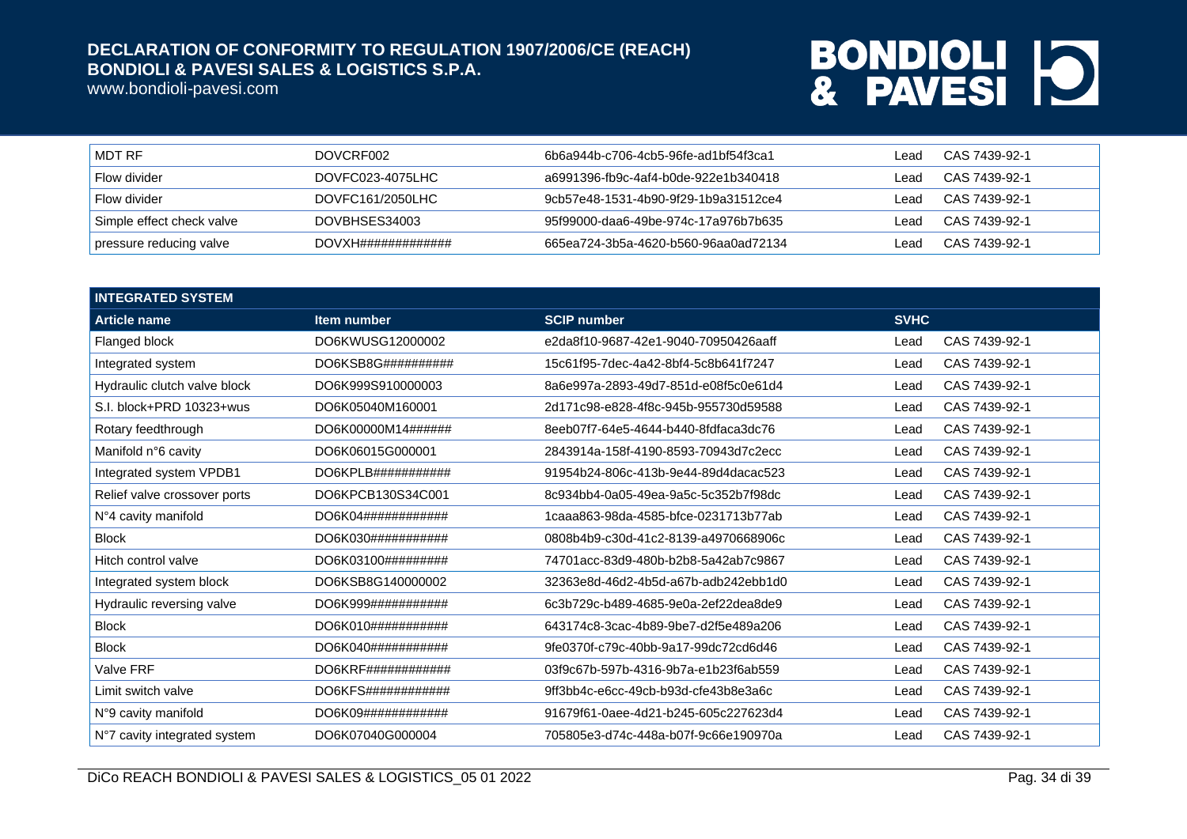| MDT RF | DOVCRF002 | 6b6a944b-c706-4cb5-96fe-ad1bf54f3ca1 | Lead | CAS 7439-92-1 |
|---|---|---|---|---|
| Flow divider | DOVFC023-4075LHC | a6991396-fb9c-4af4-b0de-922e1b340418 | Lead | CAS 7439-92-1 |
| Flow divider | DOVFC161/2050LHC | 9cb57e48-1531-4b90-9f29-1b9a31512ce4 | Lead | CAS 7439-92-1 |
| Simple effect check valve | DOVBHSES34003 | 95f99000-daa6-49be-974c-17a976b7b635 | Lead | CAS 7439-92-1 |
| pressure reducing valve | DOVXH############# | 665ea724-3b5a-4620-b560-96aa0ad72134 | Lead | CAS 7439-92-1 |

| INTEGRATED SYSTEM | | | | |
|---|---|---|---|---|
| **Article name** | **Item number** | **SCIP number** | **SVHC** | |
| Flanged block | DO6KWUSG12000002 | e2da8f10-9687-42e1-9040-70950426aaff | Lead | CAS 7439-92-1 |
| Integrated system | DO6KSB8G########## | 15c61f95-7dec-4a42-8bf4-5c8b641f7247 | Lead | CAS 7439-92-1 |
| Hydraulic clutch valve block | DO6K999S910000003 | 8a6e997a-2893-49d7-851d-e08f5c0e61d4 | Lead | CAS 7439-92-1 |
| S.I. block+PRD 10323+wus | DO6K05040M160001 | 2d171c98-e828-4f8c-945b-955730d59588 | Lead | CAS 7439-92-1 |
| Rotary feedthrough | DO6K00000M14###### | 8eeb07f7-64e5-4644-b440-8fdfaca3dc76 | Lead | CAS 7439-92-1 |
| Manifold n°6 cavity | DO6K06015G000001 | 2843914a-158f-4190-8593-70943d7c2ecc | Lead | CAS 7439-92-1 |
| Integrated system VPDB1 | DO6KPLB########### | 91954b24-806c-413b-9e44-89d4dacac523 | Lead | CAS 7439-92-1 |
| Relief valve crossover ports | DO6KPCB130S34C001 | 8c934bb4-0a05-49ea-9a5c-5c352b7f98dc | Lead | CAS 7439-92-1 |
| N°4 cavity manifold | DO6K04############ | 1caaa863-98da-4585-bfce-0231713b77ab | Lead | CAS 7439-92-1 |
| Block | DO6K030########### | 0808b4b9-c30d-41c2-8139-a4970668906c | Lead | CAS 7439-92-1 |
| Hitch control valve | DO6K03100######### | 74701acc-83d9-480b-b2b8-5a42ab7c9867 | Lead | CAS 7439-92-1 |
| Integrated system block | DO6KSB8G140000002 | 32363e8d-46d2-4b5d-a67b-adb242ebb1d0 | Lead | CAS 7439-92-1 |
| Hydraulic reversing valve | DO6K999########### | 6c3b729c-b489-4685-9e0a-2ef22dea8de9 | Lead | CAS 7439-92-1 |
| Block | DO6K010########### | 643174c8-3cac-4b89-9be7-d2f5e489a206 | Lead | CAS 7439-92-1 |
| Block | DO6K040########### | 9fe0370f-c79c-40bb-9a17-99dc72cd6d46 | Lead | CAS 7439-92-1 |
| Valve FRF | DO6KRF############ | 03f9c67b-597b-4316-9b7a-e1b23f6ab559 | Lead | CAS 7439-92-1 |
| Limit switch valve | DO6KFS############ | 9ff3bb4c-e6cc-49cb-b93d-cfe43b8e3a6c | Lead | CAS 7439-92-1 |
| N°9 cavity manifold | DO6K09############ | 91679f61-0aee-4d21-b245-605c227623d4 | Lead | CAS 7439-92-1 |
| N°7 cavity integrated system | DO6K07040G000004 | 705805e3-d74c-448a-b07f-9c66e190970a | Lead | CAS 7439-92-1 |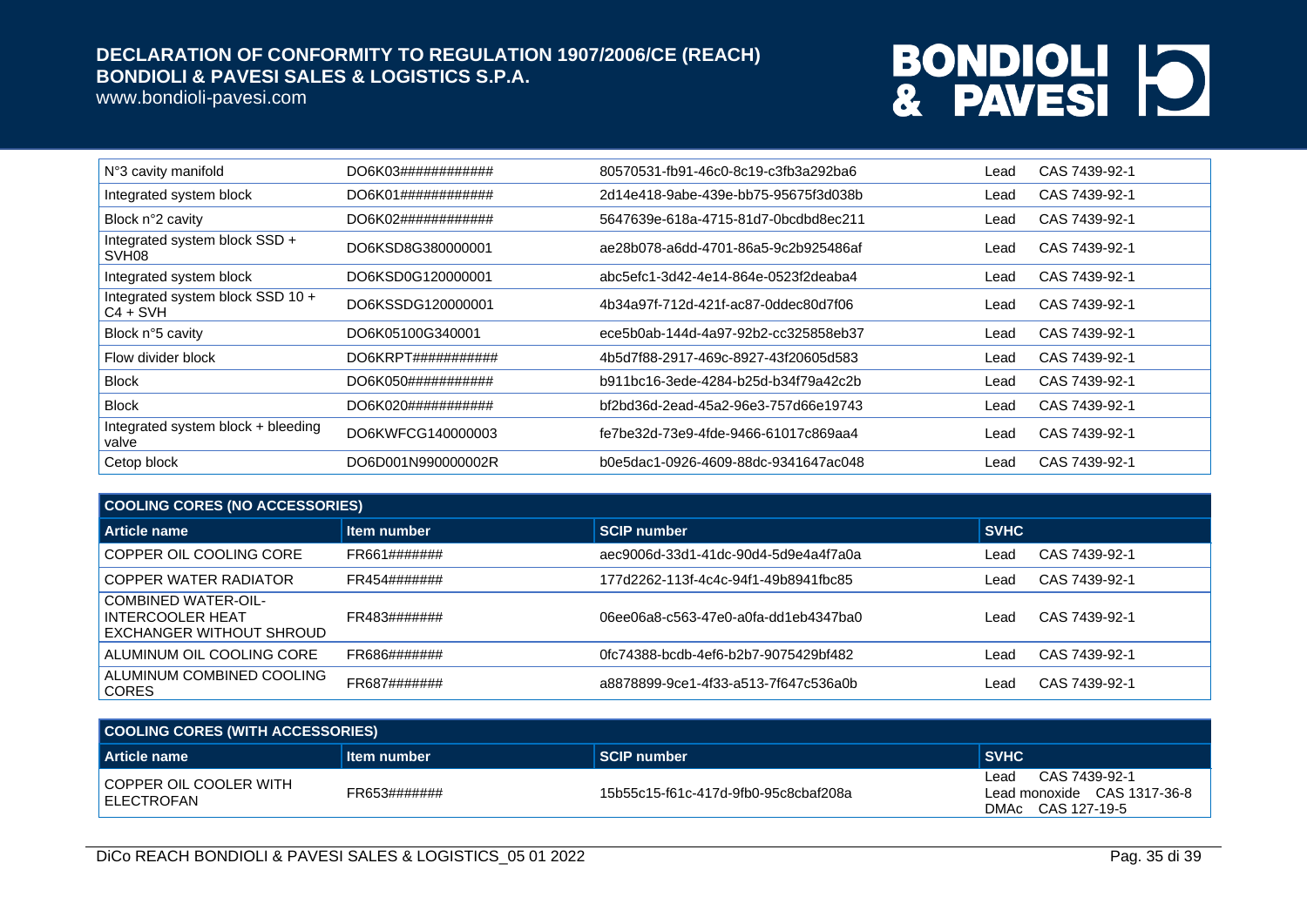| | | | |
|---|---|---|---|
| N°3 cavity manifold | DO6K03############ | 80570531-fb91-46c0-8c19-c3fb3a292ba6 | Lead CAS 7439-92-1 |
| Integrated system block | DO6K01############ | 2d14e418-9abe-439e-bb75-95675f3d038b | Lead CAS 7439-92-1 |
| Block n°2 cavity | DO6K02############ | 5647639e-618a-4715-81d7-0bcdbd8ec211 | Lead CAS 7439-92-1 |
| Integrated system block SSD + SVH08 | DO6KSD8G380000001 | ae28b078-a6dd-4701-86a5-9c2b925486af | Lead CAS 7439-92-1 |
| Integrated system block | DO6KSD0G120000001 | abc5efc1-3d42-4e14-864e-0523f2deaba4 | Lead CAS 7439-92-1 |
| Integrated system block SSD 10 + C4 + SVH | DO6KSSDG120000001 | 4b34a97f-712d-421f-ac87-0ddec80d7f06 | Lead CAS 7439-92-1 |
| Block n°5 cavity | DO6K05100G340001 | ece5b0ab-144d-4a97-92b2-cc325858eb37 | Lead CAS 7439-92-1 |
| Flow divider block | DO6KRPT########### | 4b5d7f88-2917-469c-8927-43f20605d583 | Lead CAS 7439-92-1 |
| Block | DO6K050########### | b911bc16-3ede-4284-b25d-b34f79a42c2b | Lead CAS 7439-92-1 |
| Block | DO6K020########### | bf2bd36d-2ead-45a2-96e3-757d66e19743 | Lead CAS 7439-92-1 |
| Integrated system block + bleeding valve | DO6KWFCG140000003 | fe7be32d-73e9-4fde-9466-61017c869aa4 | Lead CAS 7439-92-1 |
| Cetop block | DO6D001N990000002R | b0e5dac1-0926-4609-88dc-9341647ac048 | Lead CAS 7439-92-1 |

**COOLING CORES (NO ACCESSORIES)**

| Article name | Item number | SCIP number | SVHC |
|---|---|---|---|
| COPPER OIL COOLING CORE | FR661####### | aec9006d-33d1-41dc-90d4-5d9e4a4f7a0a | Lead CAS 7439-92-1 |
| COPPER WATER RADIATOR | FR454####### | 177d2262-113f-4c4c-94f1-49b8941fbc85 | Lead CAS 7439-92-1 |
| COMBINED WATER-OIL-INTERCOOLER HEAT EXCHANGER WITHOUT SHROUD | FR483####### | 06ee06a8-c563-47e0-a0fa-dd1eb4347ba0 | Lead CAS 7439-92-1 |
| ALUMINUM OIL COOLING CORE | FR686####### | 0fc74388-bcdb-4ef6-b2b7-9075429bf482 | Lead CAS 7439-92-1 |
| ALUMINUM COMBINED COOLING CORES | FR687####### | a8878899-9ce1-4f33-a513-7f647c536a0b | Lead CAS 7439-92-1 |

**COOLING CORES (WITH ACCESSORIES)**

| Article name | Item number | SCIP number | SVHC |
|---|---|---|---|
| COPPER OIL COOLER WITH ELECTROFAN | FR653####### | 15b55c15-f61c-417d-9fb0-95c8cbaf208a | Lead CAS 7439-92-1<br>Lead monoxide CAS 1317-36-8<br>DMAc CAS 127-19-5 |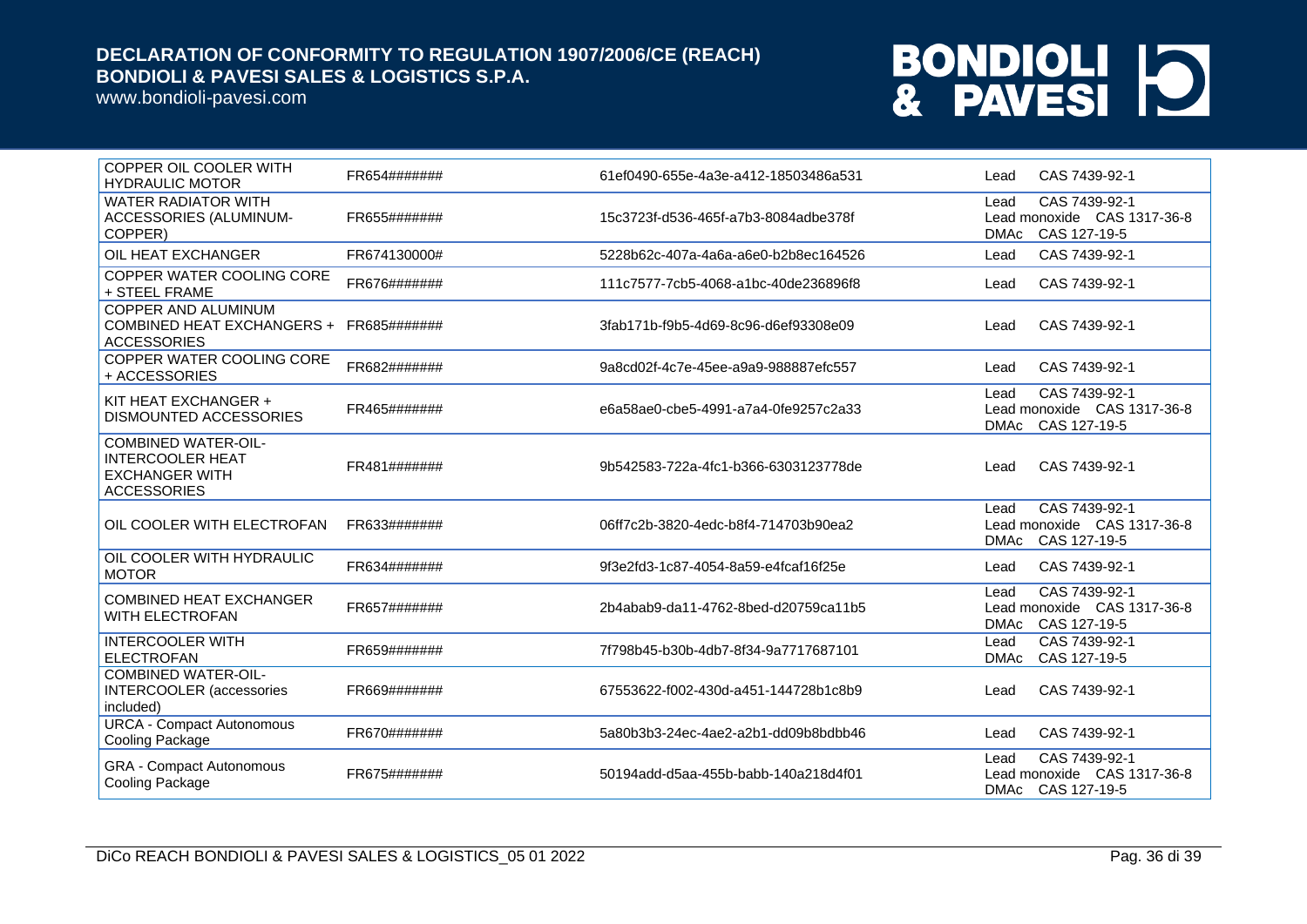| | | | |
|---|---|---|---|
| COPPER OIL COOLER WITH HYDRAULIC MOTOR | FR654####### | 61ef0490-655e-4a3e-a412-18503486a531 | Lead CAS 7439-92-1 |
| WATER RADIATOR WITH ACCESSORIES (ALUMINUM-COPPER) | FR655####### | 15c3723f-d536-465f-a7b3-8084adbe378f | Lead CAS 7439-92-1<br>Lead monoxide CAS 1317-36-8<br>DMAc CAS 127-19-5 |
| OIL HEAT EXCHANGER | FR674130000# | 5228b62c-407a-4a6a-a6e0-b2b8ec164526 | Lead CAS 7439-92-1 |
| COPPER WATER COOLING CORE + STEEL FRAME | FR676####### | 111c7577-7cb5-4068-a1bc-40de236896f8 | Lead CAS 7439-92-1 |
| COPPER AND ALUMINUM COMBINED HEAT EXCHANGERS + ACCESSORIES | FR685####### | 3fab171b-f9b5-4d69-8c96-d6ef93308e09 | Lead CAS 7439-92-1 |
| COPPER WATER COOLING CORE + ACCESSORIES | FR682####### | 9a8cd02f-4c7e-45ee-a9a9-988887efc557 | Lead CAS 7439-92-1 |
| KIT HEAT EXCHANGER + DISMOUNTED ACCESSORIES | FR465####### | e6a58ae0-cbe5-4991-a7a4-0fe9257c2a33 | Lead CAS 7439-92-1<br>Lead monoxide CAS 1317-36-8<br>DMAc CAS 127-19-5 |
| COMBINED WATER-OIL-INTERCOOLER HEAT EXCHANGER WITH ACCESSORIES | FR481####### | 9b542583-722a-4fc1-b366-6303123778de | Lead CAS 7439-92-1 |
| OIL COOLER WITH ELECTROFAN | FR633####### | 06ff7c2b-3820-4edc-b8f4-714703b90ea2 | Lead CAS 7439-92-1<br>Lead monoxide CAS 1317-36-8<br>DMAc CAS 127-19-5 |
| OIL COOLER WITH HYDRAULIC MOTOR | FR634####### | 9f3e2fd3-1c87-4054-8a59-e4fcaf16f25e | Lead CAS 7439-92-1 |
| COMBINED HEAT EXCHANGER WITH ELECTROFAN | FR657####### | 2b4abab9-da11-4762-8bed-d20759ca11b5 | Lead CAS 7439-92-1<br>Lead monoxide CAS 1317-36-8<br>DMAc CAS 127-19-5 |
| INTERCOOLER WITH ELECTROFAN | FR659####### | 7f798b45-b30b-4db7-8f34-9a7717687101 | Lead CAS 7439-92-1<br>DMAc CAS 127-19-5 |
| COMBINED WATER-OIL-INTERCOOLER (accessories included) | FR669####### | 67553622-f002-430d-a451-144728b1c8b9 | Lead CAS 7439-92-1 |
| URCA - Compact Autonomous Cooling Package | FR670####### | 5a80b3b3-24ec-4ae2-a2b1-dd09b8bdbb46 | Lead CAS 7439-92-1 |
| GRA - Compact Autonomous Cooling Package | FR675####### | 50194add-d5aa-455b-babb-140a218d4f01 | Lead CAS 7439-92-1<br>Lead monoxide CAS 1317-36-8<br>DMAc CAS 127-19-5 |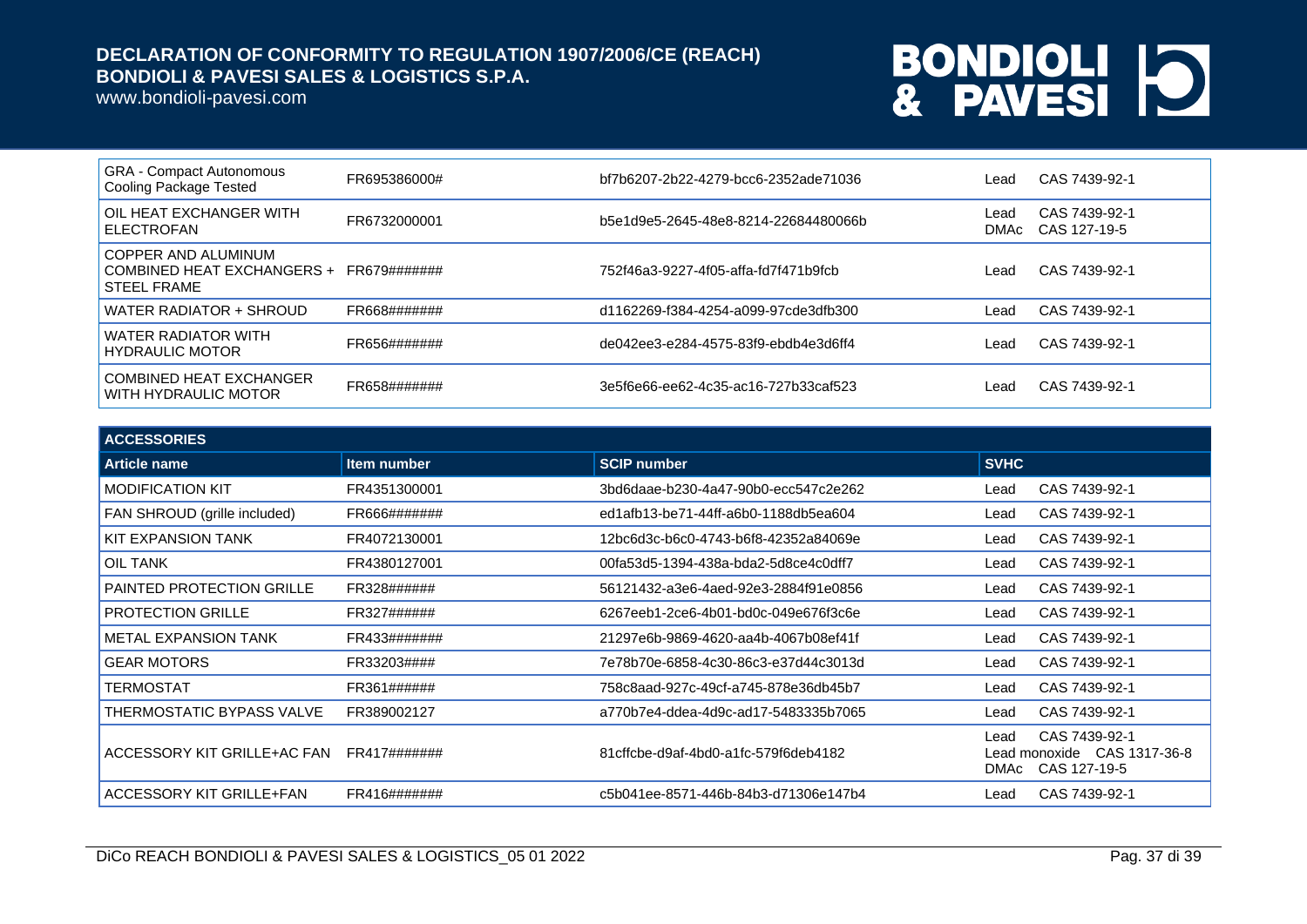| | | | |
|---|---|---|---|
| GRA - Compact Autonomous Cooling Package Tested | FR695386000# | bf7b6207-2b22-4279-bcc6-2352ade71036 | Lead CAS 7439-92-1 |
| OIL HEAT EXCHANGER WITH ELECTROFAN | FR6732000001 | b5e1d9e5-2645-48e8-8214-22684480066b | Lead CAS 7439-92-1<br>DMAc CAS 127-19-5 |
| COPPER AND ALUMINUM COMBINED HEAT EXCHANGERS + STEEL FRAME | FR679####### | 752f46a3-9227-4f05-affa-fd7f471b9fcb | Lead CAS 7439-92-1 |
| WATER RADIATOR + SHROUD | FR668####### | d1162269-f384-4254-a099-97cde3dfb300 | Lead CAS 7439-92-1 |
| WATER RADIATOR WITH HYDRAULIC MOTOR | FR656####### | de042ee3-e284-4575-83f9-ebdb4e3d6ff4 | Lead CAS 7439-92-1 |
| COMBINED HEAT EXCHANGER WITH HYDRAULIC MOTOR | FR658####### | 3e5f6e66-ee62-4c35-ac16-727b33caf523 | Lead CAS 7439-92-1 |

**ACCESSORIES**

| Article name | Item number | SCIP number | SVHC |
|---|---|---|---|
| MODIFICATION KIT | FR4351300001 | 3bd6daae-b230-4a47-90b0-ecc547c2e262 | Lead CAS 7439-92-1 |
| FAN SHROUD (grille included) | FR666####### | ed1afb13-be71-44ff-a6b0-1188db5ea604 | Lead CAS 7439-92-1 |
| KIT EXPANSION TANK | FR4072130001 | 12bc6d3c-b6c0-4743-b6f8-42352a84069e | Lead CAS 7439-92-1 |
| OIL TANK | FR4380127001 | 00fa53d5-1394-438a-bda2-5d8ce4c0dff7 | Lead CAS 7439-92-1 |
| PAINTED PROTECTION GRILLE | FR328###### | 56121432-a3e6-4aed-92e3-2884f91e0856 | Lead CAS 7439-92-1 |
| PROTECTION GRILLE | FR327###### | 6267eeb1-2ce6-4b01-bd0c-049e676f3c6e | Lead CAS 7439-92-1 |
| METAL EXPANSION TANK | FR433####### | 21297e6b-9869-4620-aa4b-4067b08ef41f | Lead CAS 7439-92-1 |
| GEAR MOTORS | FR33203#### | 7e78b70e-6858-4c30-86c3-e37d44c3013d | Lead CAS 7439-92-1 |
| TERMOSTAT | FR361###### | 758c8aad-927c-49cf-a745-878e36db45b7 | Lead CAS 7439-92-1 |
| THERMOSTATIC BYPASS VALVE | FR389002127 | a770b7e4-ddea-4d9c-ad17-5483335b7065 | Lead CAS 7439-92-1 |
| ACCESSORY KIT GRILLE+AC FAN | FR417####### | 81cffcbe-d9af-4bd0-a1fc-579f6deb4182 | Lead CAS 7439-92-1<br>Lead monoxide CAS 1317-36-8<br>DMAc CAS 127-19-5 |
| ACCESSORY KIT GRILLE+FAN | FR416####### | c5b041ee-8571-446b-84b3-d71306e147b4 | Lead CAS 7439-92-1 |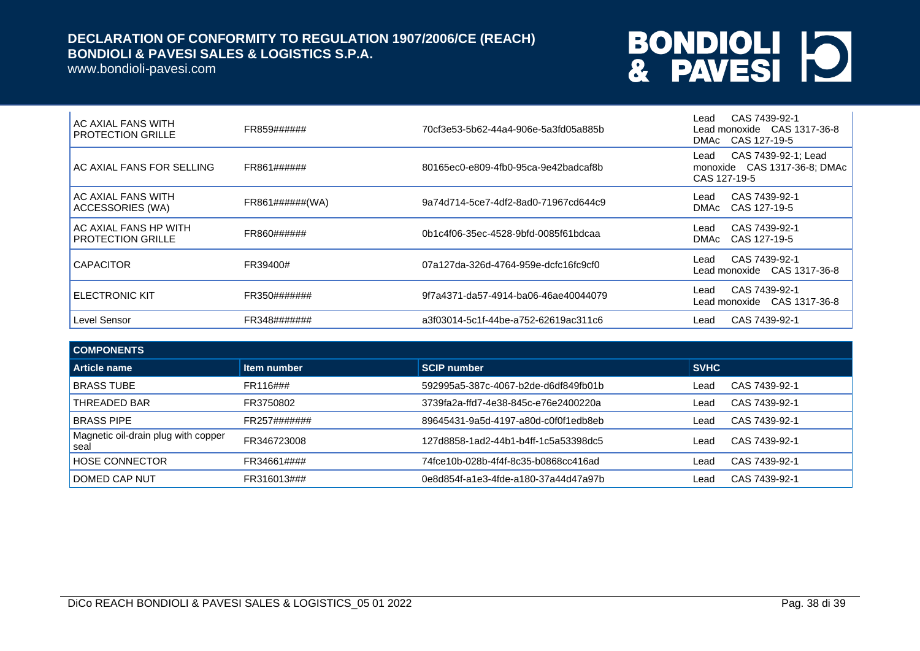| | | | |
|---|---|---|---|
| AC AXIAL FANS WITH PROTECTION GRILLE | FR859###### | 70cf3e53-5b62-44a4-906e-5a3fd05a885b | Lead CAS 7439-92-1<br>Lead monoxide CAS 1317-36-8<br>DMAc CAS 127-19-5 |
| AC AXIAL FANS FOR SELLING | FR861###### | 80165ec0-e809-4fb0-95ca-9e42badcaf8b | Lead CAS 7439-92-1; Lead monoxide CAS 1317-36-8; DMAc CAS 127-19-5 |
| AC AXIAL FANS WITH ACCESSORIES (WA) | FR861######(WA) | 9a74d714-5ce7-4df2-8ad0-71967cd644c9 | Lead CAS 7439-92-1<br>DMAc CAS 127-19-5 |
| AC AXIAL FANS HP WITH PROTECTION GRILLE | FR860###### | 0b1c4f06-35ec-4528-9bfd-0085f61bdcaa | Lead CAS 7439-92-1<br>DMAc CAS 127-19-5 |
| CAPACITOR | FR39400# | 07a127da-326d-4764-959e-dcfc16fc9cf0 | Lead CAS 7439-92-1<br>Lead monoxide CAS 1317-36-8 |
| ELECTRONIC KIT | FR350####### | 9f7a4371-da57-4914-ba06-46ae40044079 | Lead CAS 7439-92-1<br>Lead monoxide CAS 1317-36-8 |
| Level Sensor | FR348####### | a3f03014-5c1f-44be-a752-62619ac311c6 | Lead CAS 7439-92-1 |

| COMPONENTS | | | |
|---|---|---|---|
| **Article name** | **Item number** | **SCIP number** | **SVHC** |
| BRASS TUBE | FR116### | 592995a5-387c-4067-b2de-d6df849fb01b | Lead CAS 7439-92-1 |
| THREADED BAR | FR3750802 | 3739fa2a-ffd7-4e38-845c-e76e2400220a | Lead CAS 7439-92-1 |
| BRASS PIPE | FR257####### | 89645431-9a5d-4197-a80d-c0f0f1edb8eb | Lead CAS 7439-92-1 |
| Magnetic oil-drain plug with copper seal | FR346723008 | 127d8858-1ad2-44b1-b4ff-1c5a53398dc5 | Lead CAS 7439-92-1 |
| HOSE CONNECTOR | FR34661#### | 74fce10b-028b-4f4f-8c35-b0868cc416ad | Lead CAS 7439-92-1 |
| DOMED CAP NUT | FR316013### | 0e8d854f-a1e3-4fde-a180-37a44d47a97b | Lead CAS 7439-92-1 |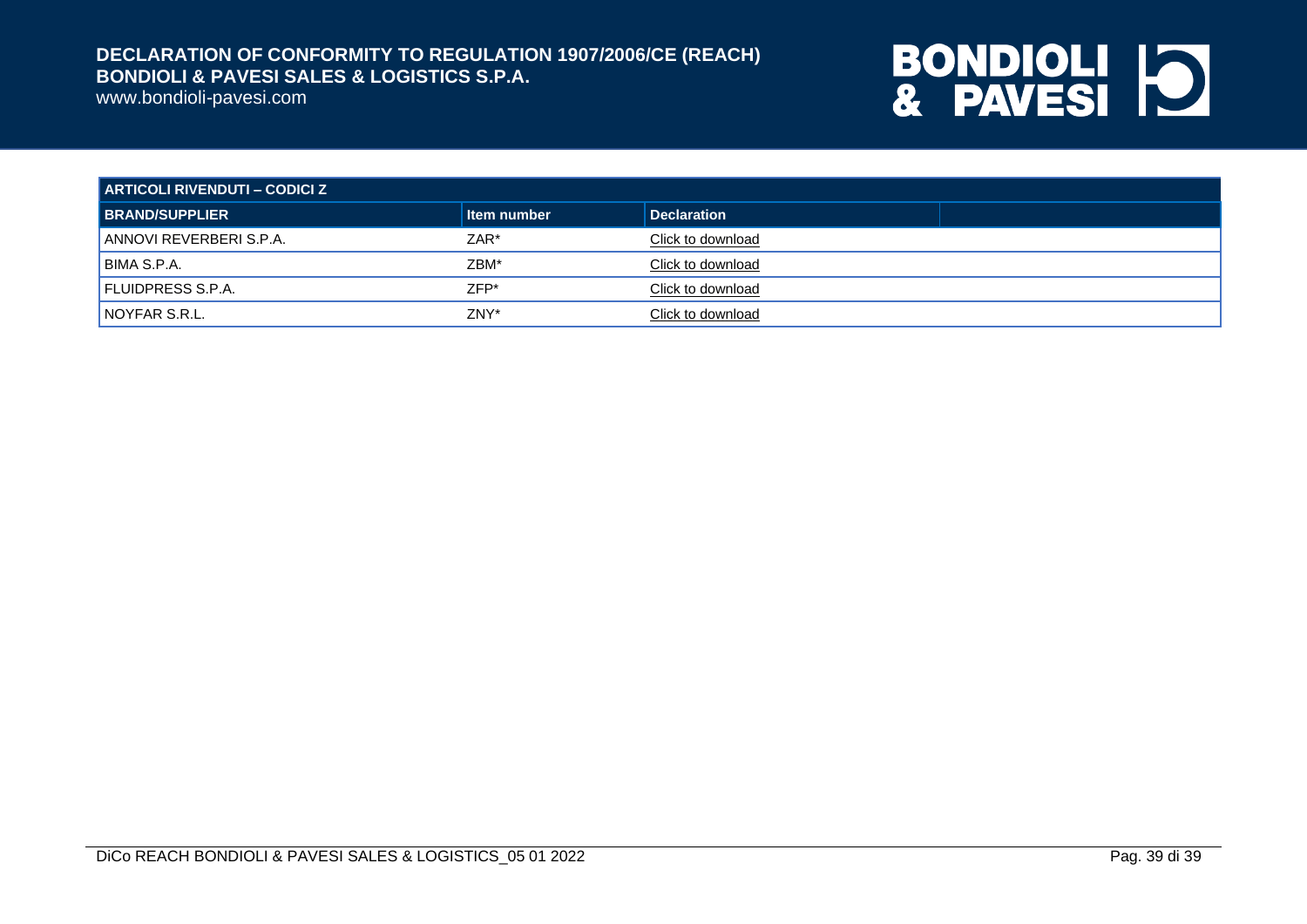| ARTICOLI RIVENDUTI – CODICI Z | | | |
|---|---|---|---|
| **BRAND/SUPPLIER** | **Item number** | **Declaration** | |
| ANNOVI REVERBERI S.P.A. | ZAR* | Click to download | |
| BIMA S.P.A. | ZBM* | Click to download | |
| FLUIDPRESS S.P.A. | ZFP* | Click to download | |
| NOYFAR S.R.L. | ZNY* | Click to download | |